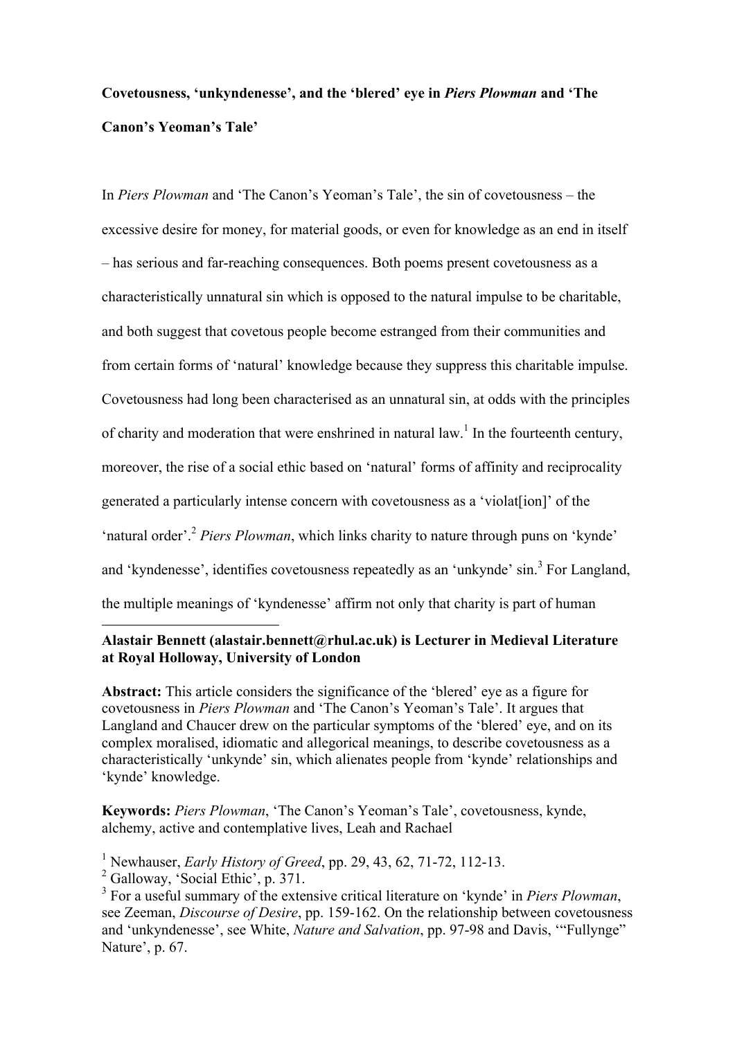**Covetousness, 'unkyndenesse', and the 'blered' eye in *Piers Plowman* and 'The Canon's Yeoman's Tale'**

In *Piers Plowman* and 'The Canon's Yeoman's Tale', the sin of covetousness – the excessive desire for money, for material goods, or even for knowledge as an end in itself – has serious and far-reaching consequences. Both poems present covetousness as a characteristically unnatural sin which is opposed to the natural impulse to be charitable, and both suggest that covetous people become estranged from their communities and from certain forms of 'natural' knowledge because they suppress this charitable impulse. Covetousness had long been characterised as an unnatural sin, at odds with the principles of charity and moderation that were enshrined in natural law.[1] In the fourteenth century, moreover, the rise of a social ethic based on 'natural' forms of affinity and reciprocality generated a particularly intense concern with covetousness as a 'violat[ion]' of the 'natural order'.[2] *Piers Plowman*, which links charity to nature through puns on 'kynde' and 'kyndenesse', identifies covetousness repeatedly as an 'unkynde' sin.[3] For Langland, the multiple meanings of 'kyndenesse' affirm not only that charity is part of human

---

**Alastair Bennett (alastair.bennett@rhul.ac.uk) is Lecturer in Medieval Literature at Royal Holloway, University of London**

**Abstract:** This article considers the significance of the 'blered' eye as a figure for covetousness in *Piers Plowman* and 'The Canon's Yeoman's Tale'. It argues that Langland and Chaucer drew on the particular symptoms of the 'blered' eye, and on its complex moralised, idiomatic and allegorical meanings, to describe covetousness as a characteristically 'unkynde' sin, which alienates people from 'kynde' relationships and 'kynde' knowledge.

**Keywords:** *Piers Plowman*, 'The Canon's Yeoman's Tale', covetousness, kynde, alchemy, active and contemplative lives, Leah and Rachael

[1] Newhauser, *Early History of Greed*, pp. 29, 43, 62, 71-72, 112-13.

[2] Galloway, 'Social Ethic', p. 371.

[3] For a useful summary of the extensive critical literature on 'kynde' in *Piers Plowman*, see Zeeman, *Discourse of Desire*, pp. 159-162. On the relationship between covetousness and 'unkyndenesse', see White, *Nature and Salvation*, pp. 97-98 and Davis, '"Fullynge" Nature', p. 67.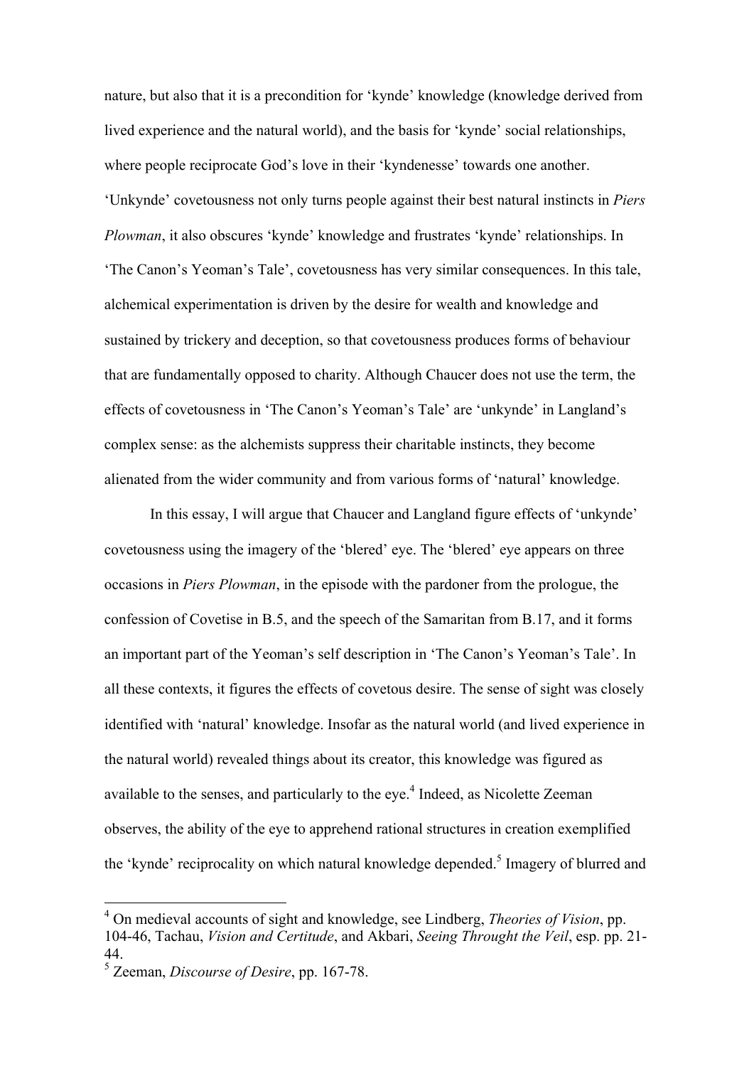nature, but also that it is a precondition for 'kynde' knowledge (knowledge derived from lived experience and the natural world), and the basis for 'kynde' social relationships, where people reciprocate God's love in their 'kyndenesse' towards one another. 'Unkynde' covetousness not only turns people against their best natural instincts in *Piers Plowman*, it also obscures 'kynde' knowledge and frustrates 'kynde' relationships. In 'The Canon's Yeoman's Tale', covetousness has very similar consequences. In this tale, alchemical experimentation is driven by the desire for wealth and knowledge and sustained by trickery and deception, so that covetousness produces forms of behaviour that are fundamentally opposed to charity. Although Chaucer does not use the term, the effects of covetousness in 'The Canon's Yeoman's Tale' are 'unkynde' in Langland's complex sense: as the alchemists suppress their charitable instincts, they become alienated from the wider community and from various forms of 'natural' knowledge.

In this essay, I will argue that Chaucer and Langland figure effects of 'unkynde' covetousness using the imagery of the 'blered' eye. The 'blered' eye appears on three occasions in *Piers Plowman*, in the episode with the pardoner from the prologue, the confession of Covetise in B.5, and the speech of the Samaritan from B.17, and it forms an important part of the Yeoman's self description in 'The Canon's Yeoman's Tale'. In all these contexts, it figures the effects of covetous desire. The sense of sight was closely identified with 'natural' knowledge. Insofar as the natural world (and lived experience in the natural world) revealed things about its creator, this knowledge was figured as available to the senses, and particularly to the eye.[4] Indeed, as Nicolette Zeeman observes, the ability of the eye to apprehend rational structures in creation exemplified the 'kynde' reciprocality on which natural knowledge depended.[5] Imagery of blurred and

[4] On medieval accounts of sight and knowledge, see Lindberg, *Theories of Vision*, pp. 104-46, Tachau, *Vision and Certitude*, and Akbari, *Seeing Throught the Veil*, esp. pp. 21-44.

[5] Zeeman, *Discourse of Desire*, pp. 167-78.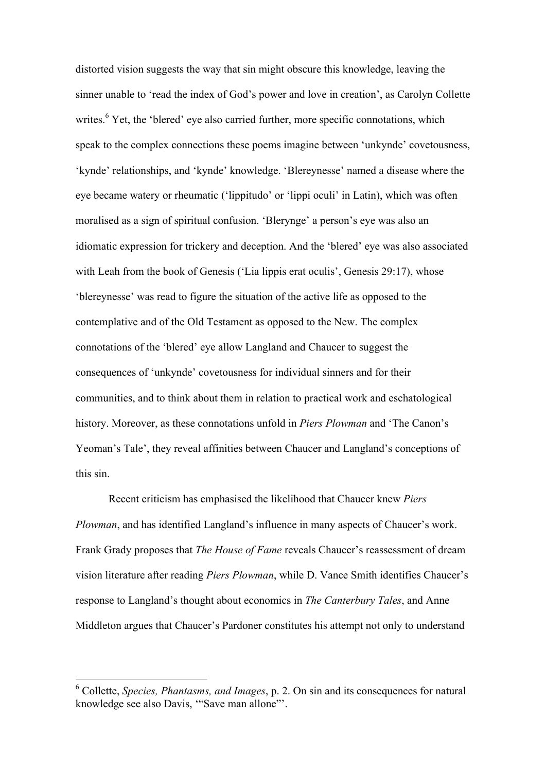distorted vision suggests the way that sin might obscure this knowledge, leaving the sinner unable to 'read the index of God's power and love in creation', as Carolyn Collette writes.[6] Yet, the 'blered' eye also carried further, more specific connotations, which speak to the complex connections these poems imagine between 'unkynde' covetousness, 'kynde' relationships, and 'kynde' knowledge. 'Blereynesse' named a disease where the eye became watery or rheumatic ('lippitudo' or 'lippi oculi' in Latin), which was often moralised as a sign of spiritual confusion. 'Blerynge' a person's eye was also an idiomatic expression for trickery and deception. And the 'blered' eye was also associated with Leah from the book of Genesis ('Lia lippis erat oculis', Genesis 29:17), whose 'blereynesse' was read to figure the situation of the active life as opposed to the contemplative and of the Old Testament as opposed to the New. The complex connotations of the 'blered' eye allow Langland and Chaucer to suggest the consequences of 'unkynde' covetousness for individual sinners and for their communities, and to think about them in relation to practical work and eschatological history. Moreover, as these connotations unfold in *Piers Plowman* and 'The Canon's Yeoman's Tale', they reveal affinities between Chaucer and Langland's conceptions of this sin.

Recent criticism has emphasised the likelihood that Chaucer knew *Piers Plowman*, and has identified Langland's influence in many aspects of Chaucer's work. Frank Grady proposes that *The House of Fame* reveals Chaucer's reassessment of dream vision literature after reading *Piers Plowman*, while D. Vance Smith identifies Chaucer's response to Langland's thought about economics in *The Canterbury Tales*, and Anne Middleton argues that Chaucer's Pardoner constitutes his attempt not only to understand

---

[6] Collette, *Species, Phantasms, and Images*, p. 2. On sin and its consequences for natural knowledge see also Davis, '"Save man allone"'.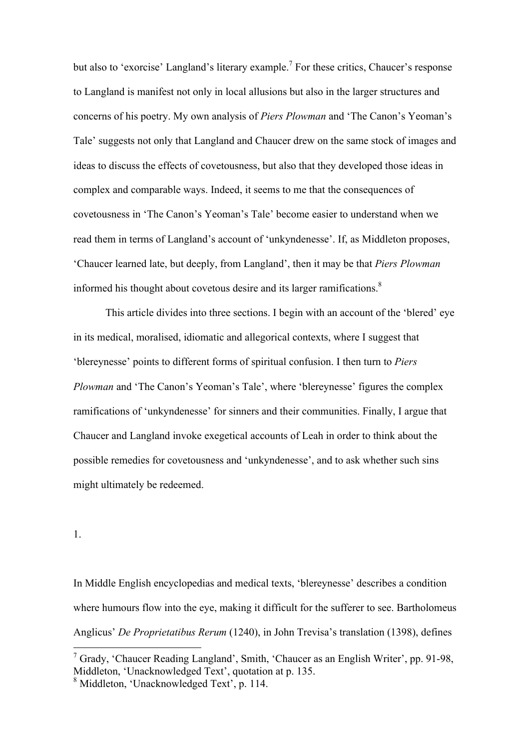but also to 'exorcise' Langland's literary example.[7] For these critics, Chaucer's response to Langland is manifest not only in local allusions but also in the larger structures and concerns of his poetry. My own analysis of *Piers Plowman* and 'The Canon's Yeoman's Tale' suggests not only that Langland and Chaucer drew on the same stock of images and ideas to discuss the effects of covetousness, but also that they developed those ideas in complex and comparable ways. Indeed, it seems to me that the consequences of covetousness in 'The Canon's Yeoman's Tale' become easier to understand when we read them in terms of Langland's account of 'unkyndenesse'. If, as Middleton proposes, 'Chaucer learned late, but deeply, from Langland', then it may be that *Piers Plowman* informed his thought about covetous desire and its larger ramifications.[8]

This article divides into three sections. I begin with an account of the 'blered' eye in its medical, moralised, idiomatic and allegorical contexts, where I suggest that 'blereynesse' points to different forms of spiritual confusion. I then turn to *Piers Plowman* and 'The Canon's Yeoman's Tale', where 'blereynesse' figures the complex ramifications of 'unkyndenesse' for sinners and their communities. Finally, I argue that Chaucer and Langland invoke exegetical accounts of Leah in order to think about the possible remedies for covetousness and 'unkyndenesse', and to ask whether such sins might ultimately be redeemed.

## 1.

In Middle English encyclopedias and medical texts, 'blereynesse' describes a condition where humours flow into the eye, making it difficult for the sufferer to see. Bartholomeus Anglicus' *De Proprietatibus Rerum* (1240), in John Trevisa's translation (1398), defines

---

[7] Grady, 'Chaucer Reading Langland', Smith, 'Chaucer as an English Writer', pp. 91-98, Middleton, 'Unacknowledged Text', quotation at p. 135.

[8] Middleton, 'Unacknowledged Text', p. 114.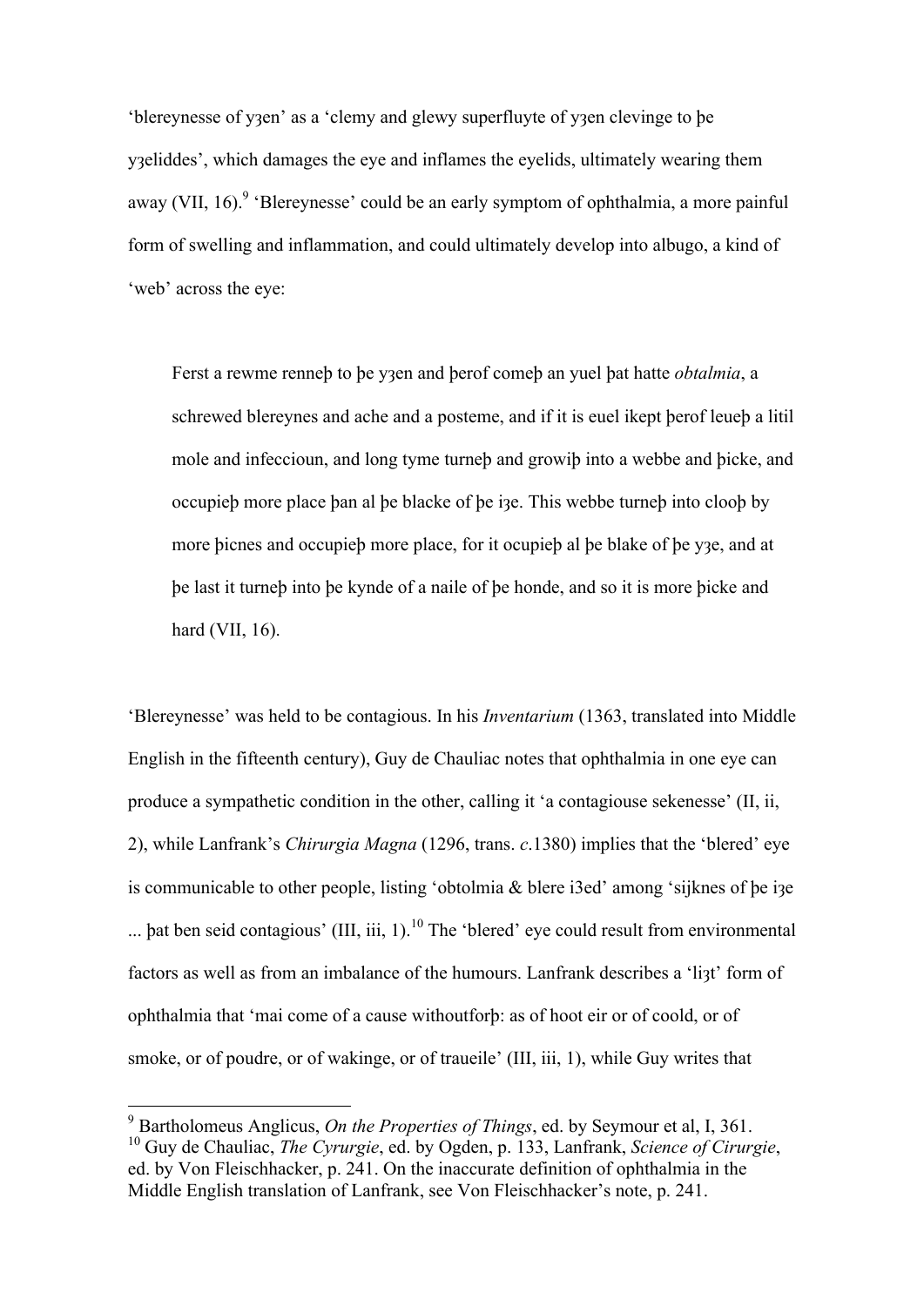'blereynesse of yȝen' as a 'clemy and glewy superfluyte of yȝen clevinge to þe yȝeliddes', which damages the eye and inflames the eyelids, ultimately wearing them away (VII, 16).[9] 'Blereynesse' could be an early symptom of ophthalmia, a more painful form of swelling and inflammation, and could ultimately develop into albugo, a kind of 'web' across the eye:

> Ferst a rewme renneþ to þe yȝen and þerof comeþ an yuel þat hatte *obtalmia*, a schrewed blereynes and ache and a posteme, and if it is euel ikept þerof leueþ a litil mole and infeccioun, and long tyme turneþ and growiþ into a webbe and þicke, and occupieþ more place þan al þe blacke of þe iȝe. This webbe turneþ into clooþ by more þicnes and occupieþ more place, for it ocupieþ al þe blake of þe yȝe, and at þe last it turneþ into þe kynde of a naile of þe honde, and so it is more þicke and hard (VII, 16).

'Blereynesse' was held to be contagious. In his *Inventarium* (1363, translated into Middle English in the fifteenth century), Guy de Chauliac notes that ophthalmia in one eye can produce a sympathetic condition in the other, calling it 'a contagiouse sekenesse' (II, ii, 2), while Lanfrank's *Chirurgia Magna* (1296, trans. *c*.1380) implies that the 'blered' eye is communicable to other people, listing 'obtolmia & blere i3ed' among 'sijknes of þe iȝe ... þat ben seid contagious' (III, iii, 1).[10] The 'blered' eye could result from environmental factors as well as from an imbalance of the humours. Lanfrank describes a 'liȝt' form of ophthalmia that 'mai come of a cause withoutforþ: as of hoot eir or of coold, or of smoke, or of poudre, or of wakinge, or of traueile' (III, iii, 1), while Guy writes that

---

[9] Bartholomeus Anglicus, *On the Properties of Things*, ed. by Seymour et al, I, 361.

[10] Guy de Chauliac, *The Cyrurgie*, ed. by Ogden, p. 133, Lanfrank, *Science of Cirurgie*, ed. by Von Fleischhacker, p. 241. On the inaccurate definition of ophthalmia in the Middle English translation of Lanfrank, see Von Fleischhacker's note, p. 241.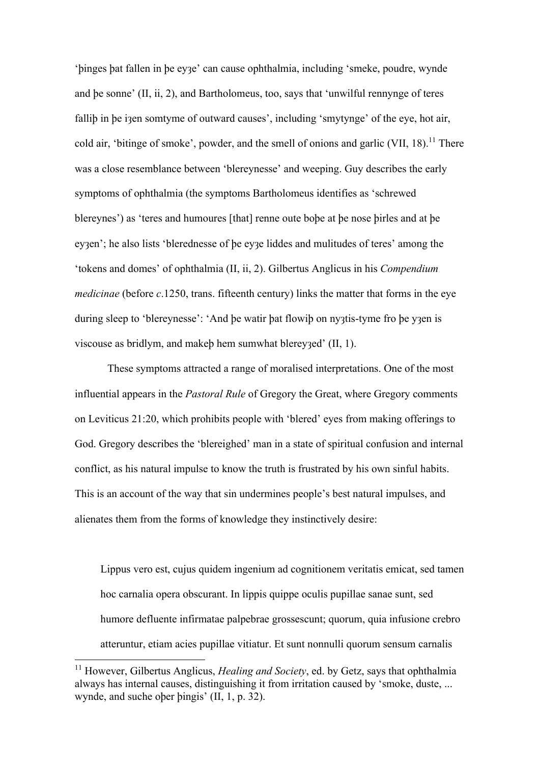‘þinges þat fallen in þe eyȝe’ can cause ophthalmia, including ‘smeke, poudre, wynde and þe sonne’ (II, ii, 2), and Bartholomeus, too, says that ‘unwilful rennynge of teres falliþ in þe iȝen somtyme of outward causes’, including ‘smytynge’ of the eye, hot air, cold air, ‘bitinge of smoke’, powder, and the smell of onions and garlic (VII, 18).[11] There was a close resemblance between ‘blereynesse’ and weeping. Guy describes the early symptoms of ophthalmia (the symptoms Bartholomeus identifies as ‘schrewed blereynes’) as ‘teres and humoures [that] renne oute boþe at þe nose þirles and at þe eyȝen’; he also lists ‘blerednesse of þe eyȝe liddes and mulitudes of teres’ among the ‘tokens and domes’ of ophthalmia (II, ii, 2). Gilbertus Anglicus in his *Compendium medicinae* (before *c*.1250, trans. fifteenth century) links the matter that forms in the eye during sleep to ‘blereynesse’: ‘And þe watir þat flowiþ on nyȝtis-tyme fro þe yȝen is viscouse as bridlym, and makeþ hem sumwhat blereyȝed’ (II, 1).

These symptoms attracted a range of moralised interpretations. One of the most influential appears in the *Pastoral Rule* of Gregory the Great, where Gregory comments on Leviticus 21:20, which prohibits people with ‘blered’ eyes from making offerings to God. Gregory describes the ‘blereighed’ man in a state of spiritual confusion and internal conflict, as his natural impulse to know the truth is frustrated by his own sinful habits. This is an account of the way that sin undermines people’s best natural impulses, and alienates them from the forms of knowledge they instinctively desire:

> Lippus vero est, cujus quidem ingenium ad cognitionem veritatis emicat, sed tamen hoc carnalia opera obscurant. In lippis quippe oculis pupillae sanae sunt, sed humore defluente infirmatae palpebrae grossescunt; quorum, quia infusione crebro atteruntur, etiam acies pupillae vitiatur. Et sunt nonnulli quorum sensum carnalis

---

[11] However, Gilbertus Anglicus, *Healing and Society*, ed. by Getz, says that ophthalmia always has internal causes, distinguishing it from irritation caused by ‘smoke, duste, ... wynde, and suche oþer þingis’ (II, 1, p. 32).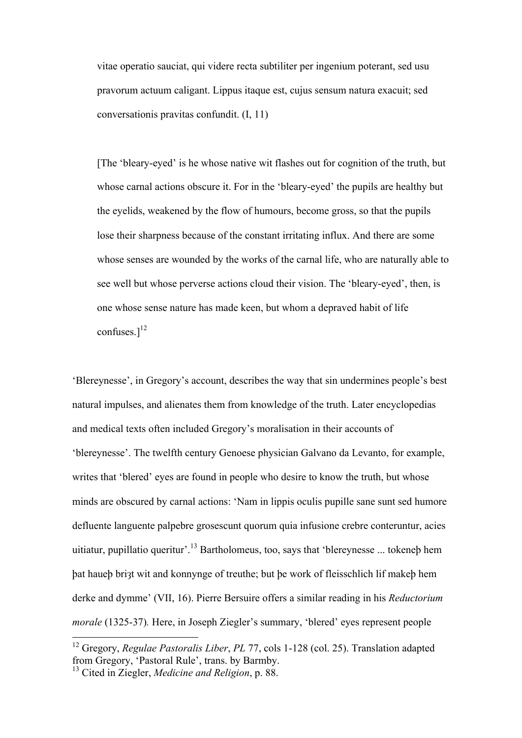> vitae operatio sauciat, qui videre recta subtiliter per ingenium poterant, sed usu pravorum actuum caligant. Lippus itaque est, cujus sensum natura exacuit; sed conversationis pravitas confundit. (I, 11)
>
> [The 'bleary-eyed' is he whose native wit flashes out for cognition of the truth, but whose carnal actions obscure it. For in the 'bleary-eyed' the pupils are healthy but the eyelids, weakened by the flow of humours, become gross, so that the pupils lose their sharpness because of the constant irritating influx. And there are some whose senses are wounded by the works of the carnal life, who are naturally able to see well but whose perverse actions cloud their vision. The 'bleary-eyed', then, is one whose sense nature has made keen, but whom a depraved habit of life confuses.][12]

'Blereynesse', in Gregory's account, describes the way that sin undermines people's best natural impulses, and alienates them from knowledge of the truth. Later encyclopedias and medical texts often included Gregory's moralisation in their accounts of 'blereynesse'. The twelfth century Genoese physician Galvano da Levanto, for example, writes that 'blered' eyes are found in people who desire to know the truth, but whose minds are obscured by carnal actions: 'Nam in lippis oculis pupille sane sunt sed humore defluente languente palpebre grosescunt quorum quia infusione crebre conteruntur, acies uitiatur, pupillatio queritur'.[13] Bartholomeus, too, says that 'blereynesse ... tokeneþ hem þat haueþ briȝt wit and konnynge of treuthe; but þe work of fleisschlich lif makeþ hem derke and dymme' (VII, 16). Pierre Bersuire offers a similar reading in his *Reductorium morale* (1325-37). Here, in Joseph Ziegler's summary, 'blered' eyes represent people

---

[12] Gregory, *Regulae Pastoralis Liber*, *PL* 77, cols 1-128 (col. 25). Translation adapted from Gregory, 'Pastoral Rule', trans. by Barmby.

[13] Cited in Ziegler, *Medicine and Religion*, p. 88.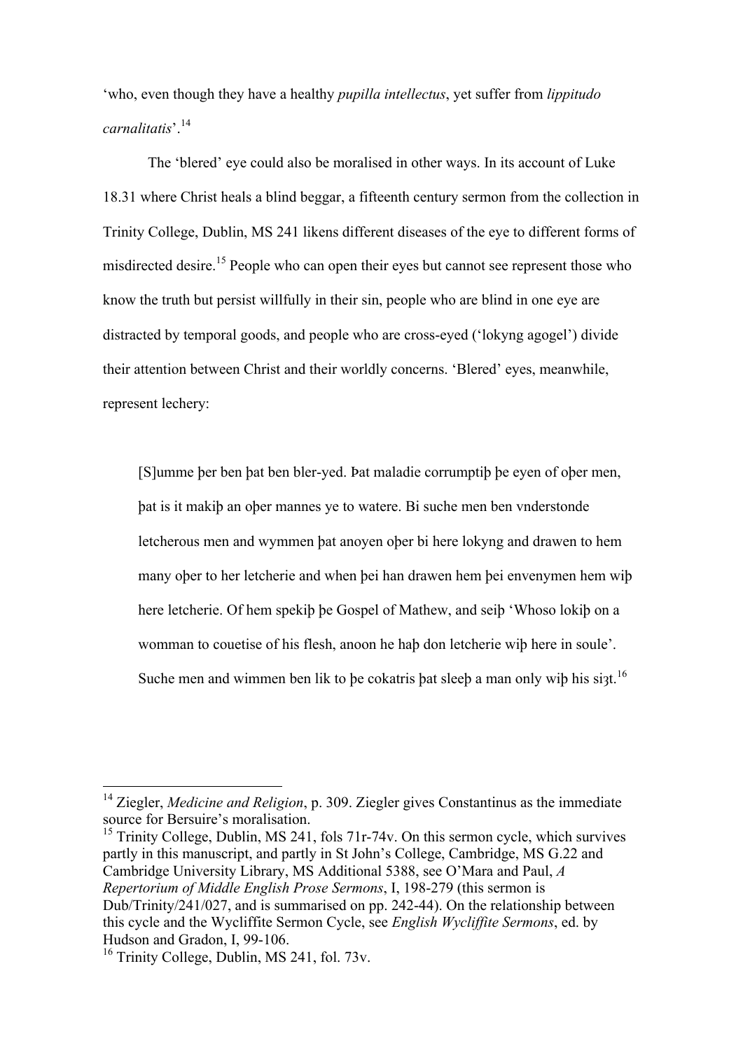'who, even though they have a healthy *pupilla intellectus*, yet suffer from *lippitudo carnalitatis*'.[14]

The 'blered' eye could also be moralised in other ways. In its account of Luke 18.31 where Christ heals a blind beggar, a fifteenth century sermon from the collection in Trinity College, Dublin, MS 241 likens different diseases of the eye to different forms of misdirected desire.[15] People who can open their eyes but cannot see represent those who know the truth but persist willfully in their sin, people who are blind in one eye are distracted by temporal goods, and people who are cross-eyed ('lokyng agogel') divide their attention between Christ and their worldly concerns. 'Blered' eyes, meanwhile, represent lechery:

> [S]umme þer ben þat ben bler-yed. Þat maladie corrumptiþ þe eyen of oþer men, þat is it makiþ an oþer mannes ye to watere. Bi suche men ben vnderstonde letcherous men and wymmen þat anoyen oþer bi here lokyng and drawen to hem many oþer to her letcherie and when þei han drawen hem þei envenymen hem wiþ here letcherie. Of hem spekiþ þe Gospel of Mathew, and seiþ 'Whoso lokiþ on a womman to couetise of his flesh, anoon he haþ don letcherie wiþ here in soule'. Suche men and wimmen ben lik to þe cokatris þat sleeþ a man only wiþ his siȝt.[16]

---

[14] Ziegler, *Medicine and Religion*, p. 309. Ziegler gives Constantinus as the immediate source for Bersuire's moralisation.

[15] Trinity College, Dublin, MS 241, fols 71r-74v. On this sermon cycle, which survives partly in this manuscript, and partly in St John's College, Cambridge, MS G.22 and Cambridge University Library, MS Additional 5388, see O'Mara and Paul, *A Repertorium of Middle English Prose Sermons*, I, 198-279 (this sermon is Dub/Trinity/241/027, and is summarised on pp. 242-44). On the relationship between this cycle and the Wycliffite Sermon Cycle, see *English Wycliffite Sermons*, ed. by Hudson and Gradon, I, 99-106.

[16] Trinity College, Dublin, MS 241, fol. 73v.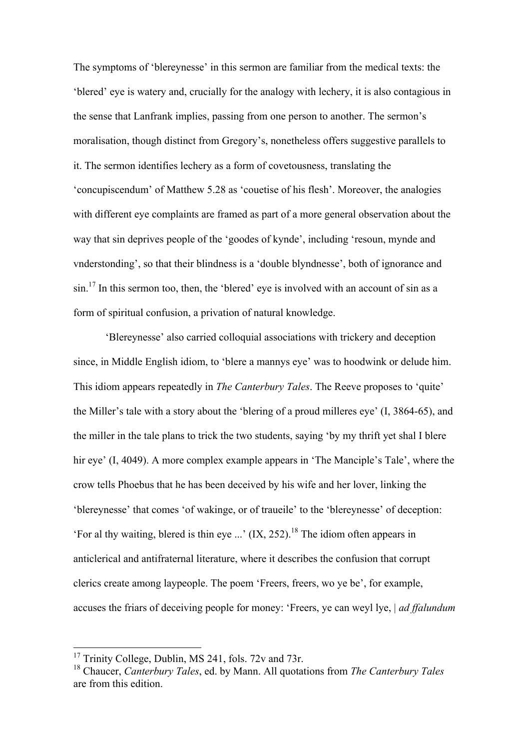The symptoms of 'blereynesse' in this sermon are familiar from the medical texts: the 'blered' eye is watery and, crucially for the analogy with lechery, it is also contagious in the sense that Lanfrank implies, passing from one person to another. The sermon's moralisation, though distinct from Gregory's, nonetheless offers suggestive parallels to it. The sermon identifies lechery as a form of covetousness, translating the 'concupiscendum' of Matthew 5.28 as 'couetise of his flesh'. Moreover, the analogies with different eye complaints are framed as part of a more general observation about the way that sin deprives people of the 'goodes of kynde', including 'resoun, mynde and vnderstonding', so that their blindness is a 'double blyndnesse', both of ignorance and sin.[17] In this sermon too, then, the 'blered' eye is involved with an account of sin as a form of spiritual confusion, a privation of natural knowledge.

'Blereynesse' also carried colloquial associations with trickery and deception since, in Middle English idiom, to 'blere a mannys eye' was to hoodwink or delude him. This idiom appears repeatedly in *The Canterbury Tales*. The Reeve proposes to 'quite' the Miller's tale with a story about the 'blering of a proud milleres eye' (I, 3864-65), and the miller in the tale plans to trick the two students, saying 'by my thrift yet shal I blere hir eye' (I, 4049). A more complex example appears in 'The Manciple's Tale', where the crow tells Phoebus that he has been deceived by his wife and her lover, linking the 'blereynesse' that comes 'of wakinge, or of traueile' to the 'blereynesse' of deception: 'For al thy waiting, blered is thin eye ...' (IX, 252).[18] The idiom often appears in anticlerical and antifraternal literature, where it describes the confusion that corrupt clerics create among laypeople. The poem 'Freers, freers, wo ye be', for example, accuses the friars of deceiving people for money: 'Freers, ye can weyl lye, | *ad ffalundum*

---

[17] Trinity College, Dublin, MS 241, fols. 72v and 73r.

[18] Chaucer, *Canterbury Tales*, ed. by Mann. All quotations from *The Canterbury Tales* are from this edition.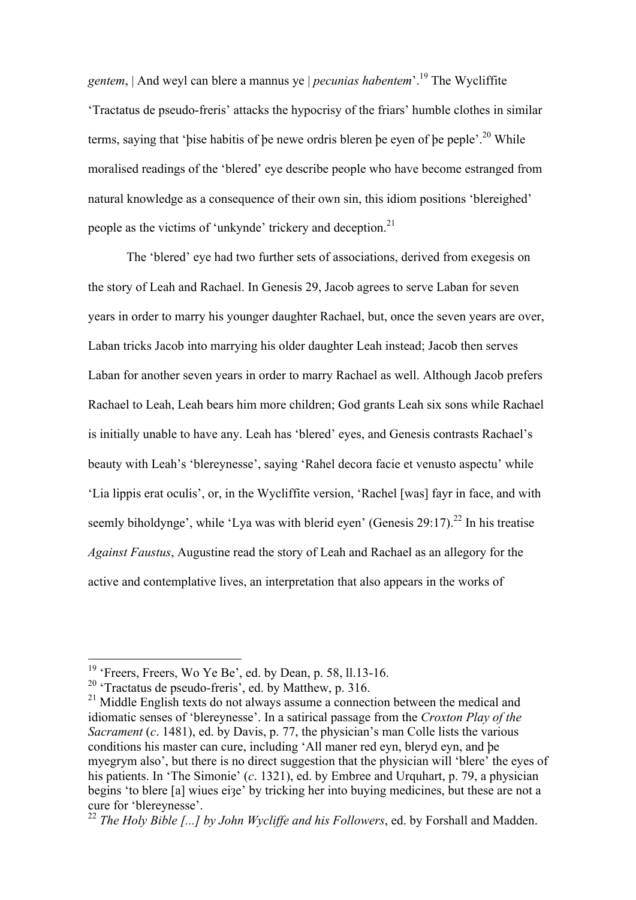*gentem*, | And weyl can blere a mannus ye | *pecunias habentem*'.[19] The Wycliffite 'Tractatus de pseudo-freris' attacks the hypocrisy of the friars' humble clothes in similar terms, saying that 'þise habitis of þe newe ordris bleren þe eyen of þe peple'.[20] While moralised readings of the 'blered' eye describe people who have become estranged from natural knowledge as a consequence of their own sin, this idiom positions 'blereighed' people as the victims of 'unkynde' trickery and deception.[21]

The 'blered' eye had two further sets of associations, derived from exegesis on the story of Leah and Rachael. In Genesis 29, Jacob agrees to serve Laban for seven years in order to marry his younger daughter Rachael, but, once the seven years are over, Laban tricks Jacob into marrying his older daughter Leah instead; Jacob then serves Laban for another seven years in order to marry Rachael as well. Although Jacob prefers Rachael to Leah, Leah bears him more children; God grants Leah six sons while Rachael is initially unable to have any. Leah has 'blered' eyes, and Genesis contrasts Rachael's beauty with Leah's 'blereynesse', saying 'Rahel decora facie et venusto aspectu' while 'Lia lippis erat oculis', or, in the Wycliffite version, 'Rachel [was] fayr in face, and with seemly biholdynge', while 'Lya was with blerid eyen' (Genesis 29:17).[22] In his treatise *Against Faustus*, Augustine read the story of Leah and Rachael as an allegory for the active and contemplative lives, an interpretation that also appears in the works of

---

[19] 'Freers, Freers, Wo Ye Be', ed. by Dean, p. 58, ll.13-16.

[20] 'Tractatus de pseudo-freris', ed. by Matthew, p. 316.

[21] Middle English texts do not always assume a connection between the medical and idiomatic senses of 'blereynesse'. In a satirical passage from the *Croxton Play of the Sacrament* (*c*. 1481), ed. by Davis, p. 77, the physician's man Colle lists the various conditions his master can cure, including 'All maner red eyn, bleryd eyn, and þe myegrym also', but there is no direct suggestion that the physician will 'blere' the eyes of his patients. In 'The Simonie' (*c*. 1321), ed. by Embree and Urquhart, p. 79, a physician begins 'to blere [a] wiues eiȝe' by tricking her into buying medicines, but these are not a cure for 'blereynesse'.

[22] *The Holy Bible [...] by John Wycliffe and his Followers*, ed. by Forshall and Madden.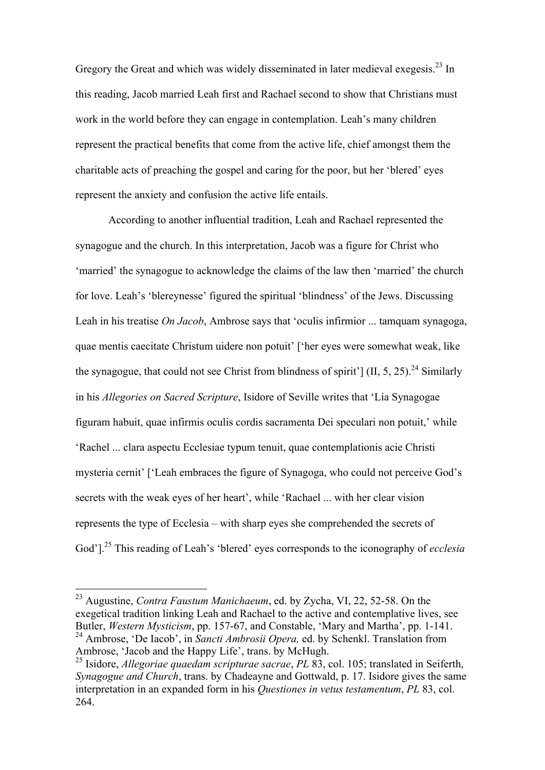Gregory the Great and which was widely disseminated in later medieval exegesis.[23] In this reading, Jacob married Leah first and Rachael second to show that Christians must work in the world before they can engage in contemplation. Leah's many children represent the practical benefits that come from the active life, chief amongst them the charitable acts of preaching the gospel and caring for the poor, but her 'blered' eyes represent the anxiety and confusion the active life entails.

According to another influential tradition, Leah and Rachael represented the synagogue and the church. In this interpretation, Jacob was a figure for Christ who 'married' the synagogue to acknowledge the claims of the law then 'married' the church for love. Leah's 'blereynesse' figured the spiritual 'blindness' of the Jews. Discussing Leah in his treatise *On Jacob*, Ambrose says that 'oculis infirmior ... tamquam synagoga, quae mentis caecitate Christum uidere non potuit' ['her eyes were somewhat weak, like the synagogue, that could not see Christ from blindness of spirit'] (II, 5, 25).[24] Similarly in his *Allegories on Sacred Scripture*, Isidore of Seville writes that 'Lia Synagogae figuram habuit, quae infirmis oculis cordis sacramenta Dei speculari non potuit,' while 'Rachel ... clara aspectu Ecclesiae typum tenuit, quae contemplationis acie Christi mysteria cernit' ['Leah embraces the figure of Synagoga, who could not perceive God's secrets with the weak eyes of her heart', while 'Rachael ... with her clear vision represents the type of Ecclesia – with sharp eyes she comprehended the secrets of God'].[25] This reading of Leah's 'blered' eyes corresponds to the iconography of *ecclesia*

---

[23] Augustine, *Contra Faustum Manichaeum*, ed. by Zycha, VI, 22, 52-58. On the exegetical tradition linking Leah and Rachael to the active and contemplative lives, see Butler, *Western Mysticism*, pp. 157-67, and Constable, 'Mary and Martha', pp. 1-141.

[24] Ambrose, 'De Iacob', in *Sancti Ambrosii Opera,* ed. by Schenkl. Translation from Ambrose, 'Jacob and the Happy Life', trans. by McHugh.

[25] Isidore, *Allegoriae quaedam scripturae sacrae*, *PL* 83, col. 105; translated in Seiferth, *Synagogue and Church*, trans. by Chadeayne and Gottwald, p. 17. Isidore gives the same interpretation in an expanded form in his *Questiones in vetus testamentum*, *PL* 83, col. 264.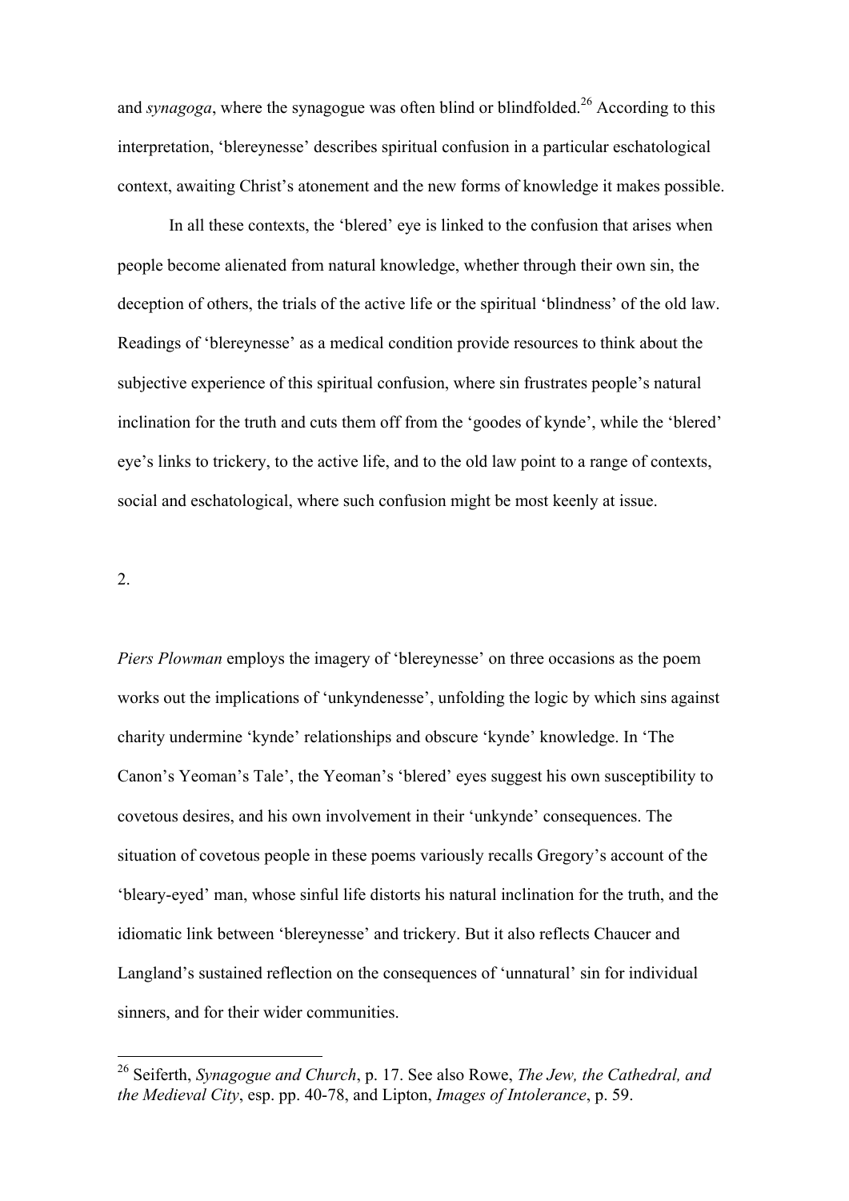and *synagoga*, where the synagogue was often blind or blindfolded.[26] According to this interpretation, 'blereynesse' describes spiritual confusion in a particular eschatological context, awaiting Christ's atonement and the new forms of knowledge it makes possible.

In all these contexts, the 'blered' eye is linked to the confusion that arises when people become alienated from natural knowledge, whether through their own sin, the deception of others, the trials of the active life or the spiritual 'blindness' of the old law. Readings of 'blereynesse' as a medical condition provide resources to think about the subjective experience of this spiritual confusion, where sin frustrates people's natural inclination for the truth and cuts them off from the 'goodes of kynde', while the 'blered' eye's links to trickery, to the active life, and to the old law point to a range of contexts, social and eschatological, where such confusion might be most keenly at issue.

## 2.

*Piers Plowman* employs the imagery of 'blereynesse' on three occasions as the poem works out the implications of 'unkyndenesse', unfolding the logic by which sins against charity undermine 'kynde' relationships and obscure 'kynde' knowledge. In 'The Canon's Yeoman's Tale', the Yeoman's 'blered' eyes suggest his own susceptibility to covetous desires, and his own involvement in their 'unkynde' consequences. The situation of covetous people in these poems variously recalls Gregory's account of the 'bleary-eyed' man, whose sinful life distorts his natural inclination for the truth, and the idiomatic link between 'blereynesse' and trickery. But it also reflects Chaucer and Langland's sustained reflection on the consequences of 'unnatural' sin for individual sinners, and for their wider communities.

---

[26] Seiferth, *Synagogue and Church*, p. 17. See also Rowe, *The Jew, the Cathedral, and the Medieval City*, esp. pp. 40-78, and Lipton, *Images of Intolerance*, p. 59.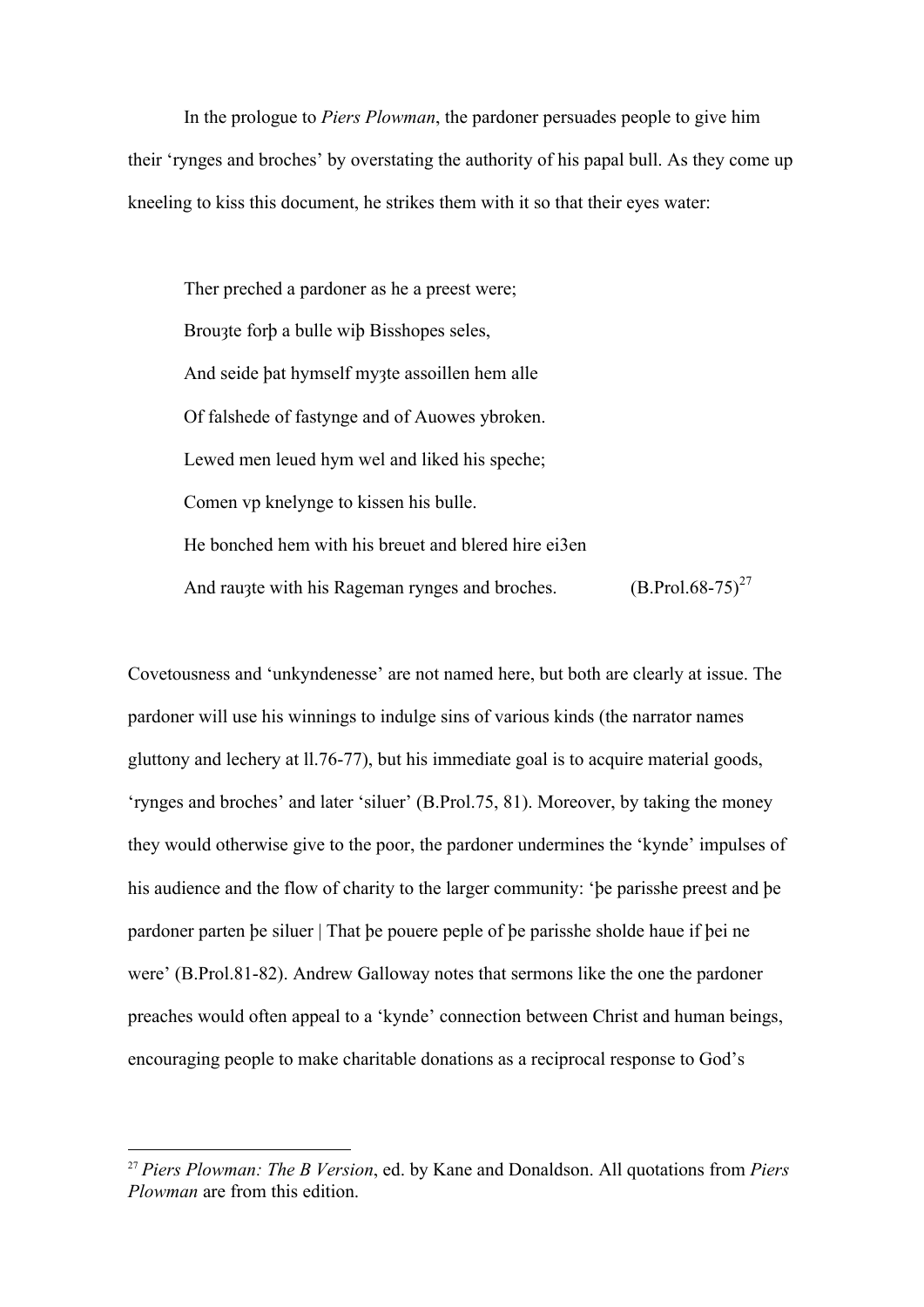In the prologue to *Piers Plowman*, the pardoner persuades people to give him their 'rynges and broches' by overstating the authority of his papal bull. As they come up kneeling to kiss this document, he strikes them with it so that their eyes water:

> Ther preched a pardoner as he a preest were;
> Brouȝte forþ a bulle wiþ Bisshopes seles,
> And seide þat hymself myȝte assoillen hem alle
> Of falshede of fastynge and of Auowes ybroken.
> Lewed men leued hym wel and liked his speche;
> Comen vp knelynge to kissen his bulle.
> He bonched hem with his breuet and blered hire ei3en
> And rauȝte with his Rageman rynges and broches. (B.Prol.68-75)[27]

Covetousness and 'unkyndenesse' are not named here, but both are clearly at issue. The pardoner will use his winnings to indulge sins of various kinds (the narrator names gluttony and lechery at ll.76-77), but his immediate goal is to acquire material goods, 'rynges and broches' and later 'siluer' (B.Prol.75, 81). Moreover, by taking the money they would otherwise give to the poor, the pardoner undermines the 'kynde' impulses of his audience and the flow of charity to the larger community: 'þe parisshe preest and þe pardoner parten þe siluer | That þe pouere peple of þe parisshe sholde haue if þei ne were' (B.Prol.81-82). Andrew Galloway notes that sermons like the one the pardoner preaches would often appeal to a 'kynde' connection between Christ and human beings, encouraging people to make charitable donations as a reciprocal response to God's

[27] *Piers Plowman: The B Version*, ed. by Kane and Donaldson. All quotations from *Piers Plowman* are from this edition.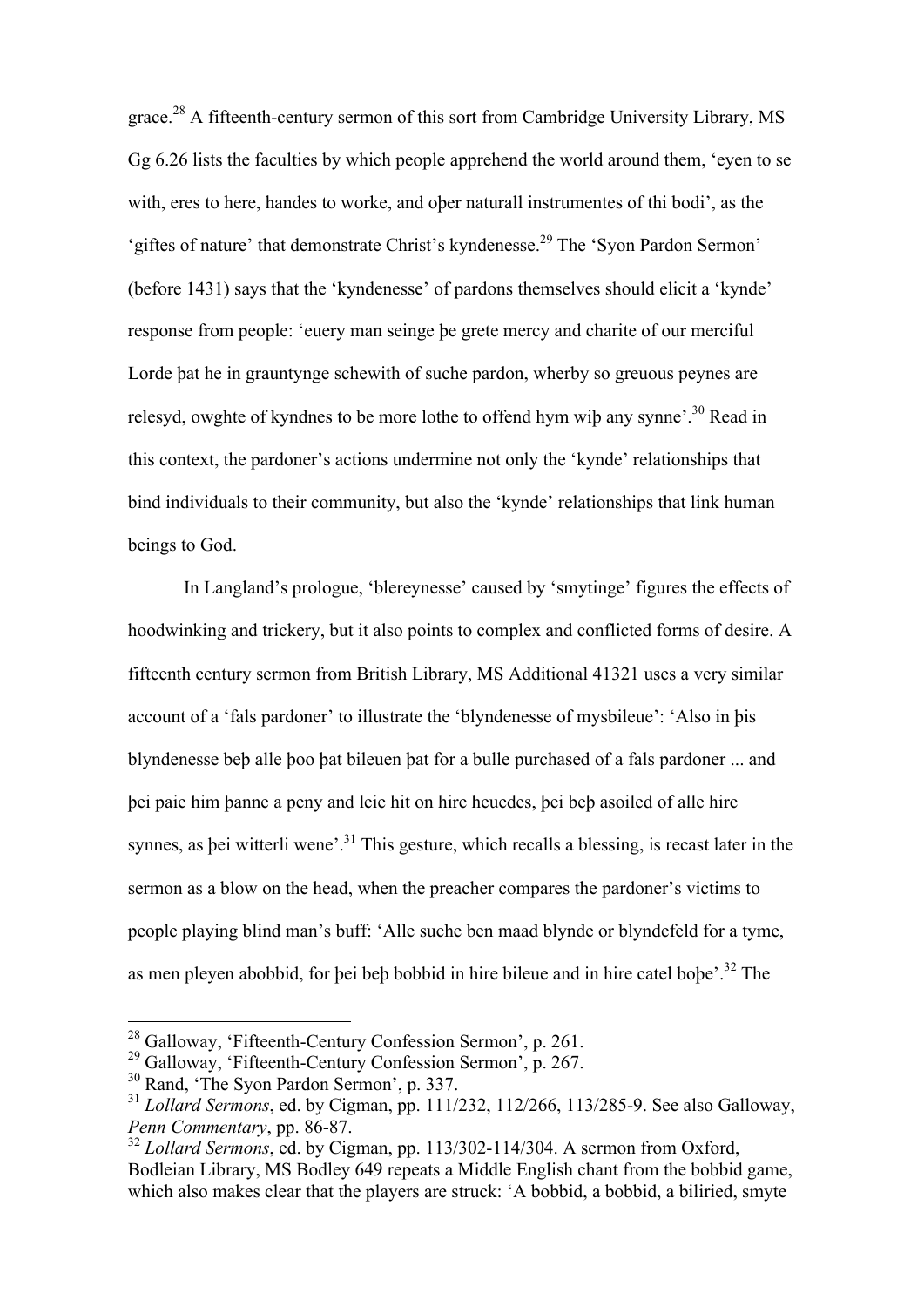grace.[28] A fifteenth-century sermon of this sort from Cambridge University Library, MS Gg 6.26 lists the faculties by which people apprehend the world around them, 'eyen to se with, eres to here, handes to worke, and oþer naturall instrumentes of thi bodi', as the 'giftes of nature' that demonstrate Christ's kyndenesse.[29] The 'Syon Pardon Sermon' (before 1431) says that the 'kyndenesse' of pardons themselves should elicit a 'kynde' response from people: 'euery man seinge þe grete mercy and charite of our merciful Lorde þat he in grauntynge schewith of suche pardon, wherby so greuous peynes are relesyd, owghte of kyndnes to be more lothe to offend hym wiþ any synne'.[30] Read in this context, the pardoner's actions undermine not only the 'kynde' relationships that bind individuals to their community, but also the 'kynde' relationships that link human beings to God.

In Langland's prologue, 'blereynesse' caused by 'smytinge' figures the effects of hoodwinking and trickery, but it also points to complex and conflicted forms of desire. A fifteenth century sermon from British Library, MS Additional 41321 uses a very similar account of a 'fals pardoner' to illustrate the 'blyndenesse of mysbileue': 'Also in þis blyndenesse beþ alle þoo þat bileuen þat for a bulle purchased of a fals pardoner ... and þei paie him þanne a peny and leie hit on hire heuedes, þei beþ asoiled of alle hire synnes, as þei witterli wene'.[31] This gesture, which recalls a blessing, is recast later in the sermon as a blow on the head, when the preacher compares the pardoner's victims to people playing blind man's buff: 'Alle suche ben maad blynde or blyndefeld for a tyme, as men pleyen abobbid, for þei beþ bobbid in hire bileue and in hire catel boþe'.[32] The

---

[28] Galloway, 'Fifteenth-Century Confession Sermon', p. 261.

[29] Galloway, 'Fifteenth-Century Confession Sermon', p. 267.

[30] Rand, 'The Syon Pardon Sermon', p. 337.

[31] *Lollard Sermons*, ed. by Cigman, pp. 111/232, 112/266, 113/285-9. See also Galloway, *Penn Commentary*, pp. 86-87.

[32] *Lollard Sermons*, ed. by Cigman, pp. 113/302-114/304. A sermon from Oxford, Bodleian Library, MS Bodley 649 repeats a Middle English chant from the bobbid game, which also makes clear that the players are struck: 'A bobbid, a bobbid, a bilieried, smyte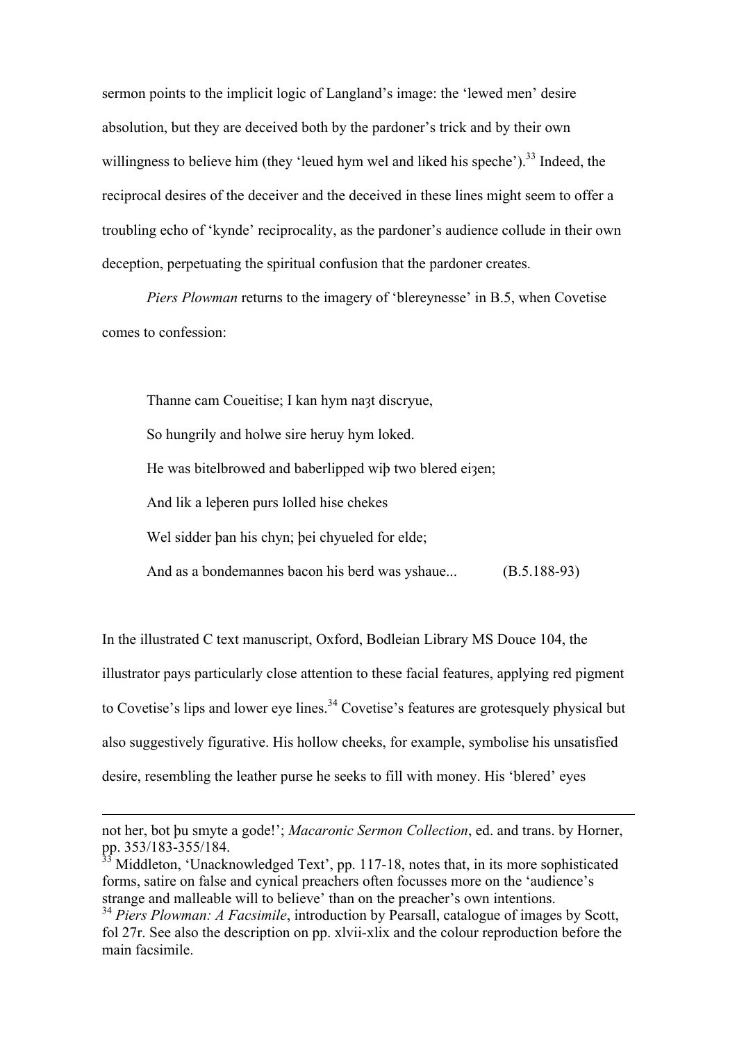sermon points to the implicit logic of Langland's image: the 'lewed men' desire absolution, but they are deceived both by the pardoner's trick and by their own willingness to believe him (they 'leued hym wel and liked his speche').[33] Indeed, the reciprocal desires of the deceiver and the deceived in these lines might seem to offer a troubling echo of 'kynde' reciprocality, as the pardoner's audience collude in their own deception, perpetuating the spiritual confusion that the pardoner creates.

*Piers Plowman* returns to the imagery of 'blereynesse' in B.5, when Covetise comes to confession:

> Thanne cam Coueitise; I kan hym naȝt discryue,
>
> So hungrily and holwe sire heruy hym loked.
>
> He was bitelbrowed and baberlipped wiþ two blered eiȝen;
>
> And lik a leþeren purs lolled hise chekes
>
> Wel sidder þan his chyn; þei chyueled for elde;
>
> And as a bondemannes bacon his berd was yshaue... (B.5.188-93)

In the illustrated C text manuscript, Oxford, Bodleian Library MS Douce 104, the illustrator pays particularly close attention to these facial features, applying red pigment to Covetise's lips and lower eye lines.[34] Covetise's features are grotesquely physical but also suggestively figurative. His hollow cheeks, for example, symbolise his unsatisfied desire, resembling the leather purse he seeks to fill with money. His 'blered' eyes

---

not her, bot þu smyte a gode!'; *Macaronic Sermon Collection*, ed. and trans. by Horner, pp. 353/183-355/184.

[33] Middleton, 'Unacknowledged Text', pp. 117-18, notes that, in its more sophisticated forms, satire on false and cynical preachers often focusses more on the 'audience's strange and malleable will to believe' than on the preacher's own intentions.

[34] *Piers Plowman: A Facsimile*, introduction by Pearsall, catalogue of images by Scott, fol 27r. See also the description on pp. xlvii-xlix and the colour reproduction before the main facsimile.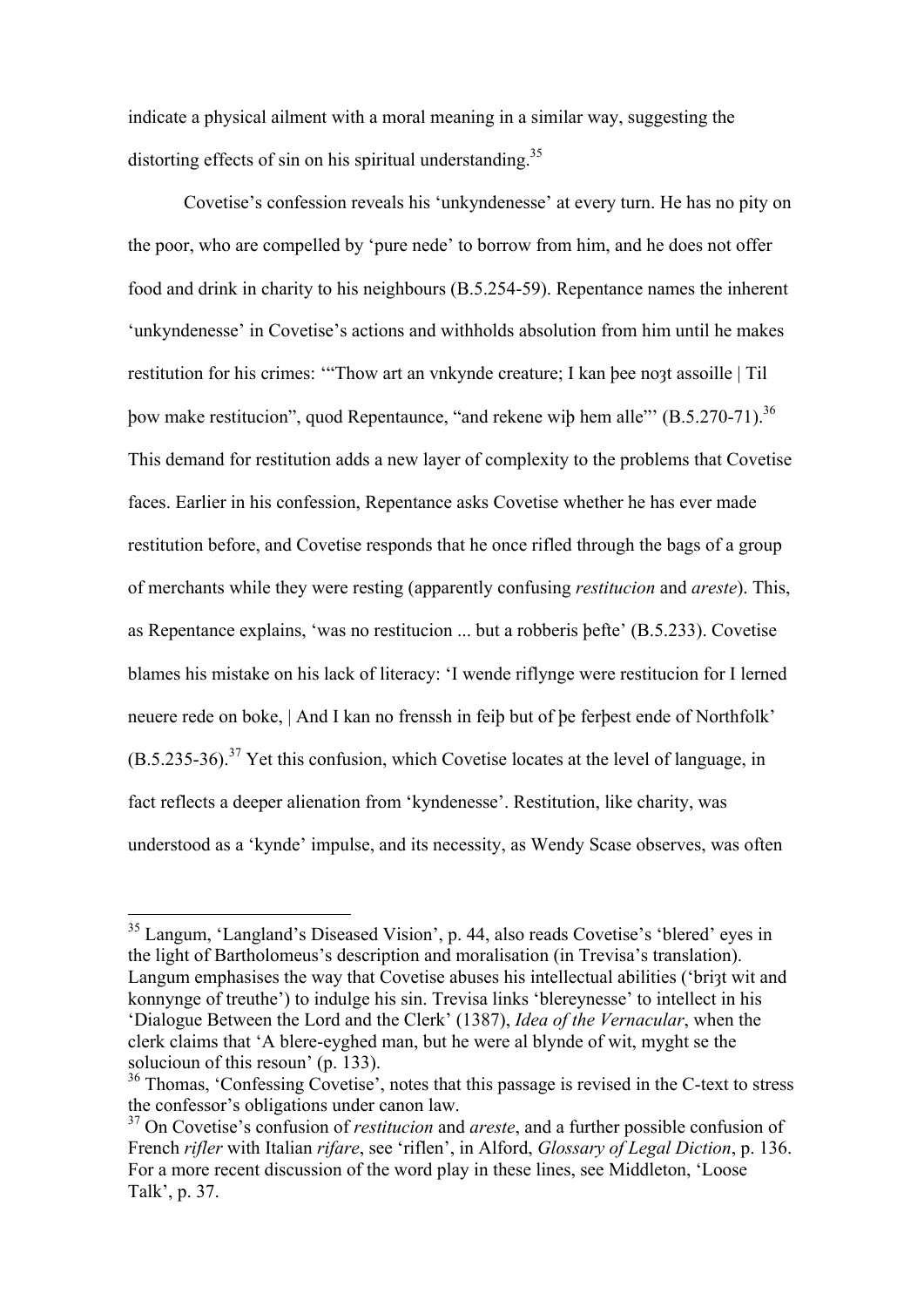indicate a physical ailment with a moral meaning in a similar way, suggesting the distorting effects of sin on his spiritual understanding.[35]

Covetise's confession reveals his 'unkyndenesse' at every turn. He has no pity on the poor, who are compelled by 'pure nede' to borrow from him, and he does not offer food and drink in charity to his neighbours (B.5.254-59). Repentance names the inherent 'unkyndenesse' in Covetise's actions and withholds absolution from him until he makes restitution for his crimes: '"Thow art an vnkynde creature; I kan þee noȝt assoille | Til þow make restitucion", quod Repentaunce, "and rekene wiþ hem alle"' (B.5.270-71).[36] This demand for restitution adds a new layer of complexity to the problems that Covetise faces. Earlier in his confession, Repentance asks Covetise whether he has ever made restitution before, and Covetise responds that he once rifled through the bags of a group of merchants while they were resting (apparently confusing *restitucion* and *areste*). This, as Repentance explains, 'was no restitucion ... but a robberis þefte' (B.5.233). Covetise blames his mistake on his lack of literacy: 'I wende riflynge were restitucion for I lerned neuere rede on boke, | And I kan no frenssh in feiþ but of þe ferþest ende of Northfolk' (B.5.235-36).[37] Yet this confusion, which Covetise locates at the level of language, in fact reflects a deeper alienation from 'kyndenesse'. Restitution, like charity, was understood as a 'kynde' impulse, and its necessity, as Wendy Scase observes, was often

---

[35] Langum, 'Langland's Diseased Vision', p. 44, also reads Covetise's 'blered' eyes in the light of Bartholomeus's description and moralisation (in Trevisa's translation). Langum emphasises the way that Covetise abuses his intellectual abilities ('briȝt wit and konnynge of treuthe') to indulge his sin. Trevisa links 'blereynesse' to intellect in his 'Dialogue Between the Lord and the Clerk' (1387), *Idea of the Vernacular*, when the clerk claims that 'A blere-eyghed man, but he were al blynde of wit, myght se the solucioun of this resoun' (p. 133).

[36] Thomas, 'Confessing Covetise', notes that this passage is revised in the C-text to stress the confessor's obligations under canon law.

[37] On Covetise's confusion of *restitucion* and *areste*, and a further possible confusion of French *rifler* with Italian *rifare*, see 'riflen', in Alford, *Glossary of Legal Diction*, p. 136. For a more recent discussion of the word play in these lines, see Middleton, 'Loose Talk', p. 37.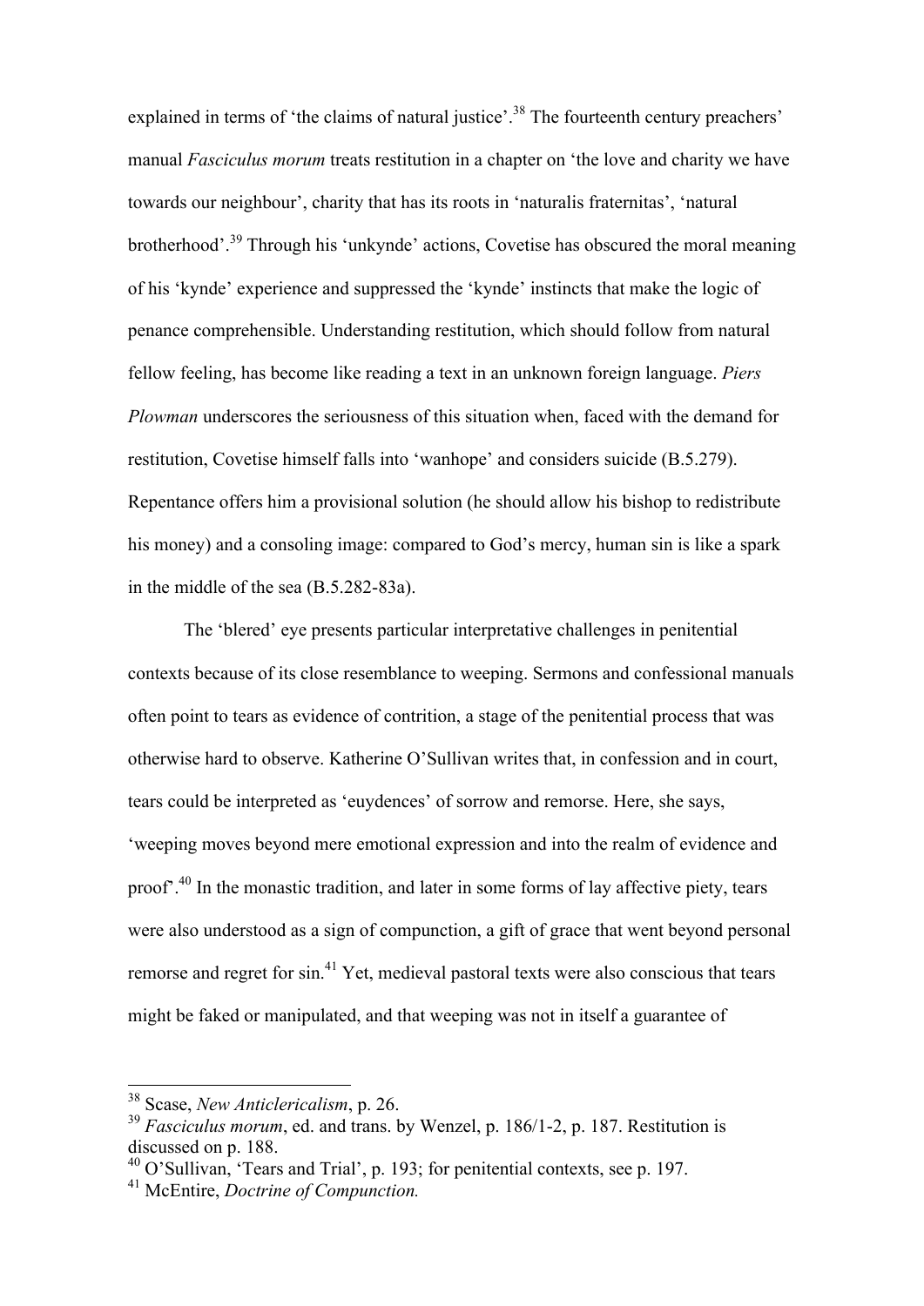explained in terms of 'the claims of natural justice'.[38] The fourteenth century preachers' manual *Fasciculus morum* treats restitution in a chapter on 'the love and charity we have towards our neighbour', charity that has its roots in 'naturalis fraternitas', 'natural brotherhood'.[39] Through his 'unkynde' actions, Covetise has obscured the moral meaning of his 'kynde' experience and suppressed the 'kynde' instincts that make the logic of penance comprehensible. Understanding restitution, which should follow from natural fellow feeling, has become like reading a text in an unknown foreign language. *Piers Plowman* underscores the seriousness of this situation when, faced with the demand for restitution, Covetise himself falls into 'wanhope' and considers suicide (B.5.279). Repentance offers him a provisional solution (he should allow his bishop to redistribute his money) and a consoling image: compared to God's mercy, human sin is like a spark in the middle of the sea (B.5.282-83a).

The 'blered' eye presents particular interpretative challenges in penitential contexts because of its close resemblance to weeping. Sermons and confessional manuals often point to tears as evidence of contrition, a stage of the penitential process that was otherwise hard to observe. Katherine O'Sullivan writes that, in confession and in court, tears could be interpreted as 'euydences' of sorrow and remorse. Here, she says, 'weeping moves beyond mere emotional expression and into the realm of evidence and proof'.[40] In the monastic tradition, and later in some forms of lay affective piety, tears were also understood as a sign of compunction, a gift of grace that went beyond personal remorse and regret for sin.[41] Yet, medieval pastoral texts were also conscious that tears might be faked or manipulated, and that weeping was not in itself a guarantee of

---

[38] Scase, *New Anticlericalism*, p. 26.

[39] *Fasciculus morum*, ed. and trans. by Wenzel, p. 186/1-2, p. 187. Restitution is discussed on p. 188.

[40] O'Sullivan, 'Tears and Trial', p. 193; for penitential contexts, see p. 197.

[41] McEntire, *Doctrine of Compunction.*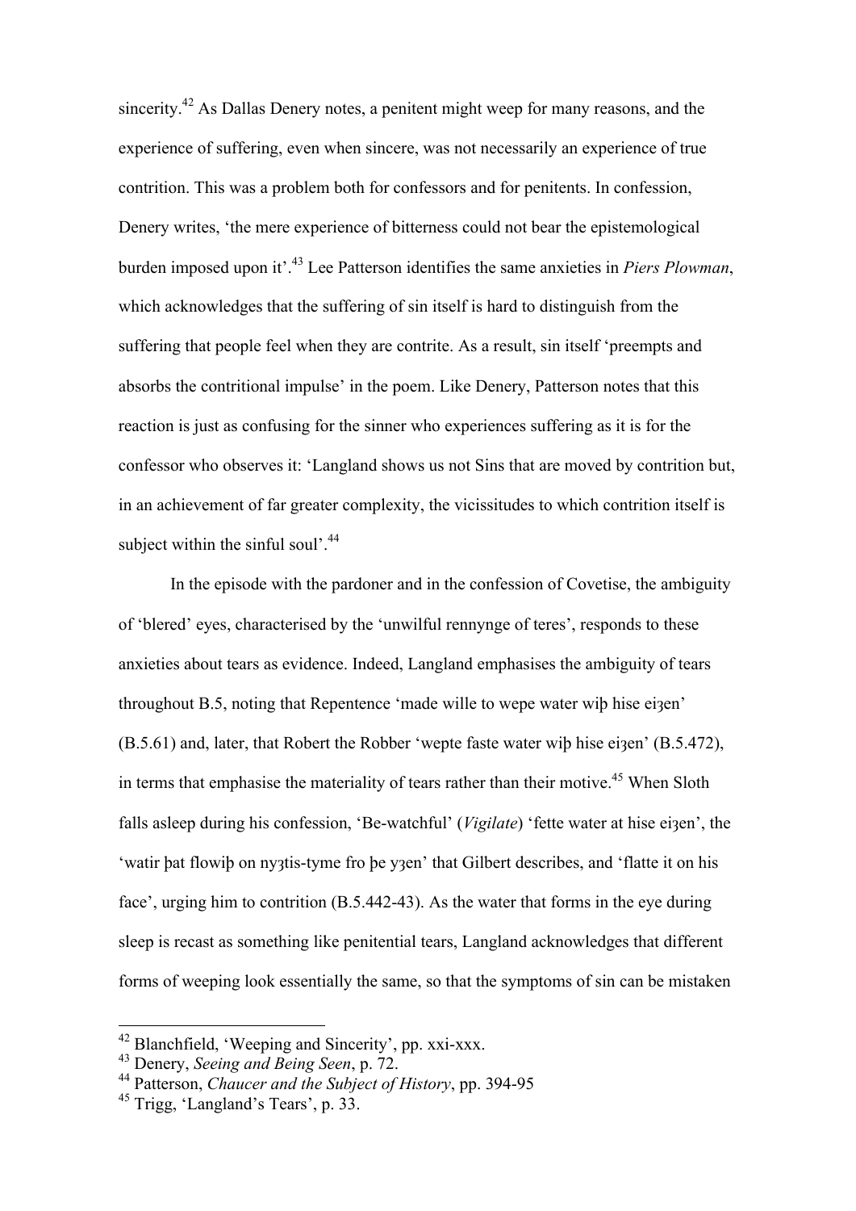sincerity.[42] As Dallas Denery notes, a penitent might weep for many reasons, and the experience of suffering, even when sincere, was not necessarily an experience of true contrition. This was a problem both for confessors and for penitents. In confession, Denery writes, 'the mere experience of bitterness could not bear the epistemological burden imposed upon it'.[43] Lee Patterson identifies the same anxieties in *Piers Plowman*, which acknowledges that the suffering of sin itself is hard to distinguish from the suffering that people feel when they are contrite. As a result, sin itself 'preempts and absorbs the contritional impulse' in the poem. Like Denery, Patterson notes that this reaction is just as confusing for the sinner who experiences suffering as it is for the confessor who observes it: 'Langland shows us not Sins that are moved by contrition but, in an achievement of far greater complexity, the vicissitudes to which contrition itself is subject within the sinful soul'.[44]

In the episode with the pardoner and in the confession of Covetise, the ambiguity of 'blered' eyes, characterised by the 'unwilful rennynge of teres', responds to these anxieties about tears as evidence. Indeed, Langland emphasises the ambiguity of tears throughout B.5, noting that Repentence 'made wille to wepe water wiþ hise eiȝen' (B.5.61) and, later, that Robert the Robber 'wepte faste water wiþ hise eiȝen' (B.5.472), in terms that emphasise the materiality of tears rather than their motive.[45] When Sloth falls asleep during his confession, 'Be-watchful' (*Vigilate*) 'fette water at hise eiȝen', the 'watir þat flowiþ on nyȝtis-tyme fro þe yȝen' that Gilbert describes, and 'flatte it on his face', urging him to contrition (B.5.442-43). As the water that forms in the eye during sleep is recast as something like penitential tears, Langland acknowledges that different forms of weeping look essentially the same, so that the symptoms of sin can be mistaken

---

[42] Blanchfield, 'Weeping and Sincerity', pp. xxi-xxx.

[43] Denery, *Seeing and Being Seen*, p. 72.

[44] Patterson, *Chaucer and the Subject of History*, pp. 394-95

[45] Trigg, 'Langland's Tears', p. 33.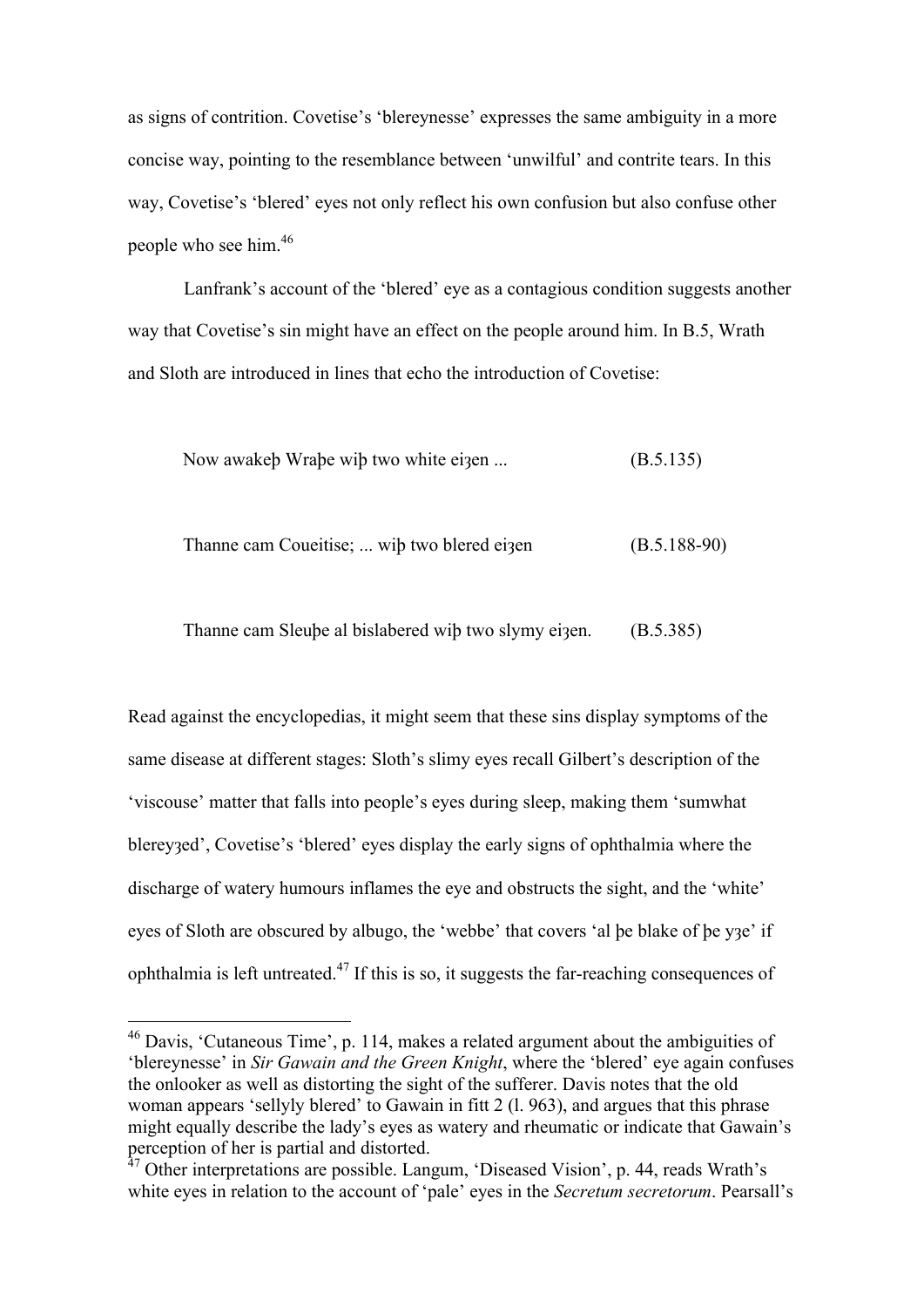as signs of contrition. Covetise's 'blereynesse' expresses the same ambiguity in a more concise way, pointing to the resemblance between 'unwilful' and contrite tears. In this way, Covetise's 'blered' eyes not only reflect his own confusion but also confuse other people who see him.[46]

Lanfrank's account of the 'blered' eye as a contagious condition suggests another way that Covetise's sin might have an effect on the people around him. In B.5, Wrath and Sloth are introduced in lines that echo the introduction of Covetise:

> Now awakeþ Wraþe wiþ two white eiȝen ... (B.5.135)
>
> Thanne cam Coueitise; ... wiþ two blered eiȝen (B.5.188-90)
>
> Thanne cam Sleuþe al bislabered wiþ two slymy eiȝen. (B.5.385)

Read against the encyclopedias, it might seem that these sins display symptoms of the same disease at different stages: Sloth's slimy eyes recall Gilbert's description of the 'viscouse' matter that falls into people's eyes during sleep, making them 'sumwhat blereyȝed', Covetise's 'blered' eyes display the early signs of ophthalmia where the discharge of watery humours inflames the eye and obstructs the sight, and the 'white' eyes of Sloth are obscured by albugo, the 'webbe' that covers 'al þe blake of þe yȝe' if ophthalmia is left untreated.[47] If this is so, it suggests the far-reaching consequences of

---

[46] Davis, 'Cutaneous Time', p. 114, makes a related argument about the ambiguities of 'blereynesse' in *Sir Gawain and the Green Knight*, where the 'blered' eye again confuses the onlooker as well as distorting the sight of the sufferer. Davis notes that the old woman appears 'sellyly blered' to Gawain in fitt 2 (l. 963), and argues that this phrase might equally describe the lady's eyes as watery and rheumatic or indicate that Gawain's perception of her is partial and distorted.

[47] Other interpretations are possible. Langum, 'Diseased Vision', p. 44, reads Wrath's white eyes in relation to the account of 'pale' eyes in the *Secretum secretorum*. Pearsall's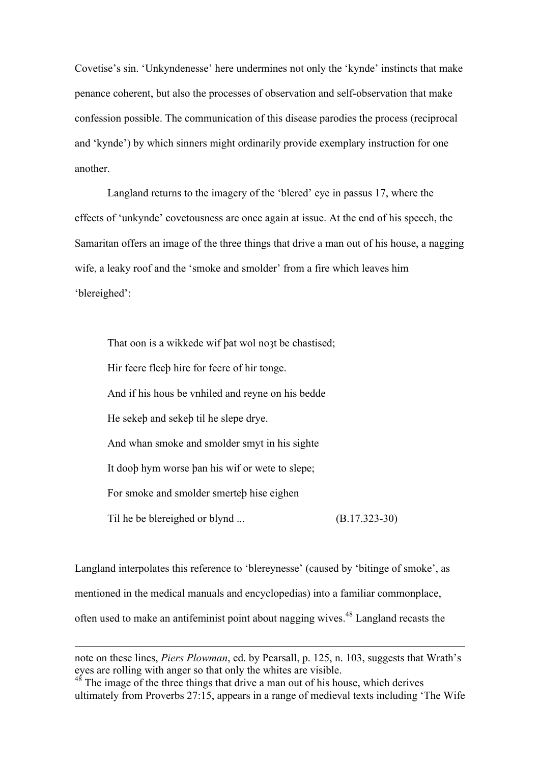Covetise's sin. 'Unkyndenesse' here undermines not only the 'kynde' instincts that make penance coherent, but also the processes of observation and self-observation that make confession possible. The communication of this disease parodies the process (reciprocal and 'kynde') by which sinners might ordinarily provide exemplary instruction for one another.

Langland returns to the imagery of the 'blered' eye in passus 17, where the effects of 'unkynde' covetousness are once again at issue. At the end of his speech, the Samaritan offers an image of the three things that drive a man out of his house, a nagging wife, a leaky roof and the 'smoke and smolder' from a fire which leaves him 'blereighed':

> That oon is a wikkede wif þat wol noȝt be chastised;
> Hir feere fleeþ hire for feere of hir tonge.
> And if his hous be vnhiled and reyne on his bedde
> He sekeþ and sekeþ til he slepe drye.
> And whan smoke and smolder smyt in his sighte
> It dooþ hym worse þan his wif or wete to slepe;
> For smoke and smolder smerteþ hise eighen
> Til he be blereighed or blynd ... (B.17.323-30)

Langland interpolates this reference to 'blereynesse' (caused by 'bitinge of smoke', as mentioned in the medical manuals and encyclopedias) into a familiar commonplace, often used to make an antifeminist point about nagging wives.[48] Langland recasts the

---

note on these lines, *Piers Plowman*, ed. by Pearsall, p. 125, n. 103, suggests that Wrath's eyes are rolling with anger so that only the whites are visible.

[48] The image of the three things that drive a man out of his house, which derives ultimately from Proverbs 27:15, appears in a range of medieval texts including 'The Wife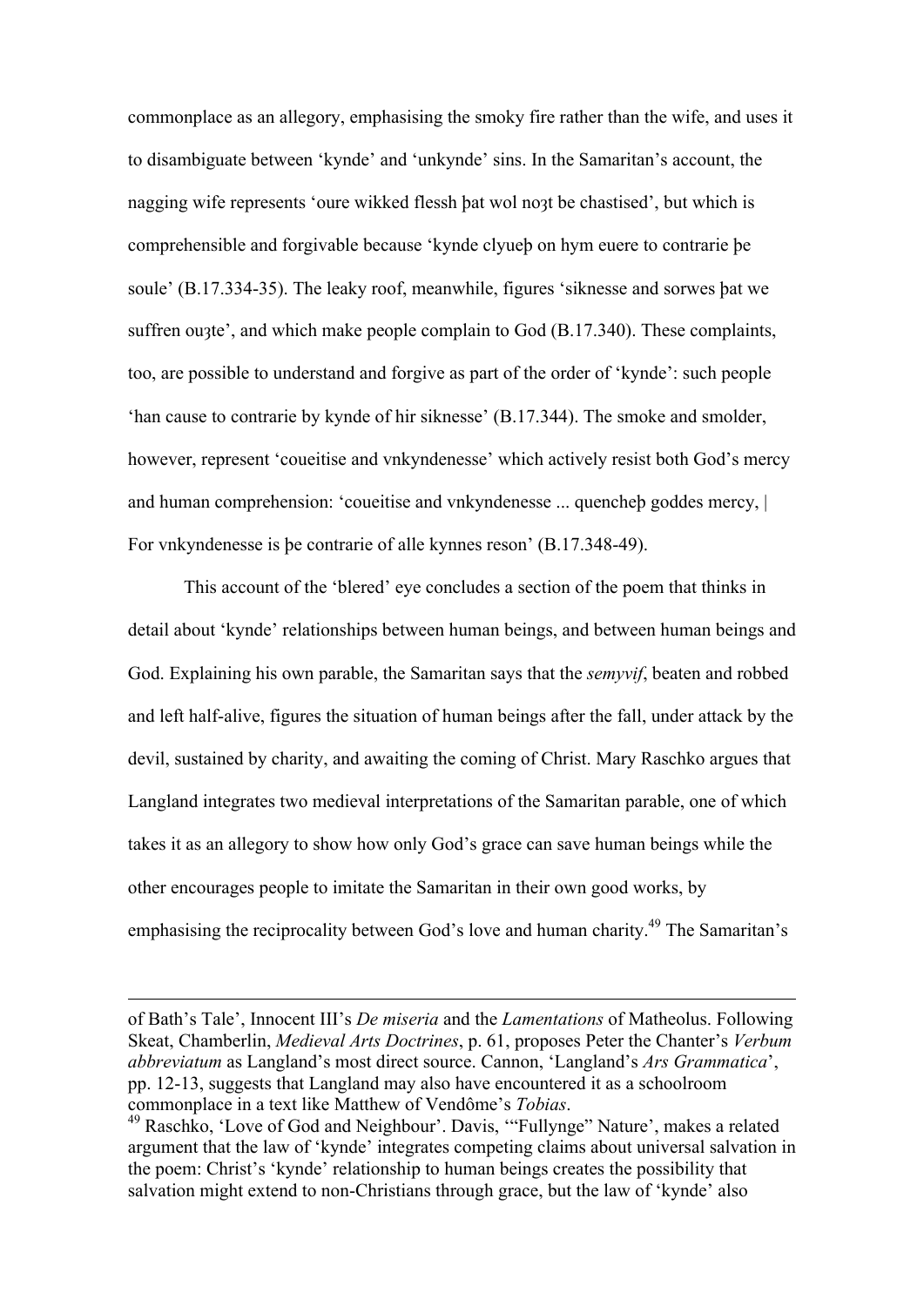commonplace as an allegory, emphasising the smoky fire rather than the wife, and uses it to disambiguate between 'kynde' and 'unkynde' sins. In the Samaritan's account, the nagging wife represents 'oure wikked flessh þat wol noȝt be chastised', but which is comprehensible and forgivable because 'kynde clyueþ on hym euere to contrarie þe soule' (B.17.334-35). The leaky roof, meanwhile, figures 'siknesse and sorwes þat we suffren ouȝte', and which make people complain to God (B.17.340). These complaints, too, are possible to understand and forgive as part of the order of 'kynde': such people 'han cause to contrarie by kynde of hir siknesse' (B.17.344). The smoke and smolder, however, represent 'coueitise and vnkyndenesse' which actively resist both God's mercy and human comprehension: 'coueitise and vnkyndenesse ... quencheþ goddes mercy, | For vnkyndenesse is þe contrarie of alle kynnes reson' (B.17.348-49).

This account of the 'blered' eye concludes a section of the poem that thinks in detail about 'kynde' relationships between human beings, and between human beings and God. Explaining his own parable, the Samaritan says that the *semyvif*, beaten and robbed and left half-alive, figures the situation of human beings after the fall, under attack by the devil, sustained by charity, and awaiting the coming of Christ. Mary Raschko argues that Langland integrates two medieval interpretations of the Samaritan parable, one of which takes it as an allegory to show how only God's grace can save human beings while the other encourages people to imitate the Samaritan in their own good works, by emphasising the reciprocality between God's love and human charity.[49] The Samaritan's

of Bath's Tale', Innocent III's *De miseria* and the *Lamentations* of Matheolus. Following Skeat, Chamberlin, *Medieval Arts Doctrines*, p. 61, proposes Peter the Chanter's *Verbum abbreviatum* as Langland's most direct source. Cannon, 'Langland's *Ars Grammatica*', pp. 12-13, suggests that Langland may also have encountered it as a schoolroom commonplace in a text like Matthew of Vendôme's *Tobias*.

[49] Raschko, 'Love of God and Neighbour'. Davis, '"Fullynge" Nature', makes a related argument that the law of 'kynde' integrates competing claims about universal salvation in the poem: Christ's 'kynde' relationship to human beings creates the possibility that salvation might extend to non-Christians through grace, but the law of 'kynde' also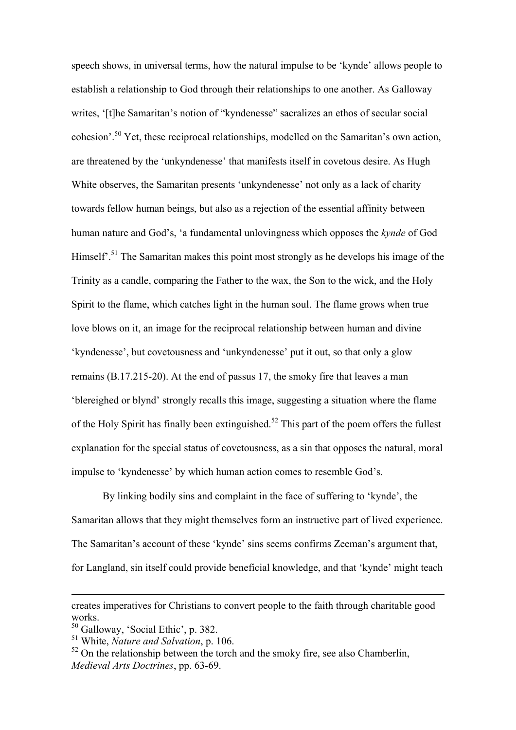speech shows, in universal terms, how the natural impulse to be 'kynde' allows people to establish a relationship to God through their relationships to one another. As Galloway writes, '[t]he Samaritan's notion of "kyndenesse" sacralizes an ethos of secular social cohesion'.[50] Yet, these reciprocal relationships, modelled on the Samaritan's own action, are threatened by the 'unkyndenesse' that manifests itself in covetous desire. As Hugh White observes, the Samaritan presents 'unkyndenesse' not only as a lack of charity towards fellow human beings, but also as a rejection of the essential affinity between human nature and God's, 'a fundamental unlovingness which opposes the *kynde* of God Himself'.[51] The Samaritan makes this point most strongly as he develops his image of the Trinity as a candle, comparing the Father to the wax, the Son to the wick, and the Holy Spirit to the flame, which catches light in the human soul. The flame grows when true love blows on it, an image for the reciprocal relationship between human and divine 'kyndenesse', but covetousness and 'unkyndenesse' put it out, so that only a glow remains (B.17.215-20). At the end of passus 17, the smoky fire that leaves a man 'blereighed or blynd' strongly recalls this image, suggesting a situation where the flame of the Holy Spirit has finally been extinguished.[52] This part of the poem offers the fullest explanation for the special status of covetousness, as a sin that opposes the natural, moral impulse to 'kyndenesse' by which human action comes to resemble God's.

By linking bodily sins and complaint in the face of suffering to 'kynde', the Samaritan allows that they might themselves form an instructive part of lived experience. The Samaritan's account of these 'kynde' sins seems confirms Zeeman's argument that, for Langland, sin itself could provide beneficial knowledge, and that 'kynde' might teach

---

creates imperatives for Christians to convert people to the faith through charitable good works.

[50] Galloway, 'Social Ethic', p. 382.

[51] White, *Nature and Salvation*, p. 106.

[52] On the relationship between the torch and the smoky fire, see also Chamberlin, *Medieval Arts Doctrines*, pp. 63-69.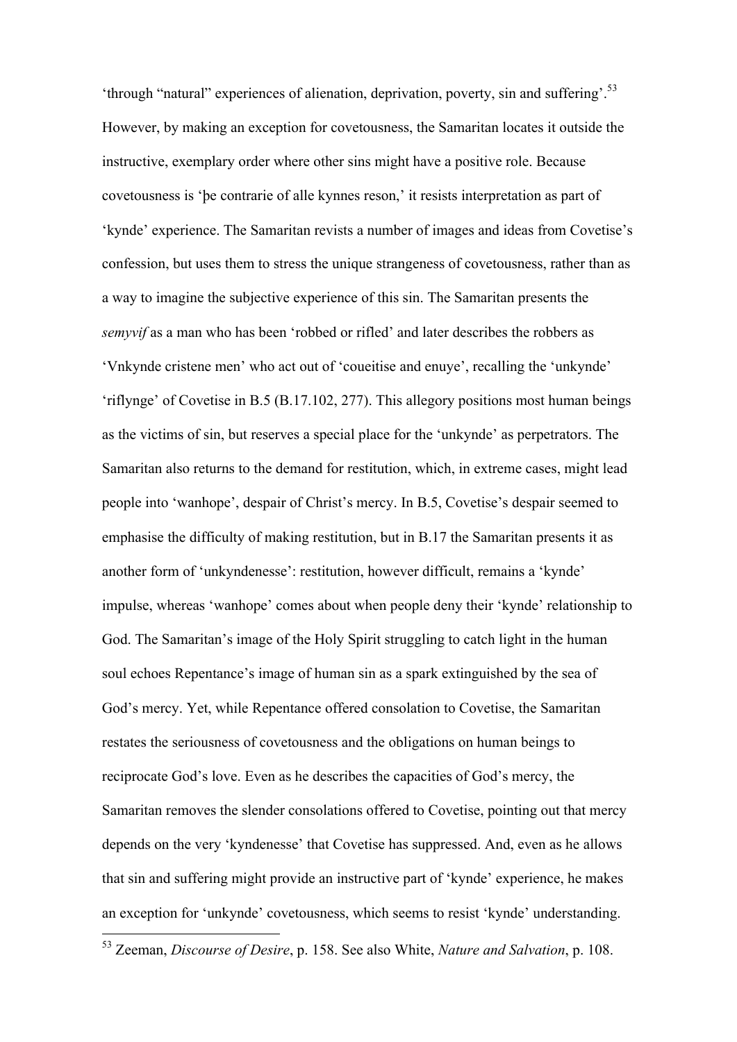'through "natural" experiences of alienation, deprivation, poverty, sin and suffering'.[53] However, by making an exception for covetousness, the Samaritan locates it outside the instructive, exemplary order where other sins might have a positive role. Because covetousness is 'þe contrarie of alle kynnes reson,' it resists interpretation as part of 'kynde' experience. The Samaritan revists a number of images and ideas from Covetise's confession, but uses them to stress the unique strangeness of covetousness, rather than as a way to imagine the subjective experience of this sin. The Samaritan presents the *semyvif* as a man who has been 'robbed or rifled' and later describes the robbers as 'Vnkynde cristene men' who act out of 'coueitise and enuye', recalling the 'unkynde' 'riflynge' of Covetise in B.5 (B.17.102, 277). This allegory positions most human beings as the victims of sin, but reserves a special place for the 'unkynde' as perpetrators. The Samaritan also returns to the demand for restitution, which, in extreme cases, might lead people into 'wanhope', despair of Christ's mercy. In B.5, Covetise's despair seemed to emphasise the difficulty of making restitution, but in B.17 the Samaritan presents it as another form of 'unkyndenesse': restitution, however difficult, remains a 'kynde' impulse, whereas 'wanhope' comes about when people deny their 'kynde' relationship to God. The Samaritan's image of the Holy Spirit struggling to catch light in the human soul echoes Repentance's image of human sin as a spark extinguished by the sea of God's mercy. Yet, while Repentance offered consolation to Covetise, the Samaritan restates the seriousness of covetousness and the obligations on human beings to reciprocate God's love. Even as he describes the capacities of God's mercy, the Samaritan removes the slender consolations offered to Covetise, pointing out that mercy depends on the very 'kyndenesse' that Covetise has suppressed. And, even as he allows that sin and suffering might provide an instructive part of 'kynde' experience, he makes an exception for 'unkynde' covetousness, which seems to resist 'kynde' understanding.

---

[53] Zeeman, *Discourse of Desire*, p. 158. See also White, *Nature and Salvation*, p. 108.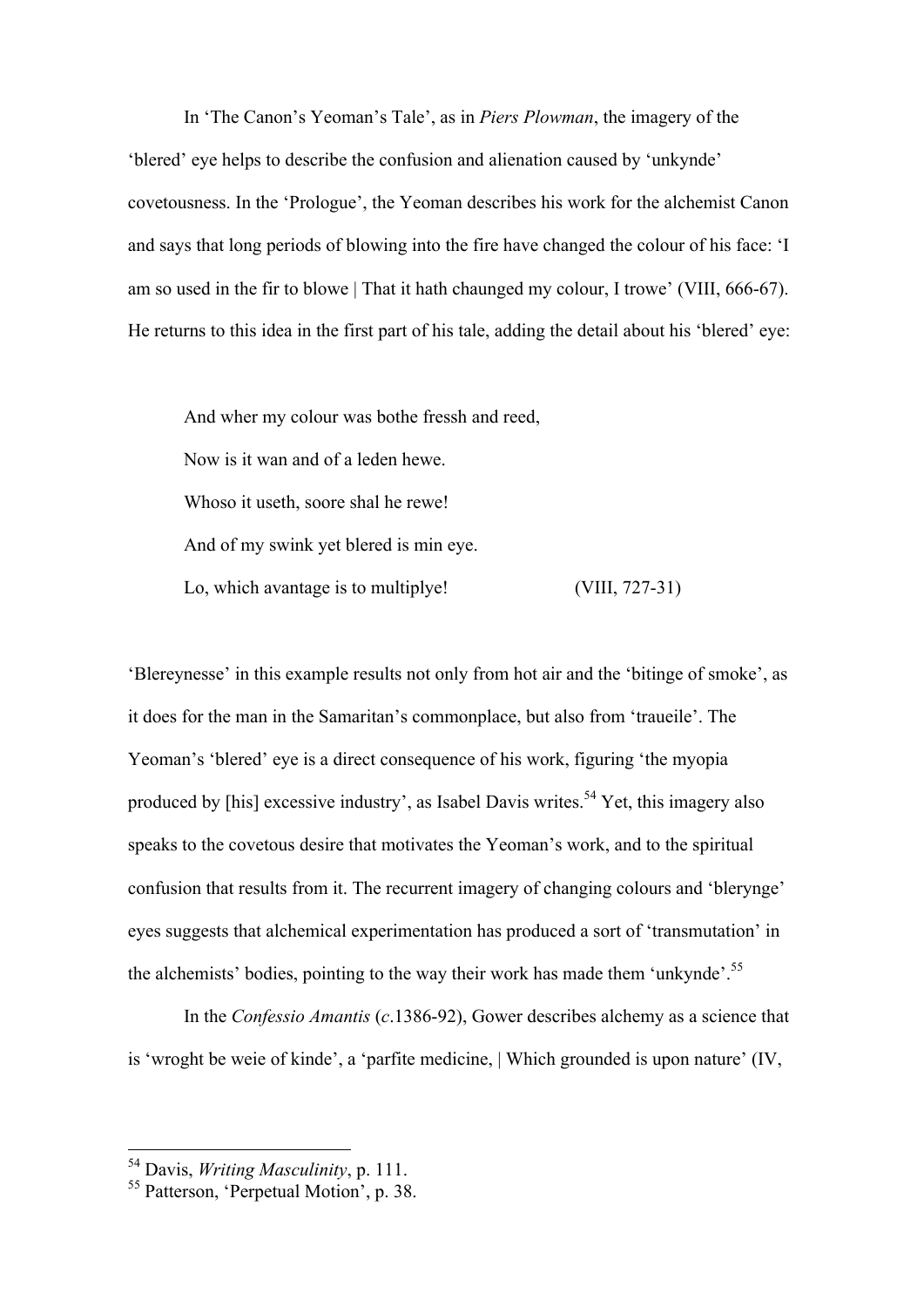In 'The Canon's Yeoman's Tale', as in *Piers Plowman*, the imagery of the 'blered' eye helps to describe the confusion and alienation caused by 'unkynde' covetousness. In the 'Prologue', the Yeoman describes his work for the alchemist Canon and says that long periods of blowing into the fire have changed the colour of his face: 'I am so used in the fir to blowe | That it hath chaunged my colour, I trowe' (VIII, 666-67). He returns to this idea in the first part of his tale, adding the detail about his 'blered' eye:

> And wher my colour was bothe fressh and reed,
> Now is it wan and of a leden hewe.
> Whoso it useth, soore shal he rewe!
> And of my swink yet blered is min eye.
> Lo, which avantage is to multiplye! (VIII, 727-31)

'Blereynesse' in this example results not only from hot air and the 'bitinge of smoke', as it does for the man in the Samaritan's commonplace, but also from 'traueile'. The Yeoman's 'blered' eye is a direct consequence of his work, figuring 'the myopia produced by [his] excessive industry', as Isabel Davis writes.[54] Yet, this imagery also speaks to the covetous desire that motivates the Yeoman's work, and to the spiritual confusion that results from it. The recurrent imagery of changing colours and 'blerynge' eyes suggests that alchemical experimentation has produced a sort of 'transmutation' in the alchemists' bodies, pointing to the way their work has made them 'unkynde'.[55]

In the *Confessio Amantis* (*c*.1386-92), Gower describes alchemy as a science that is 'wroght be weie of kinde', a 'parfite medicine, | Which grounded is upon nature' (IV,

---

[54] Davis, *Writing Masculinity*, p. 111.

[55] Patterson, 'Perpetual Motion', p. 38.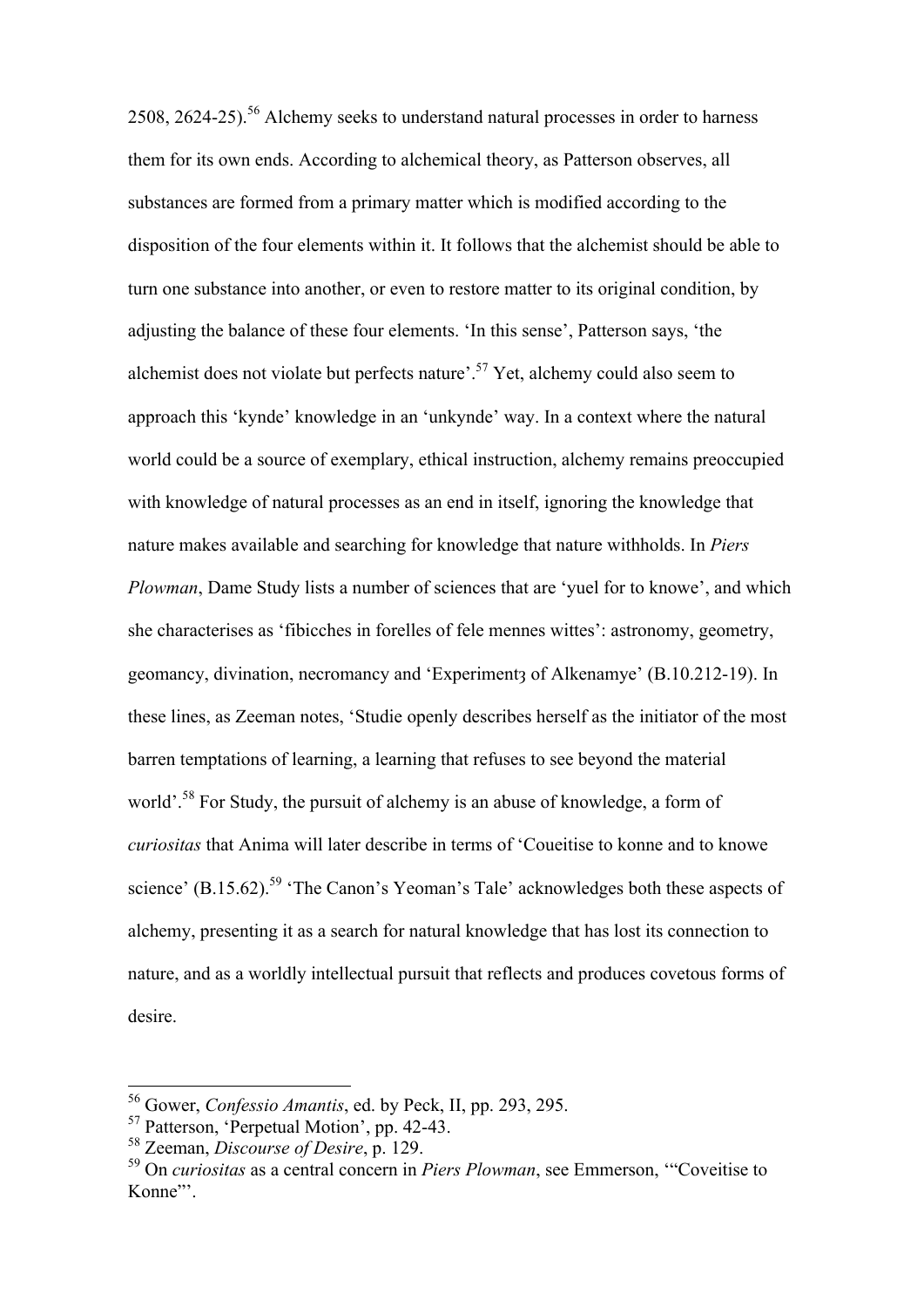2508, 2624-25).[56] Alchemy seeks to understand natural processes in order to harness them for its own ends. According to alchemical theory, as Patterson observes, all substances are formed from a primary matter which is modified according to the disposition of the four elements within it. It follows that the alchemist should be able to turn one substance into another, or even to restore matter to its original condition, by adjusting the balance of these four elements. 'In this sense', Patterson says, 'the alchemist does not violate but perfects nature'.[57] Yet, alchemy could also seem to approach this 'kynde' knowledge in an 'unkynde' way. In a context where the natural world could be a source of exemplary, ethical instruction, alchemy remains preoccupied with knowledge of natural processes as an end in itself, ignoring the knowledge that nature makes available and searching for knowledge that nature withholds. In *Piers Plowman*, Dame Study lists a number of sciences that are 'yuel for to knowe', and which she characterises as 'fibicches in forelles of fele mennes wittes': astronomy, geometry, geomancy, divination, necromancy and 'Experimentȝ of Alkenamye' (B.10.212-19). In these lines, as Zeeman notes, 'Studie openly describes herself as the initiator of the most barren temptations of learning, a learning that refuses to see beyond the material world'.[58] For Study, the pursuit of alchemy is an abuse of knowledge, a form of *curiositas* that Anima will later describe in terms of 'Coueitise to konne and to knowe science' (B.15.62).[59] 'The Canon's Yeoman's Tale' acknowledges both these aspects of alchemy, presenting it as a search for natural knowledge that has lost its connection to nature, and as a worldly intellectual pursuit that reflects and produces covetous forms of desire.

---

[56] Gower, *Confessio Amantis*, ed. by Peck, II, pp. 293, 295.

[57] Patterson, 'Perpetual Motion', pp. 42-43.

[58] Zeeman, *Discourse of Desire*, p. 129.

[59] On *curiositas* as a central concern in *Piers Plowman*, see Emmerson, '"Coveitise to Konne"'.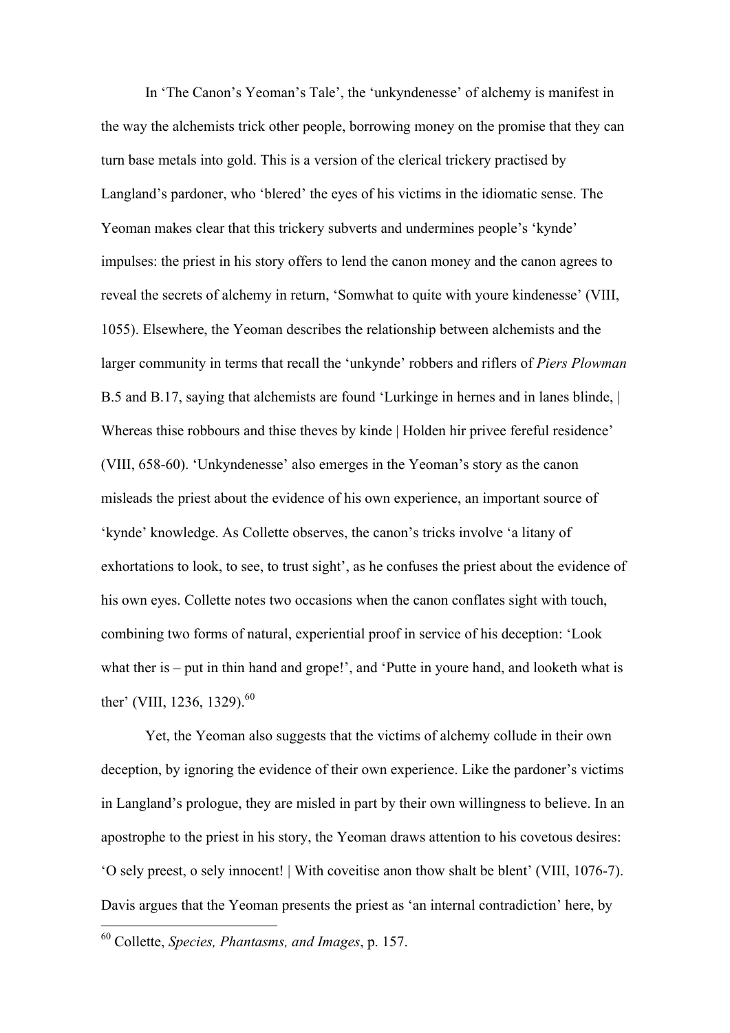In 'The Canon's Yeoman's Tale', the 'unkyndenesse' of alchemy is manifest in the way the alchemists trick other people, borrowing money on the promise that they can turn base metals into gold. This is a version of the clerical trickery practised by Langland's pardoner, who 'blered' the eyes of his victims in the idiomatic sense. The Yeoman makes clear that this trickery subverts and undermines people's 'kynde' impulses: the priest in his story offers to lend the canon money and the canon agrees to reveal the secrets of alchemy in return, 'Somwhat to quite with youre kindenesse' (VIII, 1055). Elsewhere, the Yeoman describes the relationship between alchemists and the larger community in terms that recall the 'unkynde' robbers and riflers of *Piers Plowman* B.5 and B.17, saying that alchemists are found 'Lurkinge in hernes and in lanes blinde, | Whereas thise robbours and thise theves by kinde | Holden hir privee fereful residence' (VIII, 658-60). 'Unkyndenesse' also emerges in the Yeoman's story as the canon misleads the priest about the evidence of his own experience, an important source of 'kynde' knowledge. As Collette observes, the canon's tricks involve 'a litany of exhortations to look, to see, to trust sight', as he confuses the priest about the evidence of his own eyes. Collette notes two occasions when the canon conflates sight with touch, combining two forms of natural, experiential proof in service of his deception: 'Look what ther is – put in thin hand and grope!', and 'Putte in youre hand, and looketh what is ther' (VIII, 1236, 1329).[60]

Yet, the Yeoman also suggests that the victims of alchemy collude in their own deception, by ignoring the evidence of their own experience. Like the pardoner's victims in Langland's prologue, they are misled in part by their own willingness to believe. In an apostrophe to the priest in his story, the Yeoman draws attention to his covetous desires: 'O sely preest, o sely innocent! | With coveitise anon thow shalt be blent' (VIII, 1076-7). Davis argues that the Yeoman presents the priest as 'an internal contradiction' here, by

---

[60] Collette, *Species, Phantasms, and Images*, p. 157.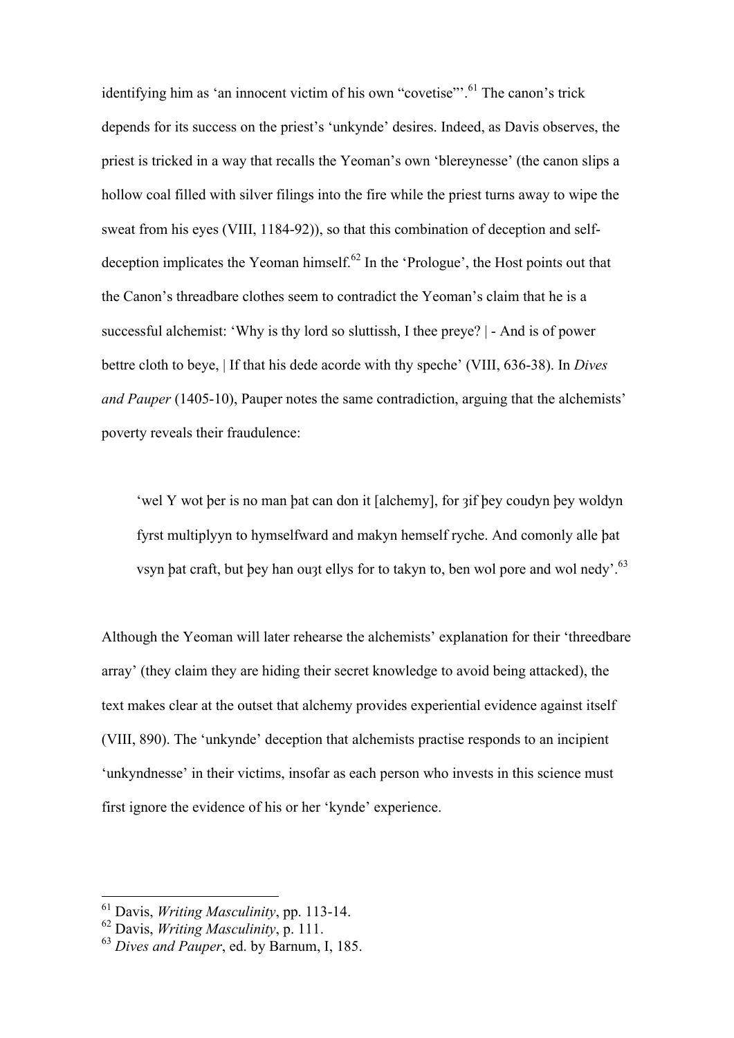identifying him as 'an innocent victim of his own "covetise"'.[61] The canon's trick depends for its success on the priest's 'unkynde' desires. Indeed, as Davis observes, the priest is tricked in a way that recalls the Yeoman's own 'blereynesse' (the canon slips a hollow coal filled with silver filings into the fire while the priest turns away to wipe the sweat from his eyes (VIII, 1184-92)), so that this combination of deception and self-deception implicates the Yeoman himself.[62] In the 'Prologue', the Host points out that the Canon's threadbare clothes seem to contradict the Yeoman's claim that he is a successful alchemist: 'Why is thy lord so sluttissh, I thee preye? | - And is of power bettre cloth to beye, | If that his dede acorde with thy speche' (VIII, 636-38). In *Dives and Pauper* (1405-10), Pauper notes the same contradiction, arguing that the alchemists' poverty reveals their fraudulence:

> 'wel Y wot þer is no man þat can don it [alchemy], for ȝif þey coudyn þey woldyn fyrst multiplyyn to hymselfward and makyn hemself ryche. And comonly alle þat vsyn þat craft, but þey han ouȝt ellys for to takyn to, ben wol pore and wol nedy'.[63]

Although the Yeoman will later rehearse the alchemists' explanation for their 'threedbare array' (they claim they are hiding their secret knowledge to avoid being attacked), the text makes clear at the outset that alchemy provides experiential evidence against itself (VIII, 890). The 'unkynde' deception that alchemists practise responds to an incipient 'unkyndnesse' in their victims, insofar as each person who invests in this science must first ignore the evidence of his or her 'kynde' experience.

---

[61] Davis, *Writing Masculinity*, pp. 113-14.

[62] Davis, *Writing Masculinity*, p. 111.

[63] *Dives and Pauper*, ed. by Barnum, I, 185.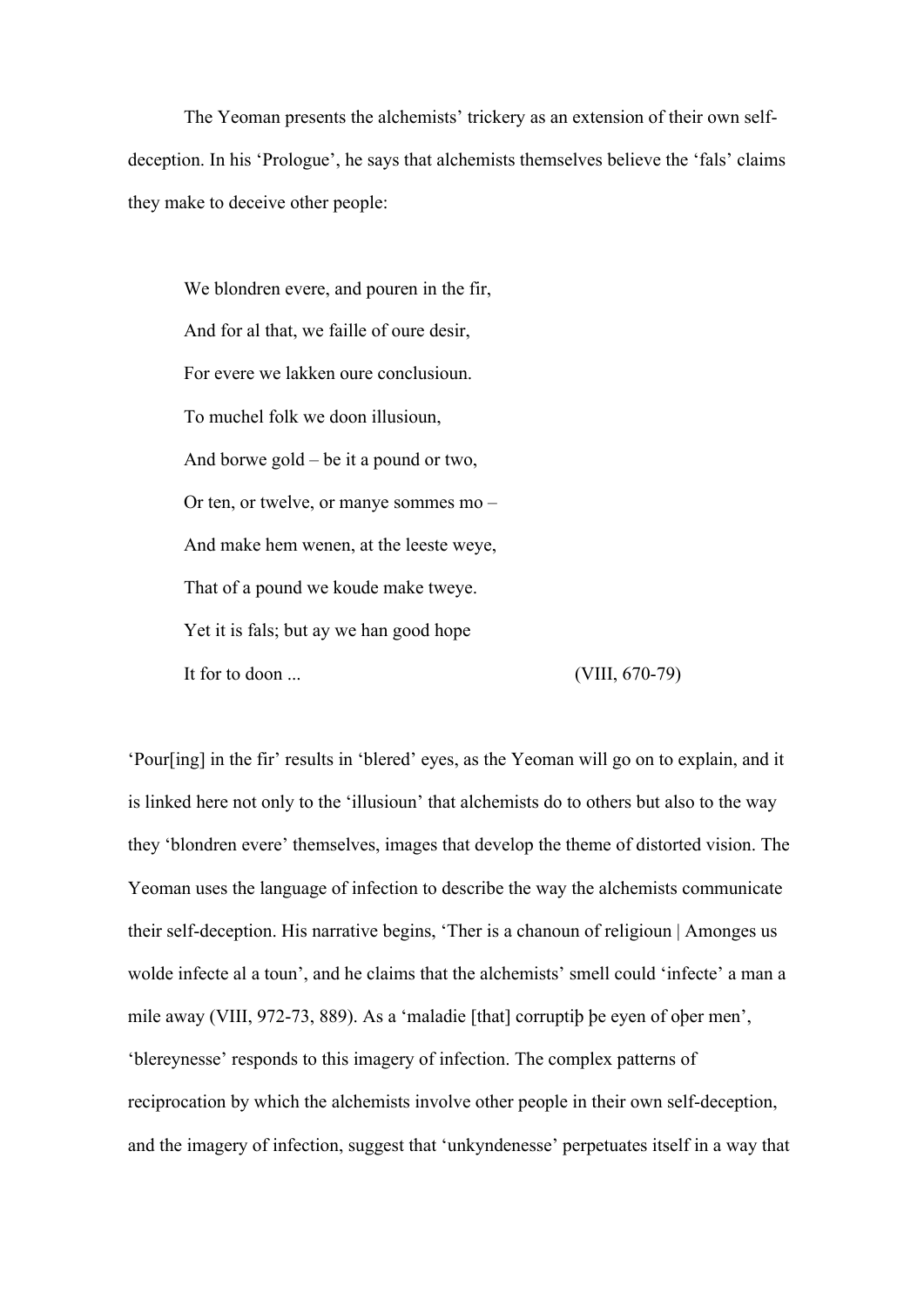The Yeoman presents the alchemists' trickery as an extension of their own self-deception. In his 'Prologue', he says that alchemists themselves believe the 'fals' claims they make to deceive other people:

> We blondren evere, and pouren in the fir,
> And for al that, we faille of oure desir,
> For evere we lakken oure conclusioun.
> To muchel folk we doon illusioun,
> And borwe gold – be it a pound or two,
> Or ten, or twelve, or manye sommes mo –
> And make hem wenen, at the leeste weye,
> That of a pound we koude make tweye.
> Yet it is fals; but ay we han good hope
> It for to doon ... (VIII, 670-79)

'Pour[ing] in the fir' results in 'blered' eyes, as the Yeoman will go on to explain, and it is linked here not only to the 'illusioun' that alchemists do to others but also to the way they 'blondren evere' themselves, images that develop the theme of distorted vision. The Yeoman uses the language of infection to describe the way the alchemists communicate their self-deception. His narrative begins, 'Ther is a chanoun of religioun | Amonges us wolde infecte al a toun', and he claims that the alchemists' smell could 'infecte' a man a mile away (VIII, 972-73, 889). As a 'maladie [that] corruptiþ þe eyen of oþer men', 'blereynesse' responds to this imagery of infection. The complex patterns of reciprocation by which the alchemists involve other people in their own self-deception, and the imagery of infection, suggest that 'unkyndenesse' perpetuates itself in a way that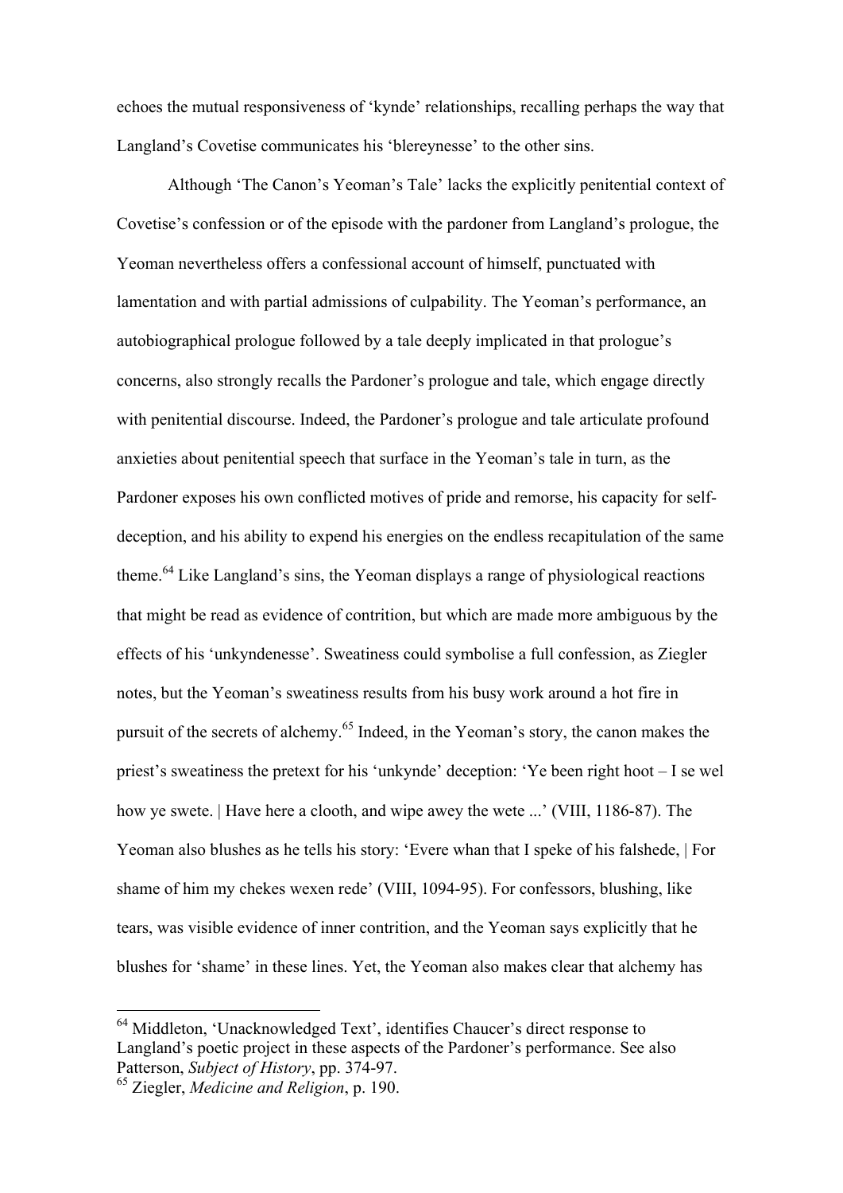echoes the mutual responsiveness of 'kynde' relationships, recalling perhaps the way that Langland's Covetise communicates his 'blereynesse' to the other sins.

Although 'The Canon's Yeoman's Tale' lacks the explicitly penitential context of Covetise's confession or of the episode with the pardoner from Langland's prologue, the Yeoman nevertheless offers a confessional account of himself, punctuated with lamentation and with partial admissions of culpability. The Yeoman's performance, an autobiographical prologue followed by a tale deeply implicated in that prologue's concerns, also strongly recalls the Pardoner's prologue and tale, which engage directly with penitential discourse. Indeed, the Pardoner's prologue and tale articulate profound anxieties about penitential speech that surface in the Yeoman's tale in turn, as the Pardoner exposes his own conflicted motives of pride and remorse, his capacity for self-deception, and his ability to expend his energies on the endless recapitulation of the same theme.[64] Like Langland's sins, the Yeoman displays a range of physiological reactions that might be read as evidence of contrition, but which are made more ambiguous by the effects of his 'unkyndenesse'. Sweatiness could symbolise a full confession, as Ziegler notes, but the Yeoman's sweatiness results from his busy work around a hot fire in pursuit of the secrets of alchemy.[65] Indeed, in the Yeoman's story, the canon makes the priest's sweatiness the pretext for his 'unkynde' deception: 'Ye been right hoot – I se wel how ye swete. | Have here a clooth, and wipe awey the wete ...' (VIII, 1186-87). The Yeoman also blushes as he tells his story: 'Evere whan that I speke of his falshede, | For shame of him my chekes wexen rede' (VIII, 1094-95). For confessors, blushing, like tears, was visible evidence of inner contrition, and the Yeoman says explicitly that he blushes for 'shame' in these lines. Yet, the Yeoman also makes clear that alchemy has

[64] Middleton, 'Unacknowledged Text', identifies Chaucer's direct response to Langland's poetic project in these aspects of the Pardoner's performance. See also Patterson, *Subject of History*, pp. 374-97.

[65] Ziegler, *Medicine and Religion*, p. 190.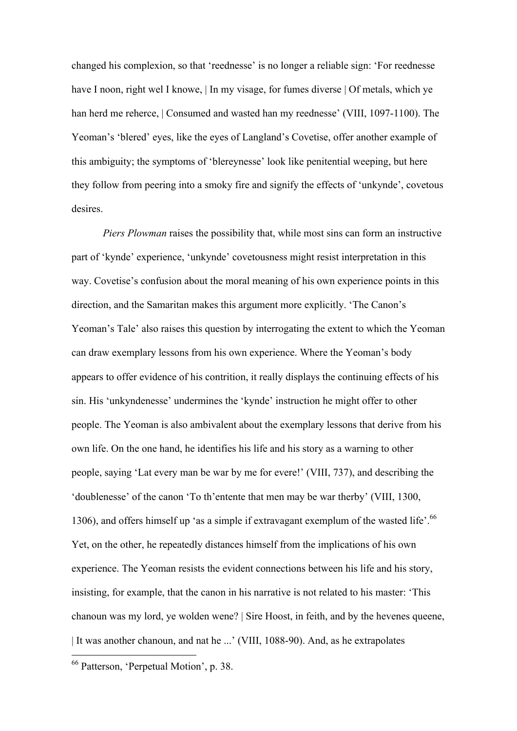changed his complexion, so that 'reednesse' is no longer a reliable sign: 'For reednesse have I noon, right wel I knowe, | In my visage, for fumes diverse | Of metals, which ye han herd me reherce, | Consumed and wasted han my reednesse' (VIII, 1097-1100). The Yeoman's 'blered' eyes, like the eyes of Langland's Covetise, offer another example of this ambiguity; the symptoms of 'blereynesse' look like penitential weeping, but here they follow from peering into a smoky fire and signify the effects of 'unkynde', covetous desires.

*Piers Plowman* raises the possibility that, while most sins can form an instructive part of 'kynde' experience, 'unkynde' covetousness might resist interpretation in this way. Covetise's confusion about the moral meaning of his own experience points in this direction, and the Samaritan makes this argument more explicitly. 'The Canon's Yeoman's Tale' also raises this question by interrogating the extent to which the Yeoman can draw exemplary lessons from his own experience. Where the Yeoman's body appears to offer evidence of his contrition, it really displays the continuing effects of his sin. His 'unkyndenesse' undermines the 'kynde' instruction he might offer to other people. The Yeoman is also ambivalent about the exemplary lessons that derive from his own life. On the one hand, he identifies his life and his story as a warning to other people, saying 'Lat every man be war by me for evere!' (VIII, 737), and describing the 'doublenesse' of the canon 'To th'entente that men may be war therby' (VIII, 1300, 1306), and offers himself up 'as a simple if extravagant exemplum of the wasted life'.[66] Yet, on the other, he repeatedly distances himself from the implications of his own experience. The Yeoman resists the evident connections between his life and his story, insisting, for example, that the canon in his narrative is not related to his master: 'This chanoun was my lord, ye wolden wene? | Sire Hoost, in feith, and by the hevenes queene, | It was another chanoun, and nat he ...' (VIII, 1088-90). And, as he extrapolates

[66] Patterson, 'Perpetual Motion', p. 38.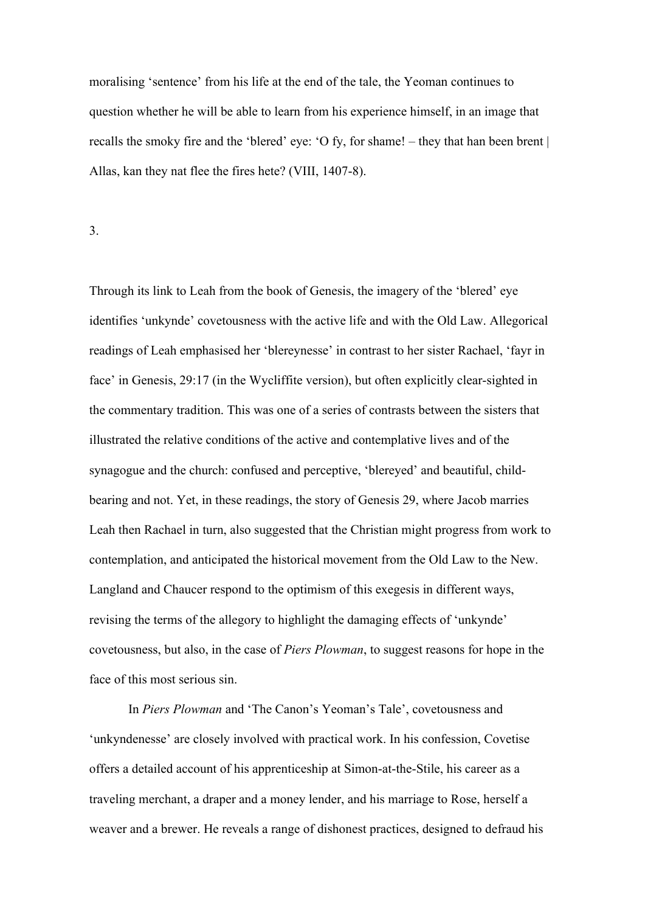moralising 'sentence' from his life at the end of the tale, the Yeoman continues to question whether he will be able to learn from his experience himself, in an image that recalls the smoky fire and the 'blered' eye: 'O fy, for shame! – they that han been brent | Allas, kan they nat flee the fires hete? (VIII, 1407-8).

3.

Through its link to Leah from the book of Genesis, the imagery of the 'blered' eye identifies 'unkynde' covetousness with the active life and with the Old Law. Allegorical readings of Leah emphasised her 'blereynesse' in contrast to her sister Rachael, 'fayr in face' in Genesis, 29:17 (in the Wycliffite version), but often explicitly clear-sighted in the commentary tradition. This was one of a series of contrasts between the sisters that illustrated the relative conditions of the active and contemplative lives and of the synagogue and the church: confused and perceptive, 'blereyed' and beautiful, child-bearing and not. Yet, in these readings, the story of Genesis 29, where Jacob marries Leah then Rachael in turn, also suggested that the Christian might progress from work to contemplation, and anticipated the historical movement from the Old Law to the New. Langland and Chaucer respond to the optimism of this exegesis in different ways, revising the terms of the allegory to highlight the damaging effects of 'unkynde' covetousness, but also, in the case of *Piers Plowman*, to suggest reasons for hope in the face of this most serious sin.

In *Piers Plowman* and 'The Canon's Yeoman's Tale', covetousness and 'unkyndenesse' are closely involved with practical work. In his confession, Covetise offers a detailed account of his apprenticeship at Simon-at-the-Stile, his career as a traveling merchant, a draper and a money lender, and his marriage to Rose, herself a weaver and a brewer. He reveals a range of dishonest practices, designed to defraud his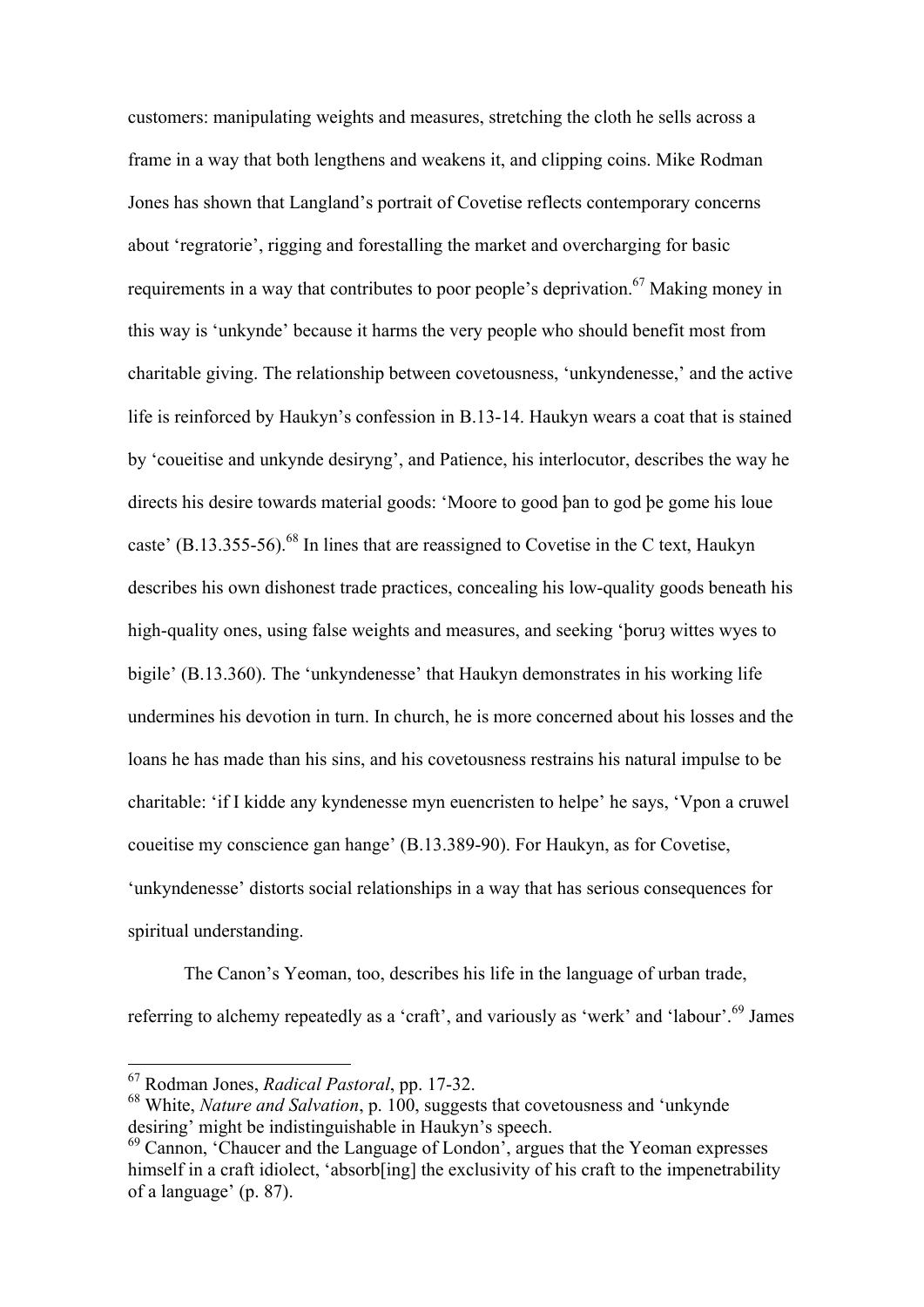customers: manipulating weights and measures, stretching the cloth he sells across a frame in a way that both lengthens and weakens it, and clipping coins. Mike Rodman Jones has shown that Langland's portrait of Covetise reflects contemporary concerns about 'regratorie', rigging and forestalling the market and overcharging for basic requirements in a way that contributes to poor people's deprivation.[67] Making money in this way is 'unkynde' because it harms the very people who should benefit most from charitable giving. The relationship between covetousness, 'unkyndenesse,' and the active life is reinforced by Haukyn's confession in B.13-14. Haukyn wears a coat that is stained by 'coueitise and unkynde desiryng', and Patience, his interlocutor, describes the way he directs his desire towards material goods: 'Moore to good þan to god þe gome his loue caste' (B.13.355-56).[68] In lines that are reassigned to Covetise in the C text, Haukyn describes his own dishonest trade practices, concealing his low-quality goods beneath his high-quality ones, using false weights and measures, and seeking 'þoruȝ wittes wyes to bigile' (B.13.360). The 'unkyndenesse' that Haukyn demonstrates in his working life undermines his devotion in turn. In church, he is more concerned about his losses and the loans he has made than his sins, and his covetousness restrains his natural impulse to be charitable: 'if I kidde any kyndenesse myn euencristen to helpe' he says, 'Vpon a cruwel coueitise my conscience gan hange' (B.13.389-90). For Haukyn, as for Covetise, 'unkyndenesse' distorts social relationships in a way that has serious consequences for spiritual understanding.

The Canon's Yeoman, too, describes his life in the language of urban trade, referring to alchemy repeatedly as a 'craft', and variously as 'werk' and 'labour'.[69] James

---

[67] Rodman Jones, *Radical Pastoral*, pp. 17-32.

[68] White, *Nature and Salvation*, p. 100, suggests that covetousness and 'unkynde desiring' might be indistinguishable in Haukyn's speech.

[69] Cannon, 'Chaucer and the Language of London', argues that the Yeoman expresses himself in a craft idiolect, 'absorb[ing] the exclusivity of his craft to the impenetrability of a language' (p. 87).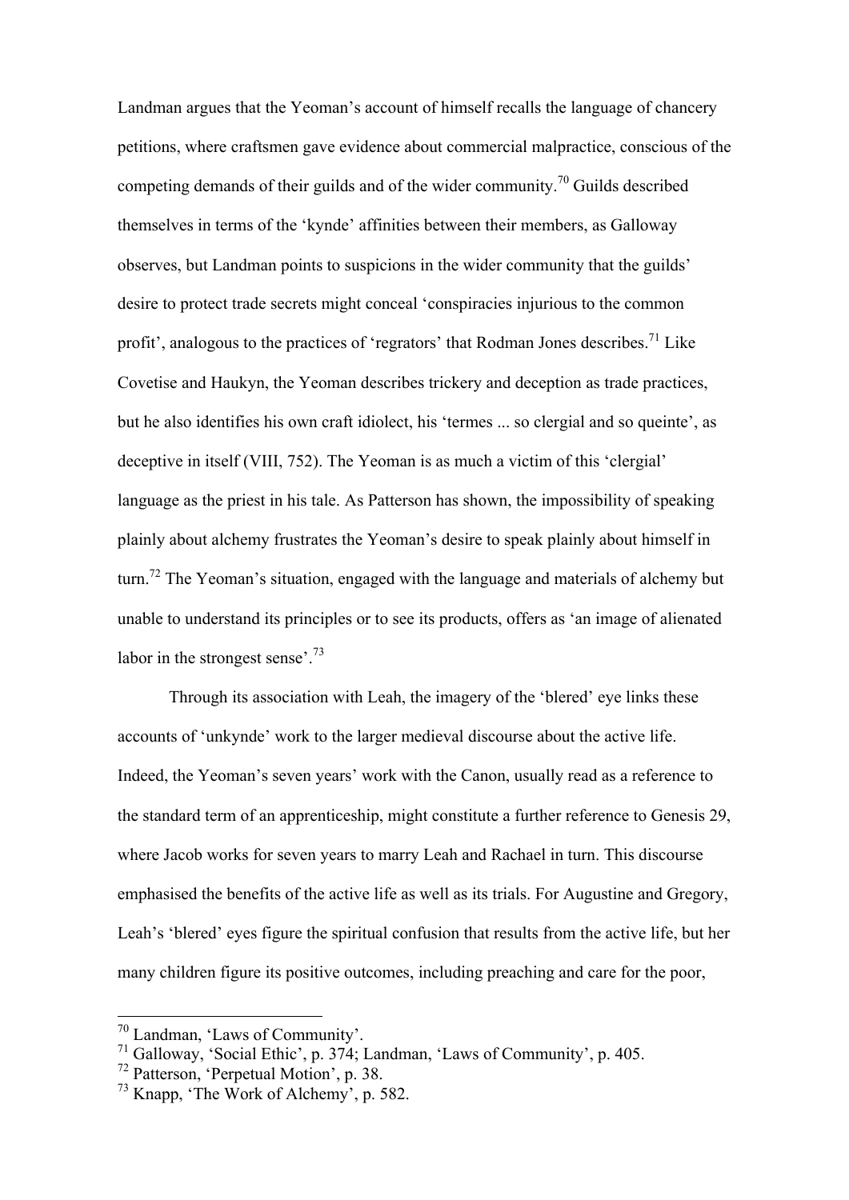Landman argues that the Yeoman's account of himself recalls the language of chancery petitions, where craftsmen gave evidence about commercial malpractice, conscious of the competing demands of their guilds and of the wider community.[70] Guilds described themselves in terms of the 'kynde' affinities between their members, as Galloway observes, but Landman points to suspicions in the wider community that the guilds' desire to protect trade secrets might conceal 'conspiracies injurious to the common profit', analogous to the practices of 'regrators' that Rodman Jones describes.[71] Like Covetise and Haukyn, the Yeoman describes trickery and deception as trade practices, but he also identifies his own craft idiolect, his 'termes ... so clergial and so queinte', as deceptive in itself (VIII, 752). The Yeoman is as much a victim of this 'clergial' language as the priest in his tale. As Patterson has shown, the impossibility of speaking plainly about alchemy frustrates the Yeoman's desire to speak plainly about himself in turn.[72] The Yeoman's situation, engaged with the language and materials of alchemy but unable to understand its principles or to see its products, offers as 'an image of alienated labor in the strongest sense'.[73]

Through its association with Leah, the imagery of the 'blered' eye links these accounts of 'unkynde' work to the larger medieval discourse about the active life. Indeed, the Yeoman's seven years' work with the Canon, usually read as a reference to the standard term of an apprenticeship, might constitute a further reference to Genesis 29, where Jacob works for seven years to marry Leah and Rachael in turn. This discourse emphasised the benefits of the active life as well as its trials. For Augustine and Gregory, Leah's 'blered' eyes figure the spiritual confusion that results from the active life, but her many children figure its positive outcomes, including preaching and care for the poor,

---

[70] Landman, 'Laws of Community'.

[71] Galloway, 'Social Ethic', p. 374; Landman, 'Laws of Community', p. 405.

[72] Patterson, 'Perpetual Motion', p. 38.

[73] Knapp, 'The Work of Alchemy', p. 582.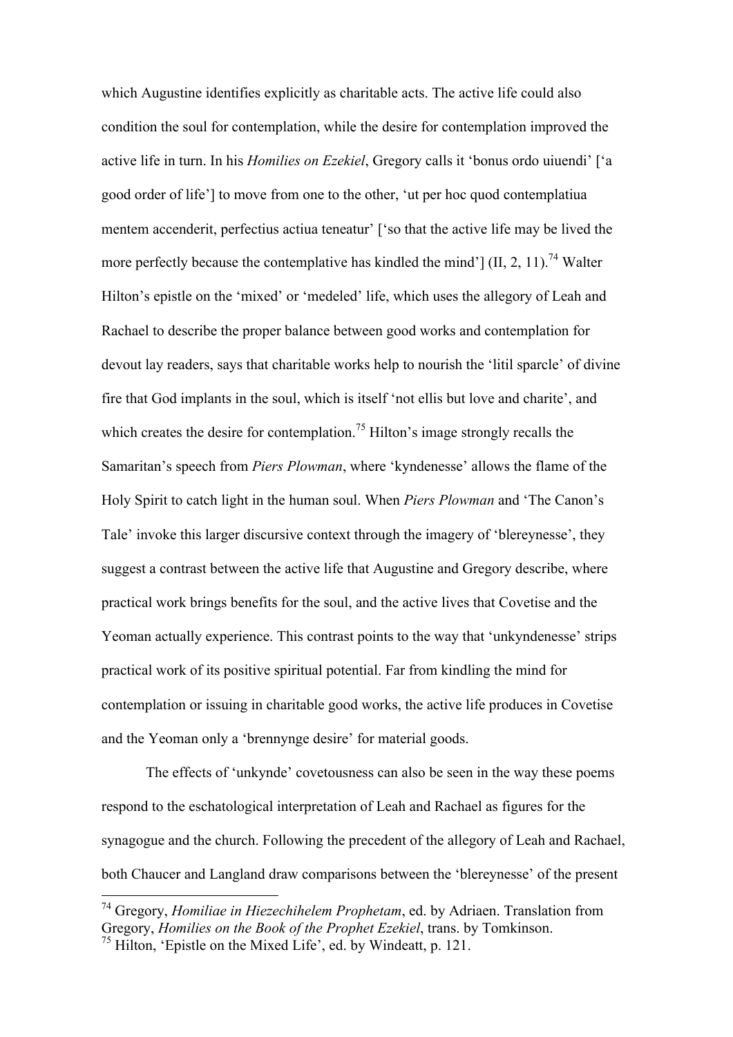which Augustine identifies explicitly as charitable acts. The active life could also condition the soul for contemplation, while the desire for contemplation improved the active life in turn. In his *Homilies on Ezekiel*, Gregory calls it 'bonus ordo uiuendi' ['a good order of life'] to move from one to the other, 'ut per hoc quod contemplatiua mentem accenderit, perfectius actiua teneatur' ['so that the active life may be lived the more perfectly because the contemplative has kindled the mind'] (II, 2, 11).[74] Walter Hilton's epistle on the 'mixed' or 'medeled' life, which uses the allegory of Leah and Rachael to describe the proper balance between good works and contemplation for devout lay readers, says that charitable works help to nourish the 'litil sparcle' of divine fire that God implants in the soul, which is itself 'not ellis but love and charite', and which creates the desire for contemplation.[75] Hilton's image strongly recalls the Samaritan's speech from *Piers Plowman*, where 'kyndenesse' allows the flame of the Holy Spirit to catch light in the human soul. When *Piers Plowman* and 'The Canon's Tale' invoke this larger discursive context through the imagery of 'blereynesse', they suggest a contrast between the active life that Augustine and Gregory describe, where practical work brings benefits for the soul, and the active lives that Covetise and the Yeoman actually experience. This contrast points to the way that 'unkyndenesse' strips practical work of its positive spiritual potential. Far from kindling the mind for contemplation or issuing in charitable good works, the active life produces in Covetise and the Yeoman only a 'brennynge desire' for material goods.

The effects of 'unkynde' covetousness can also be seen in the way these poems respond to the eschatological interpretation of Leah and Rachael as figures for the synagogue and the church. Following the precedent of the allegory of Leah and Rachael, both Chaucer and Langland draw comparisons between the 'blereynesse' of the present

---

[74] Gregory, *Homiliae in Hiezechihelem Prophetam*, ed. by Adriaen. Translation from Gregory, *Homilies on the Book of the Prophet Ezekiel*, trans. by Tomkinson.

[75] Hilton, 'Epistle on the Mixed Life', ed. by Windeatt, p. 121.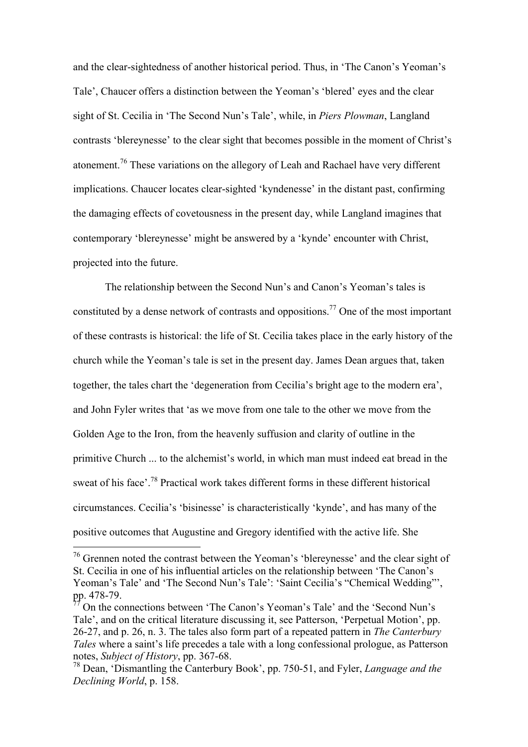and the clear-sightedness of another historical period. Thus, in 'The Canon's Yeoman's Tale', Chaucer offers a distinction between the Yeoman's 'blered' eyes and the clear sight of St. Cecilia in 'The Second Nun's Tale', while, in *Piers Plowman*, Langland contrasts 'blereynesse' to the clear sight that becomes possible in the moment of Christ's atonement.[76] These variations on the allegory of Leah and Rachael have very different implications. Chaucer locates clear-sighted 'kyndenesse' in the distant past, confirming the damaging effects of covetousness in the present day, while Langland imagines that contemporary 'blereynesse' might be answered by a 'kynde' encounter with Christ, projected into the future.

The relationship between the Second Nun's and Canon's Yeoman's tales is constituted by a dense network of contrasts and oppositions.[77] One of the most important of these contrasts is historical: the life of St. Cecilia takes place in the early history of the church while the Yeoman's tale is set in the present day. James Dean argues that, taken together, the tales chart the 'degeneration from Cecilia's bright age to the modern era', and John Fyler writes that 'as we move from one tale to the other we move from the Golden Age to the Iron, from the heavenly suffusion and clarity of outline in the primitive Church ... to the alchemist's world, in which man must indeed eat bread in the sweat of his face'.[78] Practical work takes different forms in these different historical circumstances. Cecilia's 'bisinesse' is characteristically 'kynde', and has many of the positive outcomes that Augustine and Gregory identified with the active life. She

---

[76] Grennen noted the contrast between the Yeoman's 'blereynesse' and the clear sight of St. Cecilia in one of his influential articles on the relationship between 'The Canon's Yeoman's Tale' and 'The Second Nun's Tale': 'Saint Cecilia's "Chemical Wedding"', pp. 478-79.

[77] On the connections between 'The Canon's Yeoman's Tale' and the 'Second Nun's Tale', and on the critical literature discussing it, see Patterson, 'Perpetual Motion', pp. 26-27, and p. 26, n. 3. The tales also form part of a repeated pattern in *The Canterbury Tales* where a saint's life precedes a tale with a long confessional prologue, as Patterson notes, *Subject of History*, pp. 367-68.

[78] Dean, 'Dismantling the Canterbury Book', pp. 750-51, and Fyler, *Language and the Declining World*, p. 158.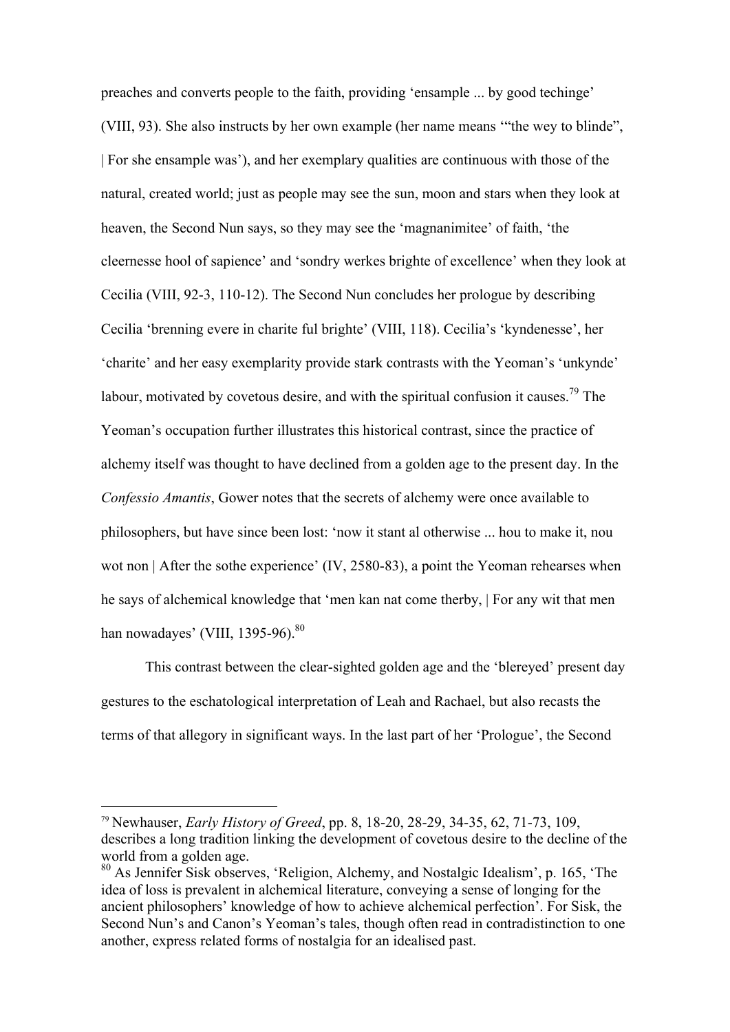preaches and converts people to the faith, providing 'ensample ... by good techinge' (VIII, 93). She also instructs by her own example (her name means '"the wey to blinde", | For she ensample was'), and her exemplary qualities are continuous with those of the natural, created world; just as people may see the sun, moon and stars when they look at heaven, the Second Nun says, so they may see the 'magnanimitee' of faith, 'the cleernesse hool of sapience' and 'sondry werkes brighte of excellence' when they look at Cecilia (VIII, 92-3, 110-12). The Second Nun concludes her prologue by describing Cecilia 'brenning evere in charite ful brighte' (VIII, 118). Cecilia's 'kyndenesse', her 'charite' and her easy exemplarity provide stark contrasts with the Yeoman's 'unkynde' labour, motivated by covetous desire, and with the spiritual confusion it causes.[79] The Yeoman's occupation further illustrates this historical contrast, since the practice of alchemy itself was thought to have declined from a golden age to the present day. In the *Confessio Amantis*, Gower notes that the secrets of alchemy were once available to philosophers, but have since been lost: 'now it stant al otherwise ... hou to make it, nou wot non | After the sothe experience' (IV, 2580-83), a point the Yeoman rehearses when he says of alchemical knowledge that 'men kan nat come therby, | For any wit that men han nowadayes' (VIII, 1395-96).[80]

This contrast between the clear-sighted golden age and the 'blereyed' present day gestures to the eschatological interpretation of Leah and Rachael, but also recasts the terms of that allegory in significant ways. In the last part of her 'Prologue', the Second

---

[79] Newhauser, *Early History of Greed*, pp. 8, 18-20, 28-29, 34-35, 62, 71-73, 109, describes a long tradition linking the development of covetous desire to the decline of the world from a golden age.

[80] As Jennifer Sisk observes, 'Religion, Alchemy, and Nostalgic Idealism', p. 165, 'The idea of loss is prevalent in alchemical literature, conveying a sense of longing for the ancient philosophers' knowledge of how to achieve alchemical perfection'. For Sisk, the Second Nun's and Canon's Yeoman's tales, though often read in contradistinction to one another, express related forms of nostalgia for an idealised past.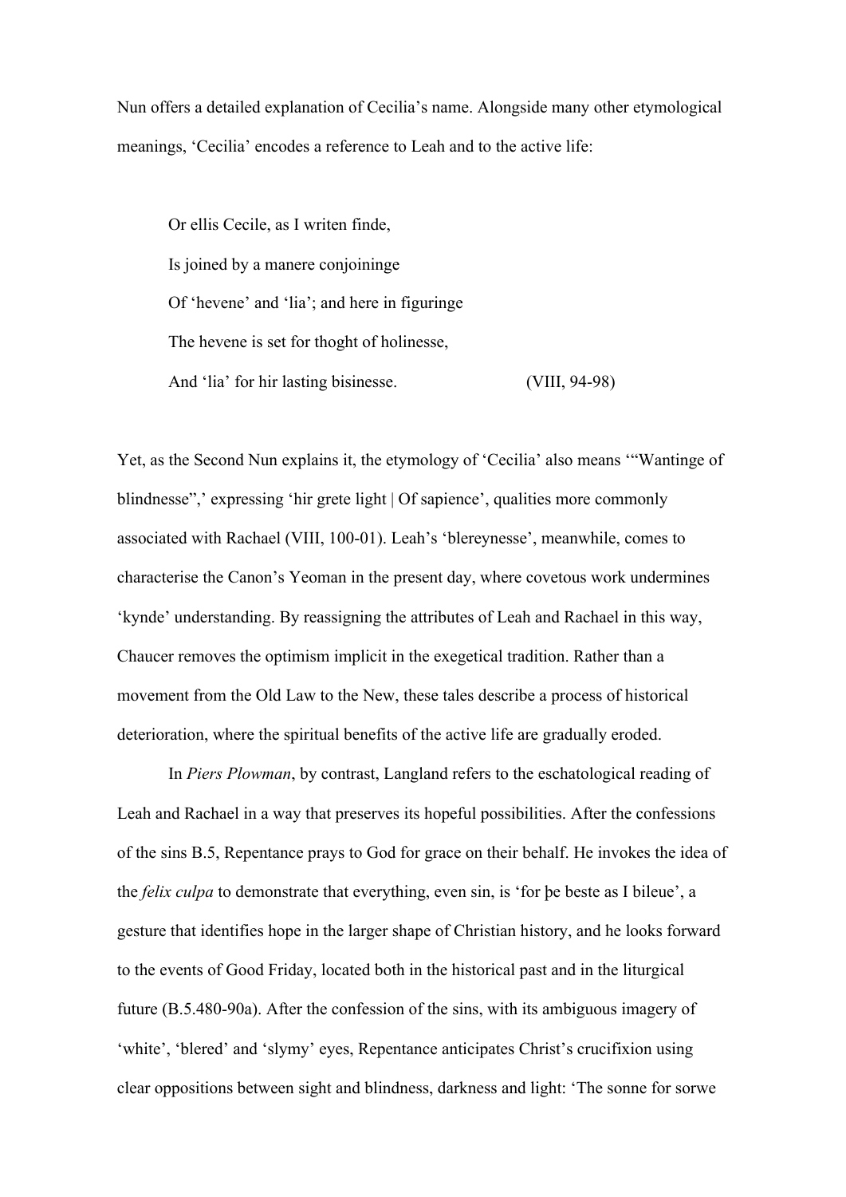Nun offers a detailed explanation of Cecilia's name. Alongside many other etymological meanings, 'Cecilia' encodes a reference to Leah and to the active life:

> Or ellis Cecile, as I writen finde,
> Is joined by a manere conjoininge
> Of 'hevene' and 'lia'; and here in figuringe
> The hevene is set for thoght of holinesse,
> And 'lia' for hir lasting bisinesse. (VIII, 94-98)

Yet, as the Second Nun explains it, the etymology of 'Cecilia' also means '"Wantinge of blindnesse",' expressing 'hir grete light | Of sapience', qualities more commonly associated with Rachael (VIII, 100-01). Leah's 'blereynesse', meanwhile, comes to characterise the Canon's Yeoman in the present day, where covetous work undermines 'kynde' understanding. By reassigning the attributes of Leah and Rachael in this way, Chaucer removes the optimism implicit in the exegetical tradition. Rather than a movement from the Old Law to the New, these tales describe a process of historical deterioration, where the spiritual benefits of the active life are gradually eroded.

In *Piers Plowman*, by contrast, Langland refers to the eschatological reading of Leah and Rachael in a way that preserves its hopeful possibilities. After the confessions of the sins B.5, Repentance prays to God for grace on their behalf. He invokes the idea of the *felix culpa* to demonstrate that everything, even sin, is 'for þe beste as I bileue', a gesture that identifies hope in the larger shape of Christian history, and he looks forward to the events of Good Friday, located both in the historical past and in the liturgical future (B.5.480-90a). After the confession of the sins, with its ambiguous imagery of 'white', 'blered' and 'slymy' eyes, Repentance anticipates Christ's crucifixion using clear oppositions between sight and blindness, darkness and light: 'The sonne for sorwe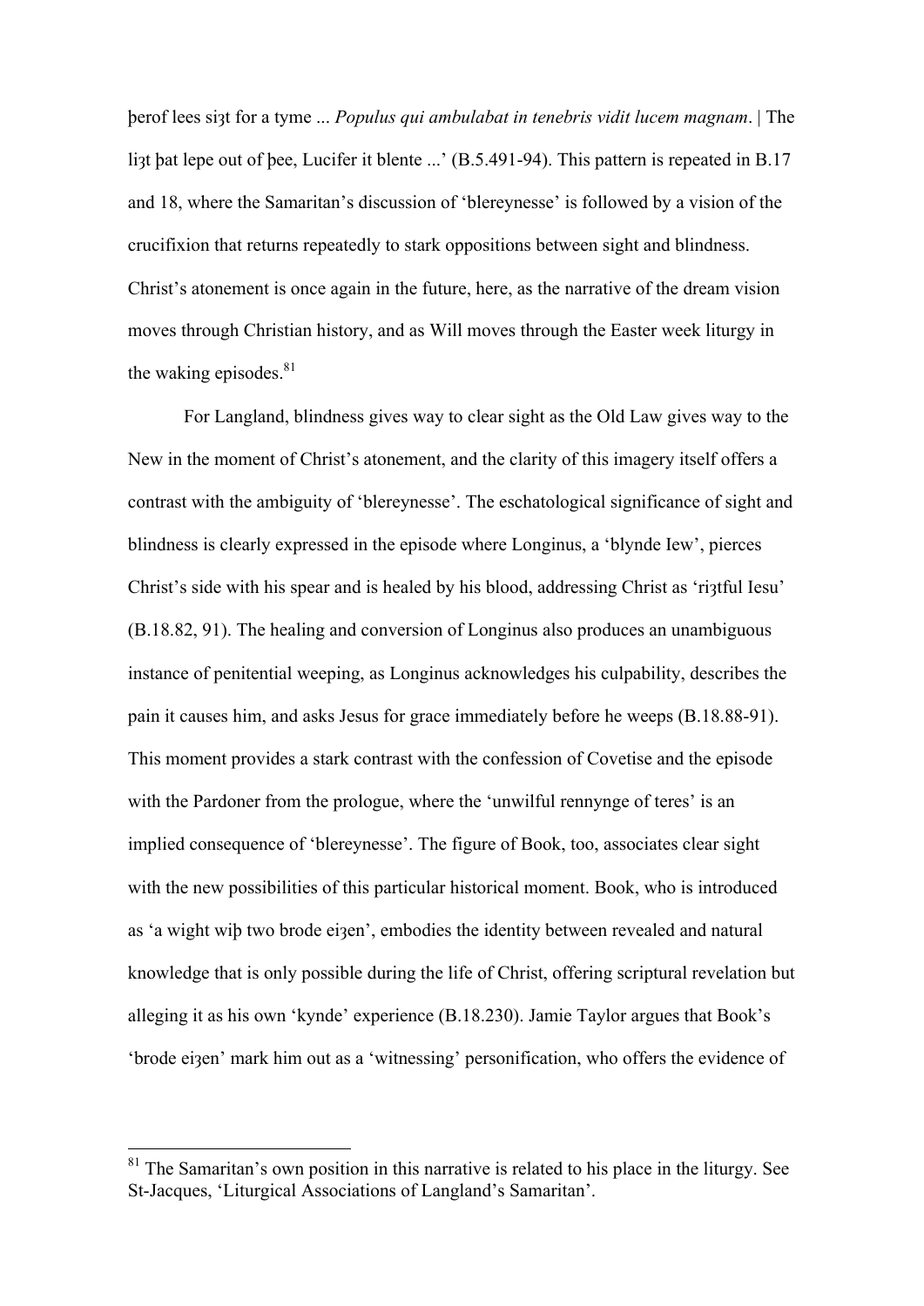þerof lees siȝt for a tyme ... *Populus qui ambulabat in tenebris vidit lucem magnam*. | The liȝt þat lepe out of þee, Lucifer it blente ...' (B.5.491-94). This pattern is repeated in B.17 and 18, where the Samaritan's discussion of 'blereynesse' is followed by a vision of the crucifixion that returns repeatedly to stark oppositions between sight and blindness. Christ's atonement is once again in the future, here, as the narrative of the dream vision moves through Christian history, and as Will moves through the Easter week liturgy in the waking episodes.[81]

For Langland, blindness gives way to clear sight as the Old Law gives way to the New in the moment of Christ's atonement, and the clarity of this imagery itself offers a contrast with the ambiguity of 'blereynesse'. The eschatological significance of sight and blindness is clearly expressed in the episode where Longinus, a 'blynde Iew', pierces Christ's side with his spear and is healed by his blood, addressing Christ as 'riȝtful Iesu' (B.18.82, 91). The healing and conversion of Longinus also produces an unambiguous instance of penitential weeping, as Longinus acknowledges his culpability, describes the pain it causes him, and asks Jesus for grace immediately before he weeps (B.18.88-91). This moment provides a stark contrast with the confession of Covetise and the episode with the Pardoner from the prologue, where the 'unwilful rennynge of teres' is an implied consequence of 'blereynesse'. The figure of Book, too, associates clear sight with the new possibilities of this particular historical moment. Book, who is introduced as 'a wight wiþ two brode eiȝen', embodies the identity between revealed and natural knowledge that is only possible during the life of Christ, offering scriptural revelation but alleging it as his own 'kynde' experience (B.18.230). Jamie Taylor argues that Book's 'brode eiȝen' mark him out as a 'witnessing' personification, who offers the evidence of

[81] The Samaritan's own position in this narrative is related to his place in the liturgy. See St-Jacques, 'Liturgical Associations of Langland's Samaritan'.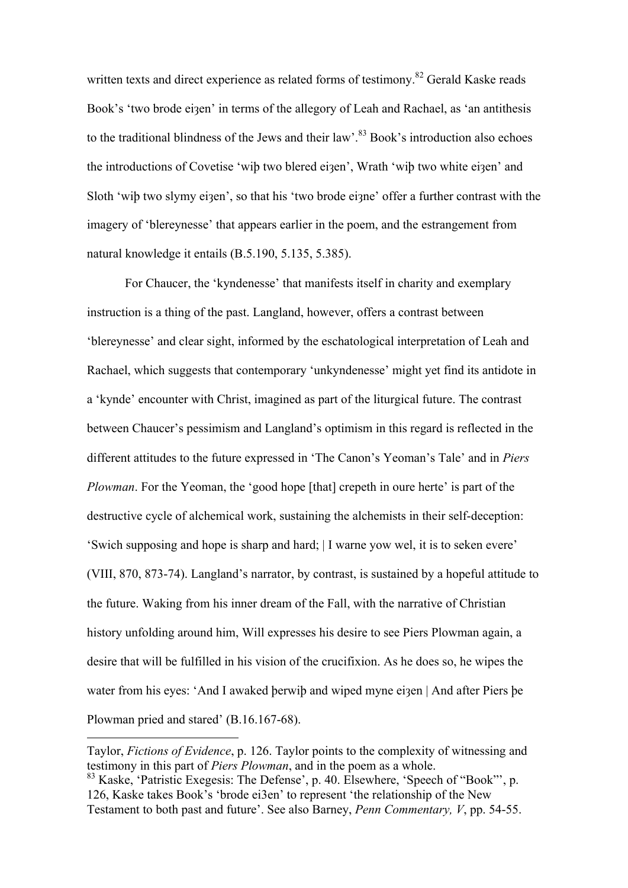written texts and direct experience as related forms of testimony.[82] Gerald Kaske reads Book's 'two brode eiȝen' in terms of the allegory of Leah and Rachael, as 'an antithesis to the traditional blindness of the Jews and their law'.[83] Book's introduction also echoes the introductions of Covetise 'wiþ two blered eiȝen', Wrath 'wiþ two white eiȝen' and Sloth 'wiþ two slymy eiȝen', so that his 'two brode eiȝne' offer a further contrast with the imagery of 'blereynesse' that appears earlier in the poem, and the estrangement from natural knowledge it entails (B.5.190, 5.135, 5.385).

For Chaucer, the 'kyndenesse' that manifests itself in charity and exemplary instruction is a thing of the past. Langland, however, offers a contrast between 'blereynesse' and clear sight, informed by the eschatological interpretation of Leah and Rachael, which suggests that contemporary 'unkyndenesse' might yet find its antidote in a 'kynde' encounter with Christ, imagined as part of the liturgical future. The contrast between Chaucer's pessimism and Langland's optimism in this regard is reflected in the different attitudes to the future expressed in 'The Canon's Yeoman's Tale' and in *Piers Plowman*. For the Yeoman, the 'good hope [that] crepeth in oure herte' is part of the destructive cycle of alchemical work, sustaining the alchemists in their self-deception: 'Swich supposing and hope is sharp and hard; | I warne yow wel, it is to seken evere' (VIII, 870, 873-74). Langland's narrator, by contrast, is sustained by a hopeful attitude to the future. Waking from his inner dream of the Fall, with the narrative of Christian history unfolding around him, Will expresses his desire to see Piers Plowman again, a desire that will be fulfilled in his vision of the crucifixion. As he does so, he wipes the water from his eyes: 'And I awaked þerwiþ and wiped myne eiȝen | And after Piers þe Plowman pried and stared' (B.16.167-68).

---

Taylor, *Fictions of Evidence*, p. 126. Taylor points to the complexity of witnessing and testimony in this part of *Piers Plowman*, and in the poem as a whole.

[83] Kaske, 'Patristic Exegesis: The Defense', p. 40. Elsewhere, 'Speech of "Book"', p. 126, Kaske takes Book's 'brode ei3en' to represent 'the relationship of the New Testament to both past and future'. See also Barney, *Penn Commentary, V*, pp. 54-55.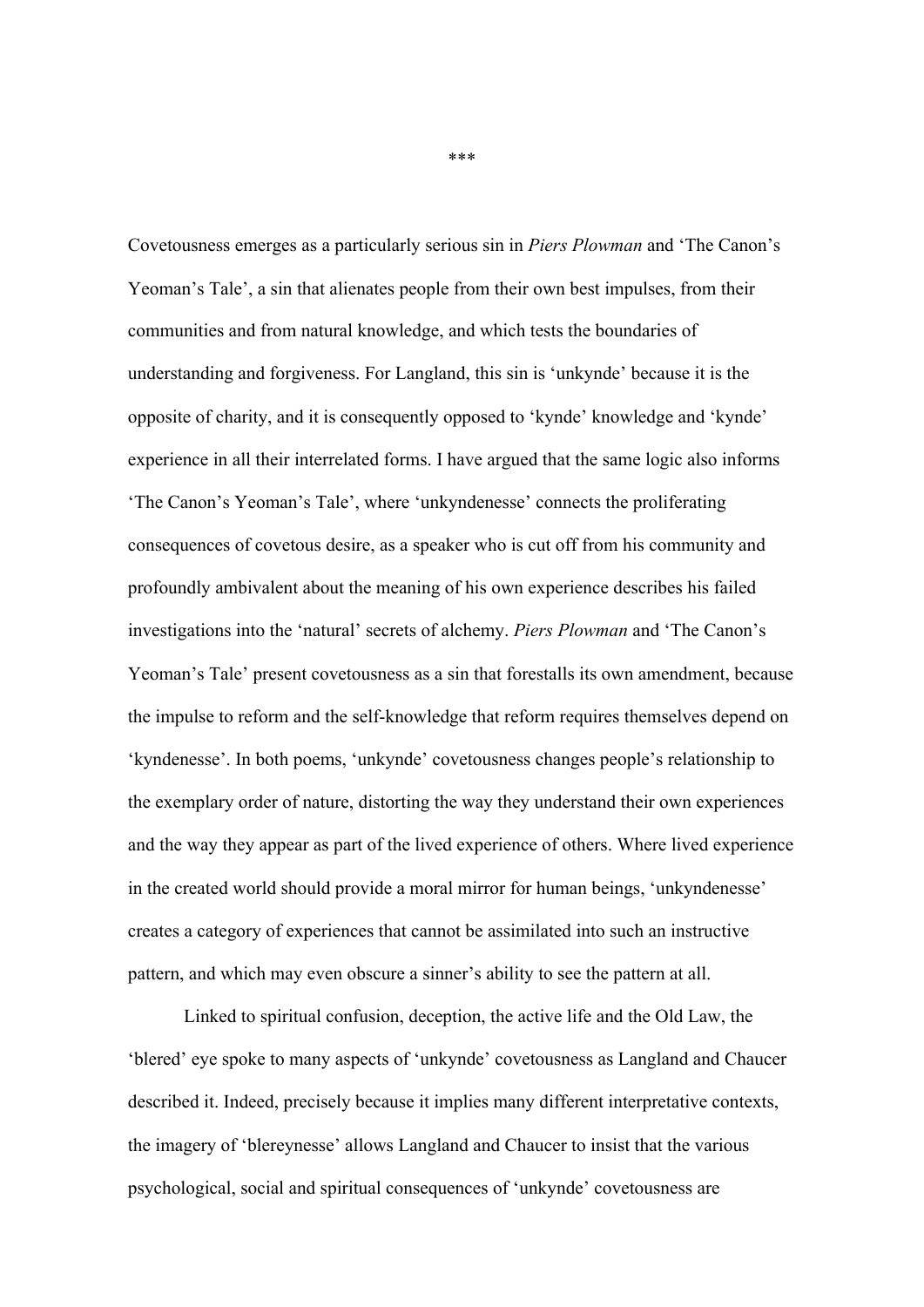***

Covetousness emerges as a particularly serious sin in *Piers Plowman* and 'The Canon's Yeoman's Tale', a sin that alienates people from their own best impulses, from their communities and from natural knowledge, and which tests the boundaries of understanding and forgiveness. For Langland, this sin is 'unkynde' because it is the opposite of charity, and it is consequently opposed to 'kynde' knowledge and 'kynde' experience in all their interrelated forms. I have argued that the same logic also informs 'The Canon's Yeoman's Tale', where 'unkyndenesse' connects the proliferating consequences of covetous desire, as a speaker who is cut off from his community and profoundly ambivalent about the meaning of his own experience describes his failed investigations into the 'natural' secrets of alchemy. *Piers Plowman* and 'The Canon's Yeoman's Tale' present covetousness as a sin that forestalls its own amendment, because the impulse to reform and the self-knowledge that reform requires themselves depend on 'kyndenesse'. In both poems, 'unkynde' covetousness changes people's relationship to the exemplary order of nature, distorting the way they understand their own experiences and the way they appear as part of the lived experience of others. Where lived experience in the created world should provide a moral mirror for human beings, 'unkyndenesse' creates a category of experiences that cannot be assimilated into such an instructive pattern, and which may even obscure a sinner's ability to see the pattern at all.

Linked to spiritual confusion, deception, the active life and the Old Law, the 'blered' eye spoke to many aspects of 'unkynde' covetousness as Langland and Chaucer described it. Indeed, precisely because it implies many different interpretative contexts, the imagery of 'blereynesse' allows Langland and Chaucer to insist that the various psychological, social and spiritual consequences of 'unkynde' covetousness are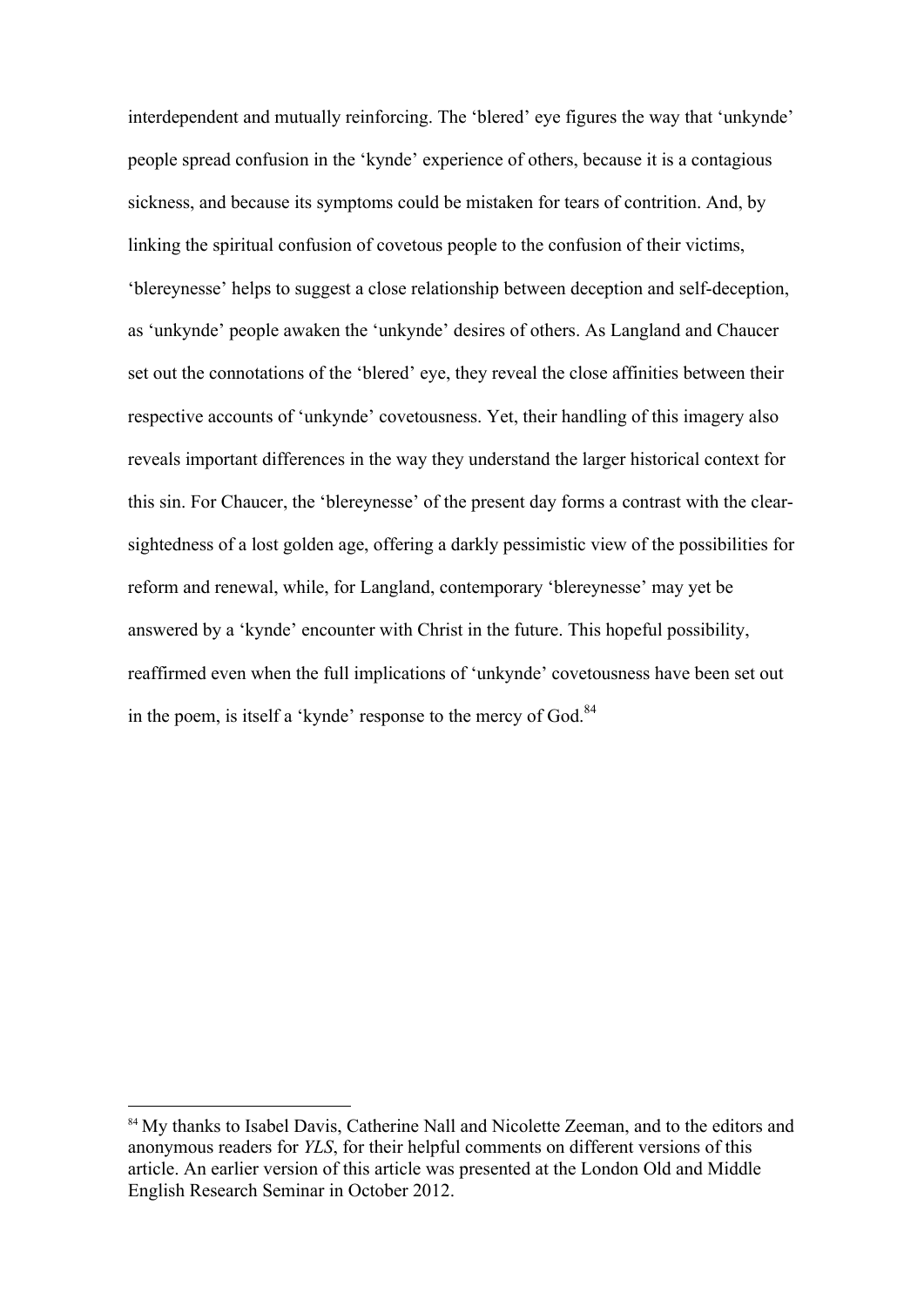interdependent and mutually reinforcing. The 'blered' eye figures the way that 'unkynde' people spread confusion in the 'kynde' experience of others, because it is a contagious sickness, and because its symptoms could be mistaken for tears of contrition. And, by linking the spiritual confusion of covetous people to the confusion of their victims, 'blereynesse' helps to suggest a close relationship between deception and self-deception, as 'unkynde' people awaken the 'unkynde' desires of others. As Langland and Chaucer set out the connotations of the 'blered' eye, they reveal the close affinities between their respective accounts of 'unkynde' covetousness. Yet, their handling of this imagery also reveals important differences in the way they understand the larger historical context for this sin. For Chaucer, the 'blereynesse' of the present day forms a contrast with the clear-sightedness of a lost golden age, offering a darkly pessimistic view of the possibilities for reform and renewal, while, for Langland, contemporary 'blereynesse' may yet be answered by a 'kynde' encounter with Christ in the future. This hopeful possibility, reaffirmed even when the full implications of 'unkynde' covetousness have been set out in the poem, is itself a 'kynde' response to the mercy of God.[84]

[84] My thanks to Isabel Davis, Catherine Nall and Nicolette Zeeman, and to the editors and anonymous readers for *YLS*, for their helpful comments on different versions of this article. An earlier version of this article was presented at the London Old and Middle English Research Seminar in October 2012.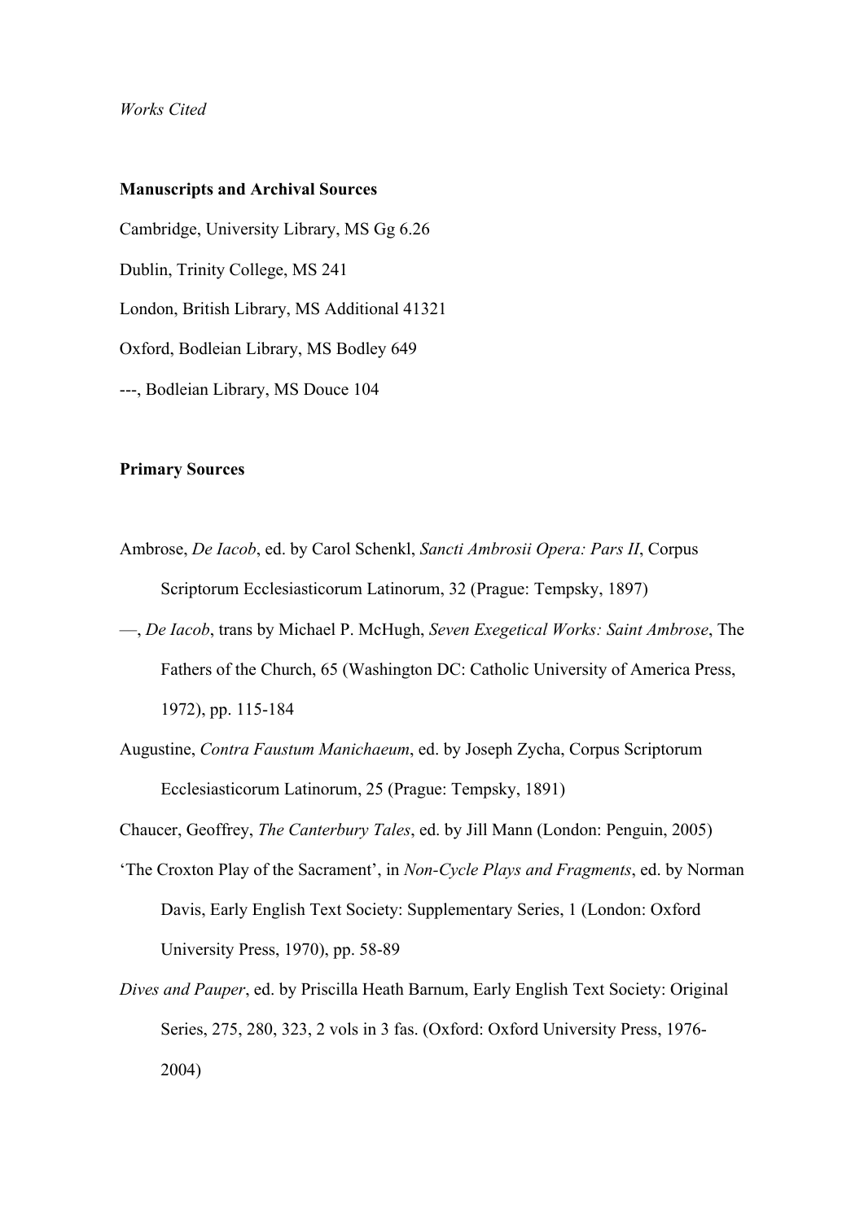*Works Cited*

**Manuscripts and Archival Sources**

Cambridge, University Library, MS Gg 6.26

Dublin, Trinity College, MS 241

London, British Library, MS Additional 41321

Oxford, Bodleian Library, MS Bodley 649

---, Bodleian Library, MS Douce 104

**Primary Sources**

Ambrose, *De Iacob*, ed. by Carol Schenkl, *Sancti Ambrosii Opera: Pars II*, Corpus Scriptorum Ecclesiasticorum Latinorum, 32 (Prague: Tempsky, 1897)

—, *De Iacob*, trans by Michael P. McHugh, *Seven Exegetical Works: Saint Ambrose*, The Fathers of the Church, 65 (Washington DC: Catholic University of America Press, 1972), pp. 115-184

Augustine, *Contra Faustum Manichaeum*, ed. by Joseph Zycha, Corpus Scriptorum Ecclesiasticorum Latinorum, 25 (Prague: Tempsky, 1891)

Chaucer, Geoffrey, *The Canterbury Tales*, ed. by Jill Mann (London: Penguin, 2005)

'The Croxton Play of the Sacrament', in *Non-Cycle Plays and Fragments*, ed. by Norman Davis, Early English Text Society: Supplementary Series, 1 (London: Oxford University Press, 1970), pp. 58-89

*Dives and Pauper*, ed. by Priscilla Heath Barnum, Early English Text Society: Original Series, 275, 280, 323, 2 vols in 3 fas. (Oxford: Oxford University Press, 1976-2004)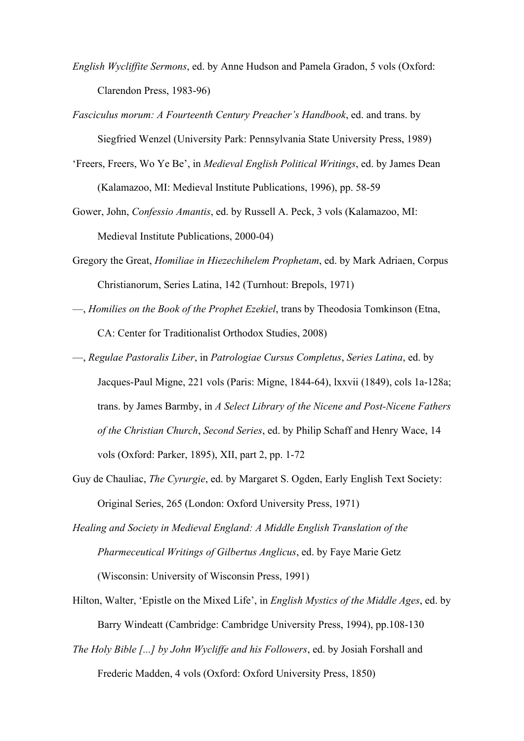*English Wycliffite Sermons*, ed. by Anne Hudson and Pamela Gradon, 5 vols (Oxford: Clarendon Press, 1983-96)

*Fasciculus morum: A Fourteenth Century Preacher's Handbook*, ed. and trans. by Siegfried Wenzel (University Park: Pennsylvania State University Press, 1989)

'Freers, Freers, Wo Ye Be', in *Medieval English Political Writings*, ed. by James Dean (Kalamazoo, MI: Medieval Institute Publications, 1996), pp. 58-59

Gower, John, *Confessio Amantis*, ed. by Russell A. Peck, 3 vols (Kalamazoo, MI: Medieval Institute Publications, 2000-04)

Gregory the Great, *Homiliae in Hiezechihelem Prophetam*, ed. by Mark Adriaen, Corpus Christianorum, Series Latina, 142 (Turnhout: Brepols, 1971)

—, *Homilies on the Book of the Prophet Ezekiel*, trans by Theodosia Tomkinson (Etna, CA: Center for Traditionalist Orthodox Studies, 2008)

—, *Regulae Pastoralis Liber*, in *Patrologiae Cursus Completus*, *Series Latina*, ed. by Jacques-Paul Migne, 221 vols (Paris: Migne, 1844-64), lxxvii (1849), cols 1a-128a; trans. by James Barmby, in *A Select Library of the Nicene and Post-Nicene Fathers of the Christian Church*, *Second Series*, ed. by Philip Schaff and Henry Wace, 14 vols (Oxford: Parker, 1895), XII, part 2, pp. 1-72

Guy de Chauliac, *The Cyrurgie*, ed. by Margaret S. Ogden, Early English Text Society: Original Series, 265 (London: Oxford University Press, 1971)

*Healing and Society in Medieval England: A Middle English Translation of the Pharmeceutical Writings of Gilbertus Anglicus*, ed. by Faye Marie Getz (Wisconsin: University of Wisconsin Press, 1991)

Hilton, Walter, 'Epistle on the Mixed Life', in *English Mystics of the Middle Ages*, ed. by Barry Windeatt (Cambridge: Cambridge University Press, 1994), pp.108-130

*The Holy Bible [...] by John Wycliffe and his Followers*, ed. by Josiah Forshall and Frederic Madden, 4 vols (Oxford: Oxford University Press, 1850)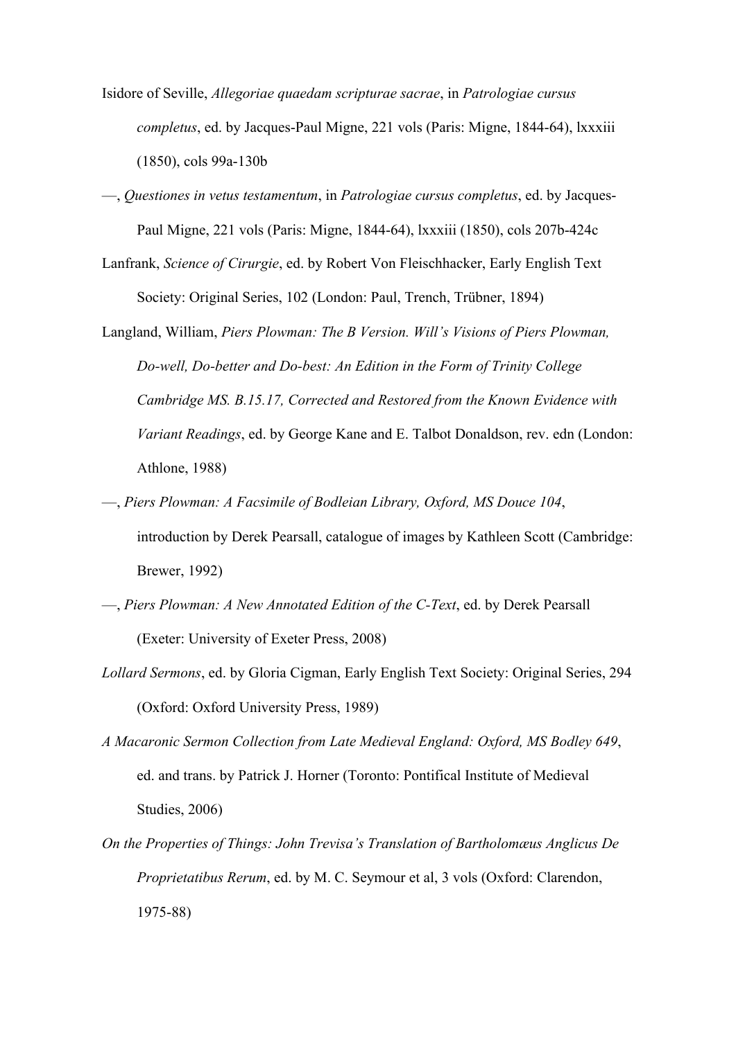Isidore of Seville, *Allegoriae quaedam scripturae sacrae*, in *Patrologiae cursus completus*, ed. by Jacques-Paul Migne, 221 vols (Paris: Migne, 1844-64), lxxxiii (1850), cols 99a-130b

—, *Questiones in vetus testamentum*, in *Patrologiae cursus completus*, ed. by Jacques-Paul Migne, 221 vols (Paris: Migne, 1844-64), lxxxiii (1850), cols 207b-424c

Lanfrank, *Science of Cirurgie*, ed. by Robert Von Fleischhacker, Early English Text Society: Original Series, 102 (London: Paul, Trench, Trübner, 1894)

Langland, William, *Piers Plowman: The B Version. Will's Visions of Piers Plowman, Do-well, Do-better and Do-best: An Edition in the Form of Trinity College Cambridge MS. B.15.17, Corrected and Restored from the Known Evidence with Variant Readings*, ed. by George Kane and E. Talbot Donaldson, rev. edn (London: Athlone, 1988)

—, *Piers Plowman: A Facsimile of Bodleian Library, Oxford, MS Douce 104*, introduction by Derek Pearsall, catalogue of images by Kathleen Scott (Cambridge: Brewer, 1992)

—, *Piers Plowman: A New Annotated Edition of the C-Text*, ed. by Derek Pearsall (Exeter: University of Exeter Press, 2008)

*Lollard Sermons*, ed. by Gloria Cigman, Early English Text Society: Original Series, 294 (Oxford: Oxford University Press, 1989)

*A Macaronic Sermon Collection from Late Medieval England: Oxford, MS Bodley 649*, ed. and trans. by Patrick J. Horner (Toronto: Pontifical Institute of Medieval Studies, 2006)

*On the Properties of Things: John Trevisa's Translation of Bartholomæus Anglicus De Proprietatibus Rerum*, ed. by M. C. Seymour et al, 3 vols (Oxford: Clarendon, 1975-88)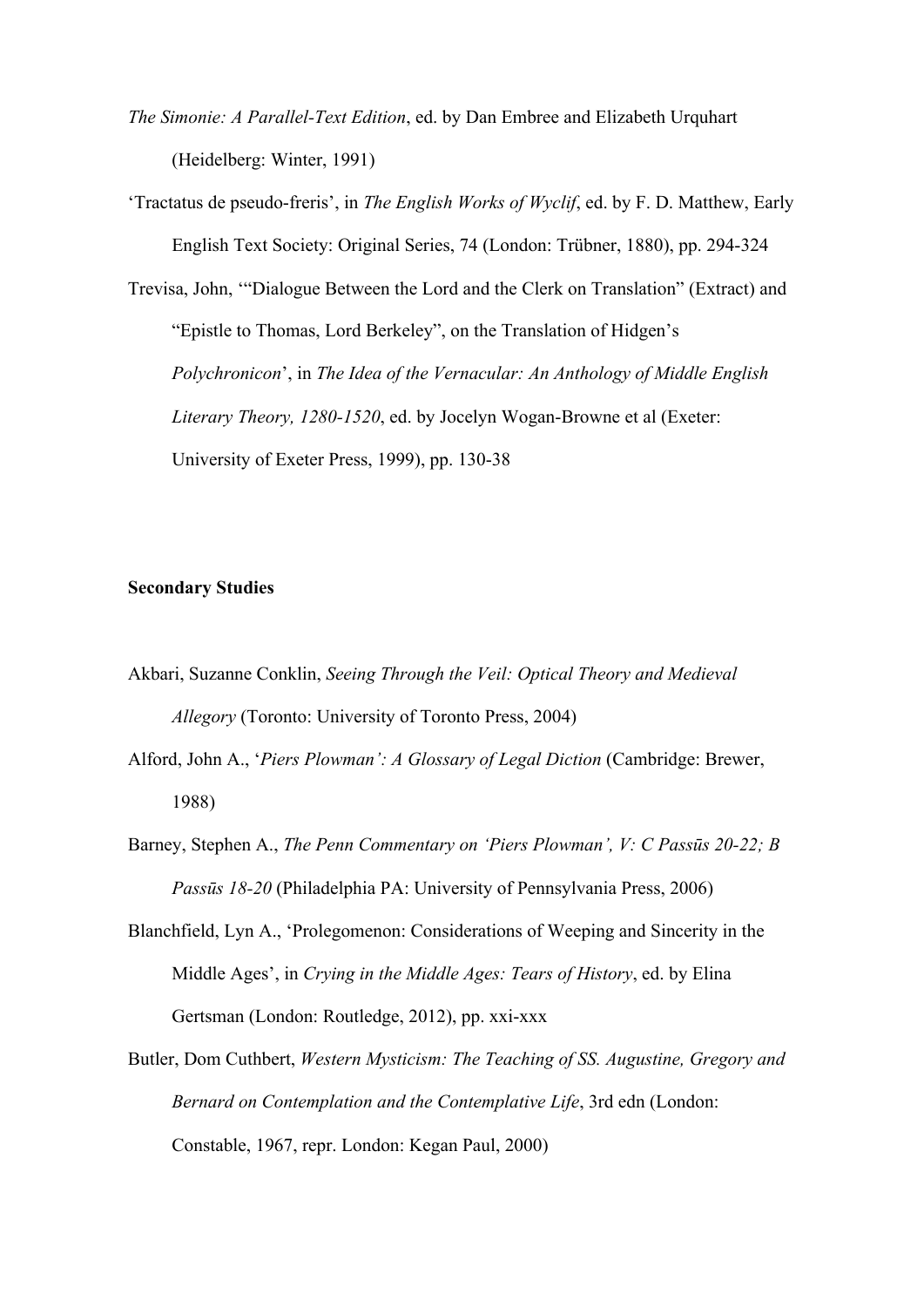*The Simonie: A Parallel-Text Edition*, ed. by Dan Embree and Elizabeth Urquhart (Heidelberg: Winter, 1991)

'Tractatus de pseudo-freris', in *The English Works of Wyclif*, ed. by F. D. Matthew, Early English Text Society: Original Series, 74 (London: Trübner, 1880), pp. 294-324

Trevisa, John, '"Dialogue Between the Lord and the Clerk on Translation" (Extract) and "Epistle to Thomas, Lord Berkeley", on the Translation of Hidgen's *Polychronicon*', in *The Idea of the Vernacular: An Anthology of Middle English Literary Theory, 1280-1520*, ed. by Jocelyn Wogan-Browne et al (Exeter: University of Exeter Press, 1999), pp. 130-38

**Secondary Studies**

Akbari, Suzanne Conklin, *Seeing Through the Veil: Optical Theory and Medieval Allegory* (Toronto: University of Toronto Press, 2004)

Alford, John A., '*Piers Plowman': A Glossary of Legal Diction* (Cambridge: Brewer, 1988)

Barney, Stephen A., *The Penn Commentary on 'Piers Plowman', V: C Passūs 20-22; B Passūs 18-20* (Philadelphia PA: University of Pennsylvania Press, 2006)

Blanchfield, Lyn A., 'Prolegomenon: Considerations of Weeping and Sincerity in the Middle Ages', in *Crying in the Middle Ages: Tears of History*, ed. by Elina Gertsman (London: Routledge, 2012), pp. xxi-xxx

Butler, Dom Cuthbert, *Western Mysticism: The Teaching of SS. Augustine, Gregory and Bernard on Contemplation and the Contemplative Life*, 3rd edn (London: Constable, 1967, repr. London: Kegan Paul, 2000)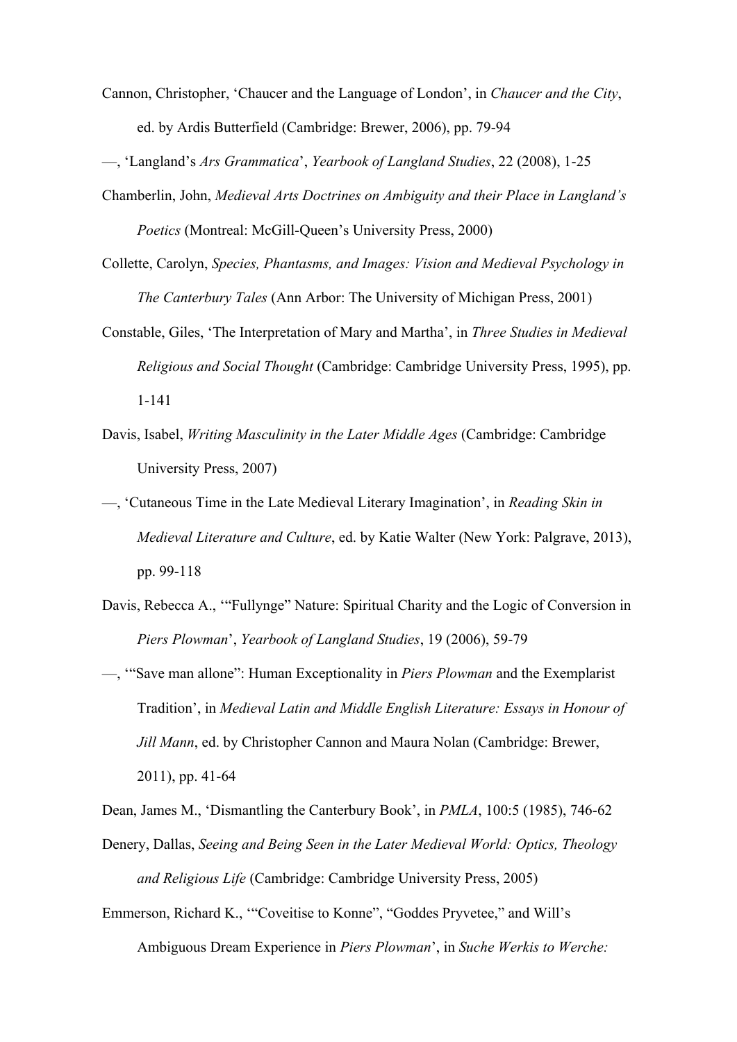Cannon, Christopher, 'Chaucer and the Language of London', in *Chaucer and the City*, ed. by Ardis Butterfield (Cambridge: Brewer, 2006), pp. 79-94

—, 'Langland's *Ars Grammatica*', *Yearbook of Langland Studies*, 22 (2008), 1-25

Chamberlin, John, *Medieval Arts Doctrines on Ambiguity and their Place in Langland's Poetics* (Montreal: McGill-Queen's University Press, 2000)

Collette, Carolyn, *Species, Phantasms, and Images: Vision and Medieval Psychology in The Canterbury Tales* (Ann Arbor: The University of Michigan Press, 2001)

Constable, Giles, 'The Interpretation of Mary and Martha', in *Three Studies in Medieval Religious and Social Thought* (Cambridge: Cambridge University Press, 1995), pp. 1-141

Davis, Isabel, *Writing Masculinity in the Later Middle Ages* (Cambridge: Cambridge University Press, 2007)

—, 'Cutaneous Time in the Late Medieval Literary Imagination', in *Reading Skin in Medieval Literature and Culture*, ed. by Katie Walter (New York: Palgrave, 2013), pp. 99-118

Davis, Rebecca A., '"Fullynge" Nature: Spiritual Charity and the Logic of Conversion in *Piers Plowman*', *Yearbook of Langland Studies*, 19 (2006), 59-79

—, '"Save man allone": Human Exceptionality in *Piers Plowman* and the Exemplarist Tradition', in *Medieval Latin and Middle English Literature: Essays in Honour of Jill Mann*, ed. by Christopher Cannon and Maura Nolan (Cambridge: Brewer, 2011), pp. 41-64

Dean, James M., 'Dismantling the Canterbury Book', in *PMLA*, 100:5 (1985), 746-62

Denery, Dallas, *Seeing and Being Seen in the Later Medieval World: Optics, Theology and Religious Life* (Cambridge: Cambridge University Press, 2005)

Emmerson, Richard K., '"Coveitise to Konne", "Goddes Pryvetee," and Will's Ambiguous Dream Experience in *Piers Plowman*', in *Suche Werkis to Werche:*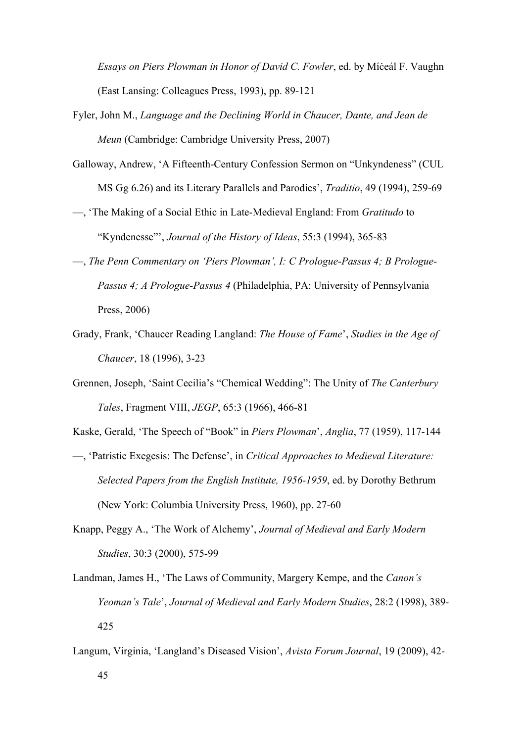*Essays on Piers Plowman in Honor of David C. Fowler*, ed. by Míċeál F. Vaughn (East Lansing: Colleagues Press, 1993), pp. 89-121

Fyler, John M., *Language and the Declining World in Chaucer, Dante, and Jean de Meun* (Cambridge: Cambridge University Press, 2007)

Galloway, Andrew, 'A Fifteenth-Century Confession Sermon on "Unkyndeness" (CUL MS Gg 6.26) and its Literary Parallels and Parodies', *Traditio*, 49 (1994), 259-69

—, 'The Making of a Social Ethic in Late-Medieval England: From *Gratitudo* to "Kyndenesse"', *Journal of the History of Ideas*, 55:3 (1994), 365-83

—, *The Penn Commentary on 'Piers Plowman', I: C Prologue-Passus 4; B Prologue-Passus 4; A Prologue-Passus 4* (Philadelphia, PA: University of Pennsylvania Press, 2006)

Grady, Frank, 'Chaucer Reading Langland: *The House of Fame*', *Studies in the Age of Chaucer*, 18 (1996), 3-23

Grennen, Joseph, 'Saint Cecilia's "Chemical Wedding": The Unity of *The Canterbury Tales*, Fragment VIII, *JEGP*, 65:3 (1966), 466-81

Kaske, Gerald, 'The Speech of "Book" in *Piers Plowman*', *Anglia*, 77 (1959), 117-144

—, 'Patristic Exegesis: The Defense', in *Critical Approaches to Medieval Literature: Selected Papers from the English Institute, 1956-1959*, ed. by Dorothy Bethrum (New York: Columbia University Press, 1960), pp. 27-60

Knapp, Peggy A., 'The Work of Alchemy', *Journal of Medieval and Early Modern Studies*, 30:3 (2000), 575-99

Landman, James H., 'The Laws of Community, Margery Kempe, and the *Canon's Yeoman's Tale*', *Journal of Medieval and Early Modern Studies*, 28:2 (1998), 389-425

Langum, Virginia, 'Langland's Diseased Vision', *Avista Forum Journal*, 19 (2009), 42-45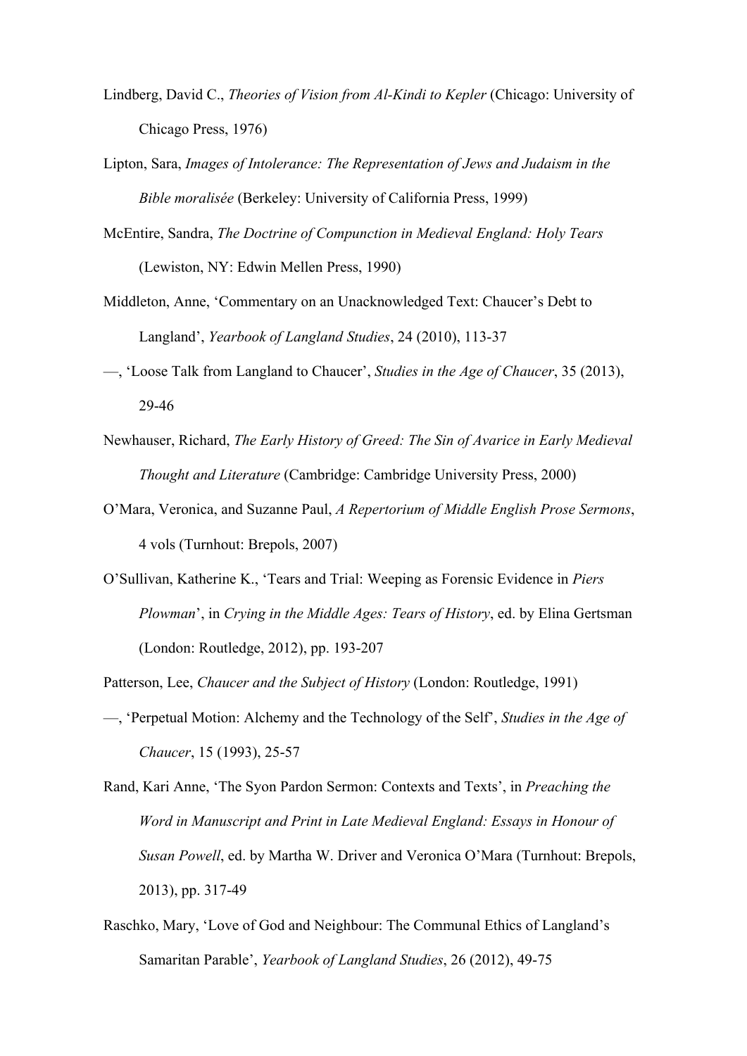Lindberg, David C., *Theories of Vision from Al-Kindi to Kepler* (Chicago: University of Chicago Press, 1976)

Lipton, Sara, *Images of Intolerance: The Representation of Jews and Judaism in the Bible moralisée* (Berkeley: University of California Press, 1999)

McEntire, Sandra, *The Doctrine of Compunction in Medieval England: Holy Tears* (Lewiston, NY: Edwin Mellen Press, 1990)

Middleton, Anne, 'Commentary on an Unacknowledged Text: Chaucer's Debt to Langland', *Yearbook of Langland Studies*, 24 (2010), 113-37

—, 'Loose Talk from Langland to Chaucer', *Studies in the Age of Chaucer*, 35 (2013), 29-46

Newhauser, Richard, *The Early History of Greed: The Sin of Avarice in Early Medieval Thought and Literature* (Cambridge: Cambridge University Press, 2000)

O'Mara, Veronica, and Suzanne Paul, *A Repertorium of Middle English Prose Sermons*, 4 vols (Turnhout: Brepols, 2007)

O'Sullivan, Katherine K., 'Tears and Trial: Weeping as Forensic Evidence in *Piers Plowman*', in *Crying in the Middle Ages: Tears of History*, ed. by Elina Gertsman (London: Routledge, 2012), pp. 193-207

Patterson, Lee, *Chaucer and the Subject of History* (London: Routledge, 1991)

—, 'Perpetual Motion: Alchemy and the Technology of the Self', *Studies in the Age of Chaucer*, 15 (1993), 25-57

Rand, Kari Anne, 'The Syon Pardon Sermon: Contexts and Texts', in *Preaching the Word in Manuscript and Print in Late Medieval England: Essays in Honour of Susan Powell*, ed. by Martha W. Driver and Veronica O'Mara (Turnhout: Brepols, 2013), pp. 317-49

Raschko, Mary, 'Love of God and Neighbour: The Communal Ethics of Langland's Samaritan Parable', *Yearbook of Langland Studies*, 26 (2012), 49-75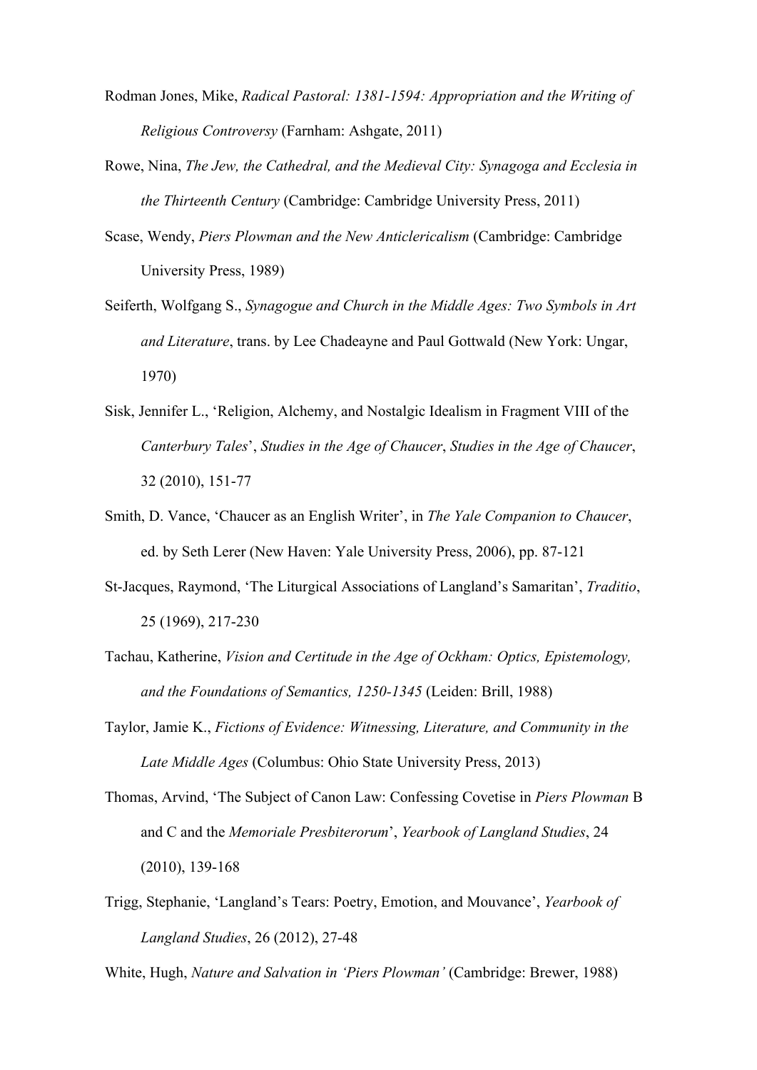Rodman Jones, Mike, *Radical Pastoral: 1381-1594: Appropriation and the Writing of Religious Controversy* (Farnham: Ashgate, 2011)

Rowe, Nina, *The Jew, the Cathedral, and the Medieval City: Synagoga and Ecclesia in the Thirteenth Century* (Cambridge: Cambridge University Press, 2011)

Scase, Wendy, *Piers Plowman and the New Anticlericalism* (Cambridge: Cambridge University Press, 1989)

Seiferth, Wolfgang S., *Synagogue and Church in the Middle Ages: Two Symbols in Art and Literature*, trans. by Lee Chadeayne and Paul Gottwald (New York: Ungar, 1970)

Sisk, Jennifer L., 'Religion, Alchemy, and Nostalgic Idealism in Fragment VIII of the *Canterbury Tales*', *Studies in the Age of Chaucer*, *Studies in the Age of Chaucer*, 32 (2010), 151-77

Smith, D. Vance, 'Chaucer as an English Writer', in *The Yale Companion to Chaucer*, ed. by Seth Lerer (New Haven: Yale University Press, 2006), pp. 87-121

St-Jacques, Raymond, 'The Liturgical Associations of Langland's Samaritan', *Traditio*, 25 (1969), 217-230

Tachau, Katherine, *Vision and Certitude in the Age of Ockham: Optics, Epistemology, and the Foundations of Semantics, 1250-1345* (Leiden: Brill, 1988)

Taylor, Jamie K., *Fictions of Evidence: Witnessing, Literature, and Community in the Late Middle Ages* (Columbus: Ohio State University Press, 2013)

Thomas, Arvind, 'The Subject of Canon Law: Confessing Covetise in *Piers Plowman* B and C and the *Memoriale Presbiterorum*', *Yearbook of Langland Studies*, 24 (2010), 139-168

Trigg, Stephanie, 'Langland's Tears: Poetry, Emotion, and Mouvance', *Yearbook of Langland Studies*, 26 (2012), 27-48

White, Hugh, *Nature and Salvation in 'Piers Plowman'* (Cambridge: Brewer, 1988)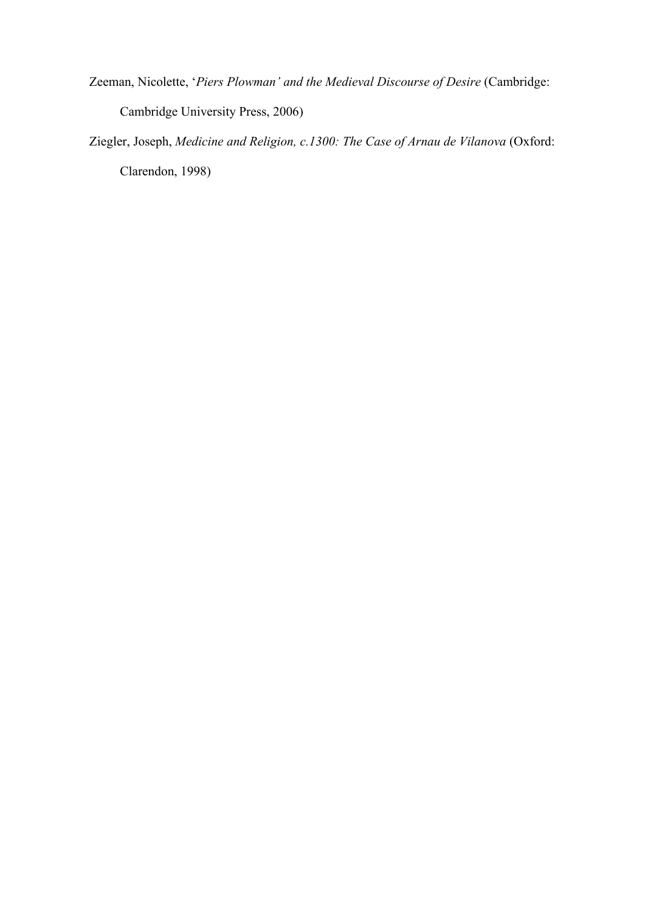Zeeman, Nicolette, '*Piers Plowman' and the Medieval Discourse of Desire* (Cambridge: Cambridge University Press, 2006)

Ziegler, Joseph, *Medicine and Religion, c.1300: The Case of Arnau de Vilanova* (Oxford: Clarendon, 1998)